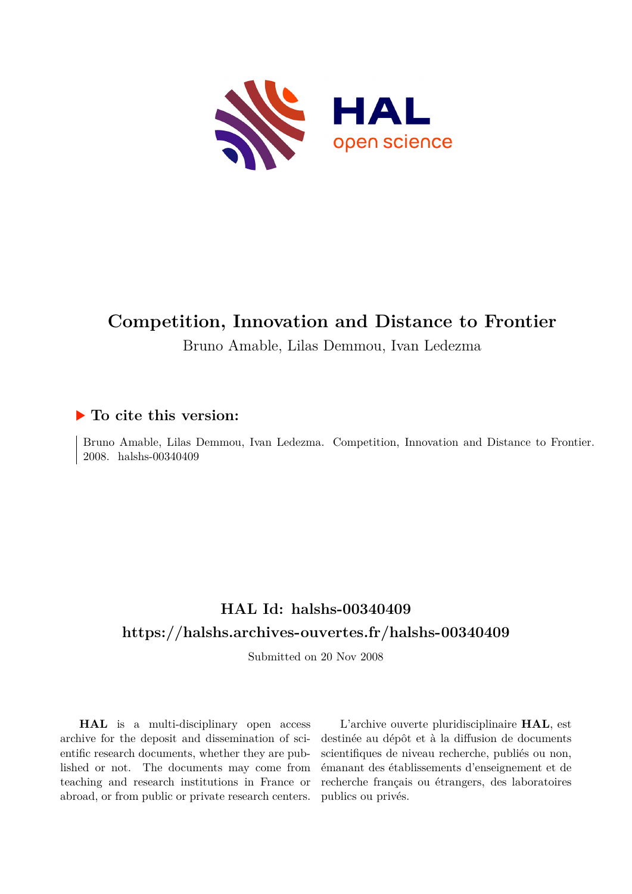# Competition, Innovation and Distance to Frontier

Bruno Amable, Lilas Demmou, Ivan Ledezma

## ▶ To cite this version:

Bruno Amable, Lilas Demmou, Ivan Ledezma. Competition, Innovation and Distance to Frontier. 2008. halshs-00340409

## HAL Id: halshs-00340409

## https://halshs.archives-ouvertes.fr/halshs-00340409

Submitted on 20 Nov 2008

**HAL** is a multi-disciplinary open access archive for the deposit and dissemination of scientific research documents, whether they are published or not. The documents may come from teaching and research institutions in France or abroad, or from public or private research centers.

L'archive ouverte pluridisciplinaire **HAL**, est destinée au dépôt et à la diffusion de documents scientifiques de niveau recherche, publiés ou non, émanant des établissements d'enseignement et de recherche français ou étrangers, des laboratoires publics ou privés.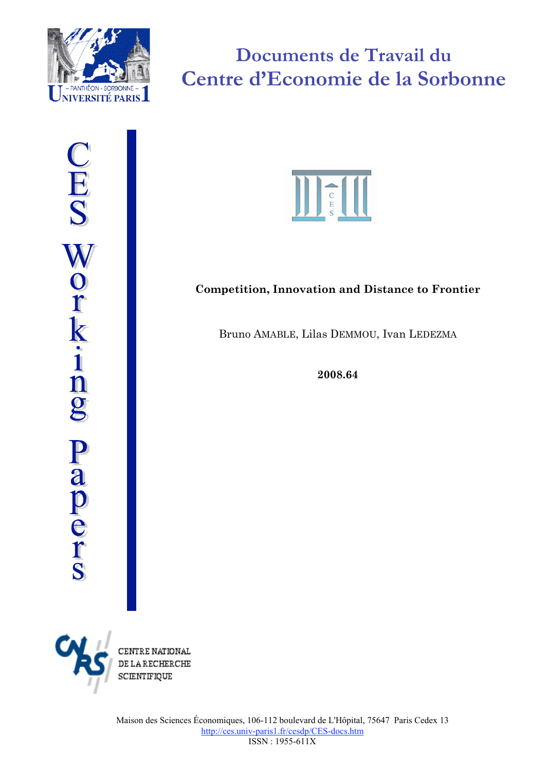# Documents de Travail du Centre d'Economie de la Sorbonne

CES Working Papers

**Competition, Innovation and Distance to Frontier**

Bruno AMABLE, Lilas DEMMOU, Ivan LEDEZMA

**2008.64**

CENTRE NATIONAL DE LA RECHERCHE SCIENTIFIQUE

Maison des Sciences Économiques, 106-112 boulevard de L'Hôpital, 75647 Paris Cedex 13
http://ces.univ-paris1.fr/cesdp/CES-docs.htm
ISSN : 1955-611X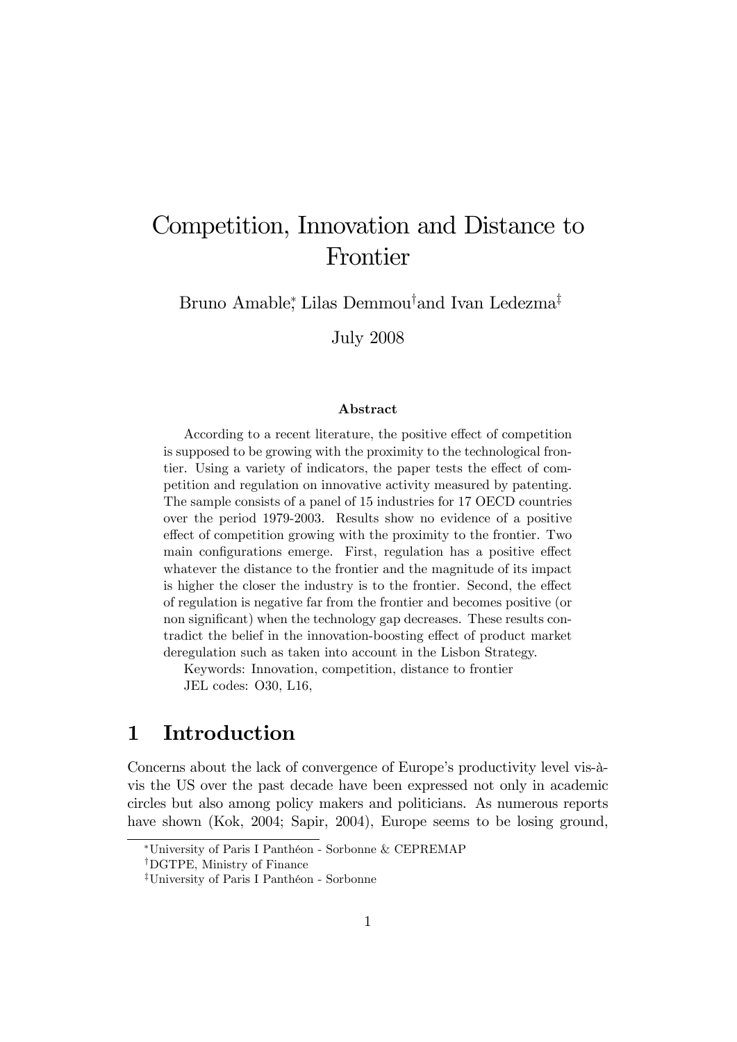# Competition, Innovation and Distance to Frontier

Bruno Amable[*], Lilas Demmou[†] and Ivan Ledezma[‡]

July 2008

### Abstract

According to a recent literature, the positive effect of competition is supposed to be growing with the proximity to the technological frontier. Using a variety of indicators, the paper tests the effect of competition and regulation on innovative activity measured by patenting. The sample consists of a panel of 15 industries for 17 OECD countries over the period 1979-2003. Results show no evidence of a positive effect of competition growing with the proximity to the frontier. Two main configurations emerge. First, regulation has a positive effect whatever the distance to the frontier and the magnitude of its impact is higher the closer the industry is to the frontier. Second, the effect of regulation is negative far from the frontier and becomes positive (or non significant) when the technology gap decreases. These results contradict the belief in the innovation-boosting effect of product market deregulation such as taken into account in the Lisbon Strategy.

Keywords: Innovation, competition, distance to frontier

JEL codes: O30, L16,

## 1 Introduction

Concerns about the lack of convergence of Europe's productivity level vis-à-vis the US over the past decade have been expressed not only in academic circles but also among policy makers and politicians. As numerous reports have shown (Kok, 2004; Sapir, 2004), Europe seems to be losing ground,

[*] University of Paris I Panthéon - Sorbonne & CEPREMAP

[†] DGTPE, Ministry of Finance

[‡] University of Paris I Panthéon - Sorbonne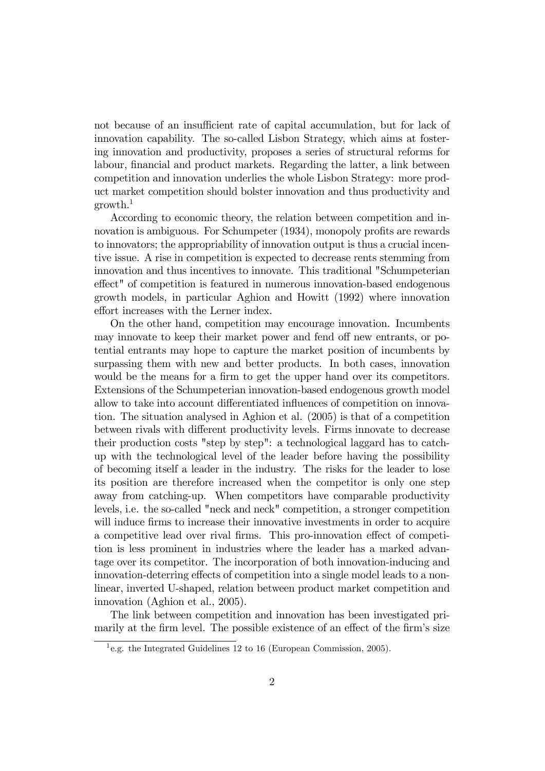not because of an insufficient rate of capital accumulation, but for lack of innovation capability. The so-called Lisbon Strategy, which aims at fostering innovation and productivity, proposes a series of structural reforms for labour, financial and product markets. Regarding the latter, a link between competition and innovation underlies the whole Lisbon Strategy: more product market competition should bolster innovation and thus productivity and growth.[1]

According to economic theory, the relation between competition and innovation is ambiguous. For Schumpeter (1934), monopoly profits are rewards to innovators; the appropriability of innovation output is thus a crucial incentive issue. A rise in competition is expected to decrease rents stemming from innovation and thus incentives to innovate. This traditional "Schumpeterian effect" of competition is featured in numerous innovation-based endogenous growth models, in particular Aghion and Howitt (1992) where innovation effort increases with the Lerner index.

On the other hand, competition may encourage innovation. Incumbents may innovate to keep their market power and fend off new entrants, or potential entrants may hope to capture the market position of incumbents by surpassing them with new and better products. In both cases, innovation would be the means for a firm to get the upper hand over its competitors. Extensions of the Schumpeterian innovation-based endogenous growth model allow to take into account differentiated influences of competition on innovation. The situation analysed in Aghion et al. (2005) is that of a competition between rivals with different productivity levels. Firms innovate to decrease their production costs "step by step": a technological laggard has to catch-up with the technological level of the leader before having the possibility of becoming itself a leader in the industry. The risks for the leader to lose its position are therefore increased when the competitor is only one step away from catching-up. When competitors have comparable productivity levels, i.e. the so-called "neck and neck" competition, a stronger competition will induce firms to increase their innovative investments in order to acquire a competitive lead over rival firms. This pro-innovation effect of competition is less prominent in industries where the leader has a marked advantage over its competitor. The incorporation of both innovation-inducing and innovation-deterring effects of competition into a single model leads to a non-linear, inverted U-shaped, relation between product market competition and innovation (Aghion et al., 2005).

The link between competition and innovation has been investigated primarily at the firm level. The possible existence of an effect of the firm's size

[1] e.g. the Integrated Guidelines 12 to 16 (European Commission, 2005).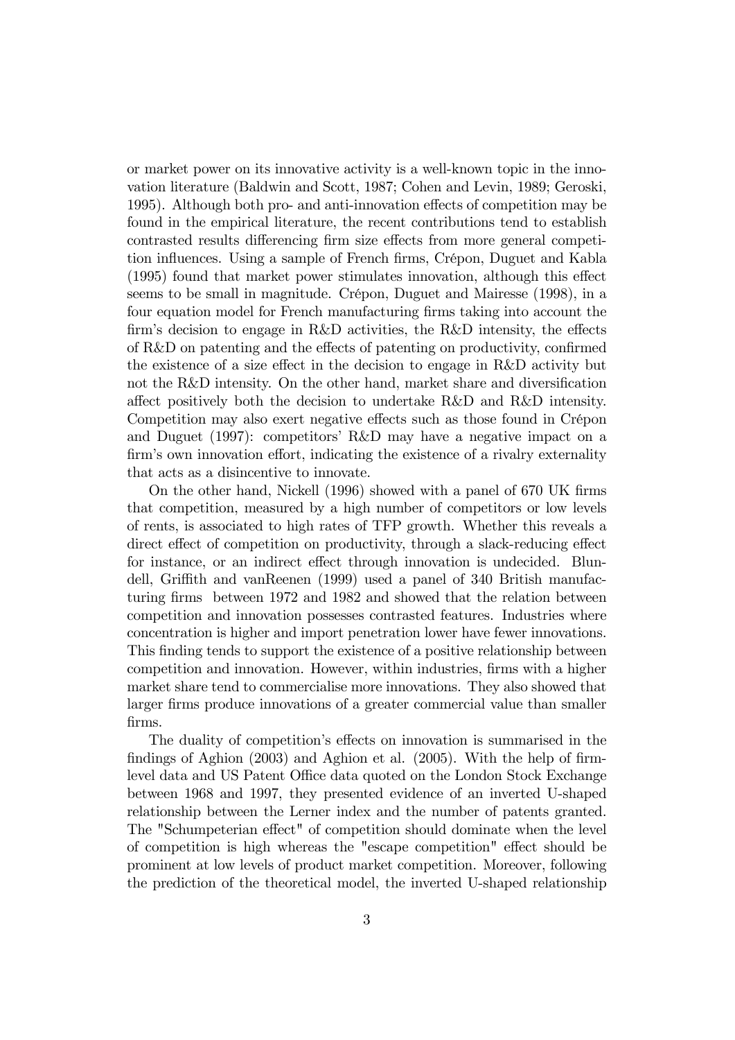or market power on its innovative activity is a well-known topic in the innovation literature (Baldwin and Scott, 1987; Cohen and Levin, 1989; Geroski, 1995). Although both pro- and anti-innovation effects of competition may be found in the empirical literature, the recent contributions tend to establish contrasted results differencing firm size effects from more general competition influences. Using a sample of French firms, Crépon, Duguet and Kabla (1995) found that market power stimulates innovation, although this effect seems to be small in magnitude. Crépon, Duguet and Mairesse (1998), in a four equation model for French manufacturing firms taking into account the firm's decision to engage in R&D activities, the R&D intensity, the effects of R&D on patenting and the effects of patenting on productivity, confirmed the existence of a size effect in the decision to engage in R&D activity but not the R&D intensity. On the other hand, market share and diversification affect positively both the decision to undertake R&D and R&D intensity. Competition may also exert negative effects such as those found in Crépon and Duguet (1997): competitors' R&D may have a negative impact on a firm's own innovation effort, indicating the existence of a rivalry externality that acts as a disincentive to innovate.

On the other hand, Nickell (1996) showed with a panel of 670 UK firms that competition, measured by a high number of competitors or low levels of rents, is associated to high rates of TFP growth. Whether this reveals a direct effect of competition on productivity, through a slack-reducing effect for instance, or an indirect effect through innovation is undecided. Blundell, Griffith and vanReenen (1999) used a panel of 340 British manufacturing firms between 1972 and 1982 and showed that the relation between competition and innovation possesses contrasted features. Industries where concentration is higher and import penetration lower have fewer innovations. This finding tends to support the existence of a positive relationship between competition and innovation. However, within industries, firms with a higher market share tend to commercialise more innovations. They also showed that larger firms produce innovations of a greater commercial value than smaller firms.

The duality of competition's effects on innovation is summarised in the findings of Aghion (2003) and Aghion et al. (2005). With the help of firm-level data and US Patent Office data quoted on the London Stock Exchange between 1968 and 1997, they presented evidence of an inverted U-shaped relationship between the Lerner index and the number of patents granted. The "Schumpeterian effect" of competition should dominate when the level of competition is high whereas the "escape competition" effect should be prominent at low levels of product market competition. Moreover, following the prediction of the theoretical model, the inverted U-shaped relationship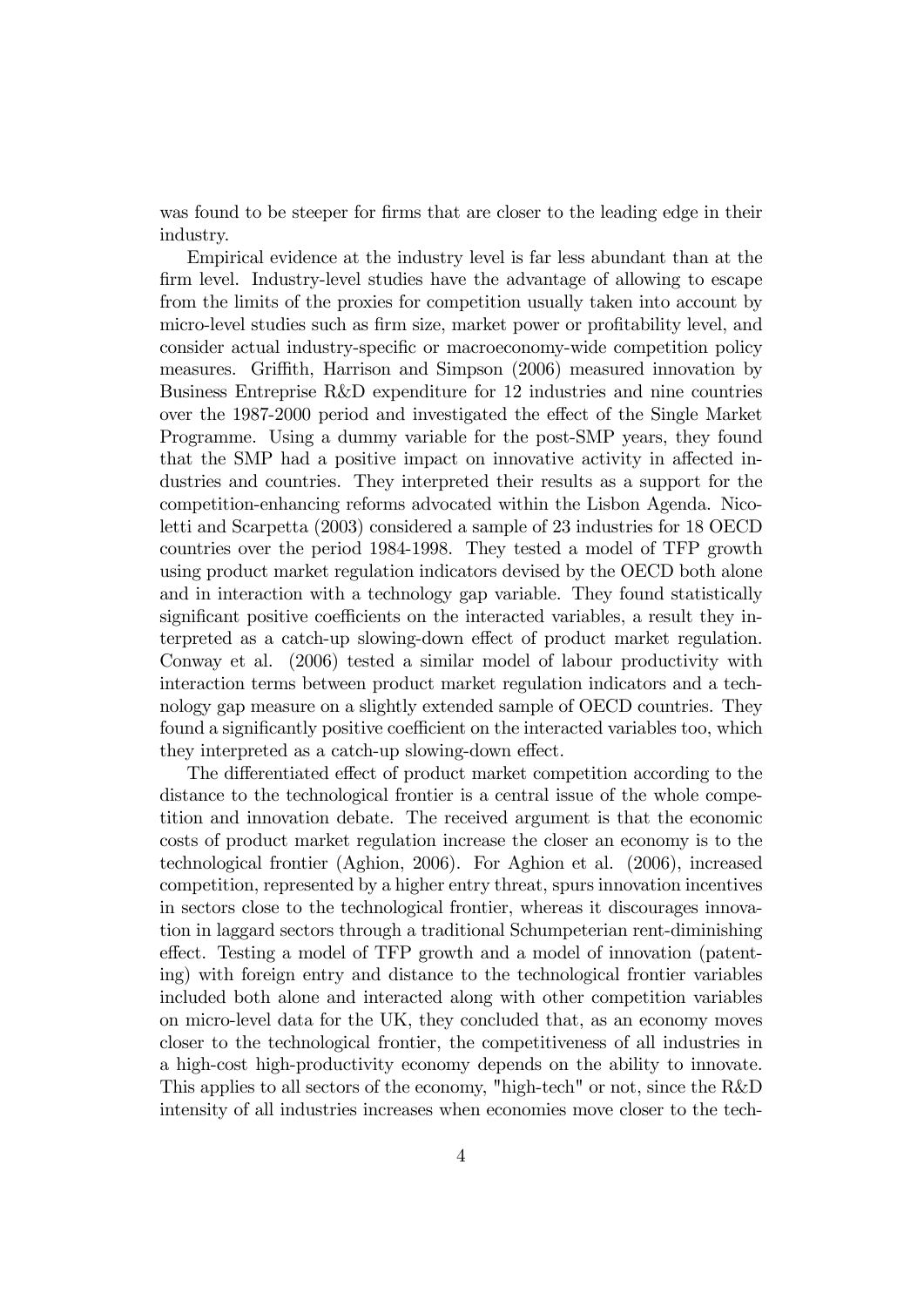was found to be steeper for firms that are closer to the leading edge in their industry.

Empirical evidence at the industry level is far less abundant than at the firm level. Industry-level studies have the advantage of allowing to escape from the limits of the proxies for competition usually taken into account by micro-level studies such as firm size, market power or profitability level, and consider actual industry-specific or macroeconomy-wide competition policy measures. Griffith, Harrison and Simpson (2006) measured innovation by Business Entreprise R&D expenditure for 12 industries and nine countries over the 1987-2000 period and investigated the effect of the Single Market Programme. Using a dummy variable for the post-SMP years, they found that the SMP had a positive impact on innovative activity in affected industries and countries. They interpreted their results as a support for the competition-enhancing reforms advocated within the Lisbon Agenda. Nicoletti and Scarpetta (2003) considered a sample of 23 industries for 18 OECD countries over the period 1984-1998. They tested a model of TFP growth using product market regulation indicators devised by the OECD both alone and in interaction with a technology gap variable. They found statistically significant positive coefficients on the interacted variables, a result they interpreted as a catch-up slowing-down effect of product market regulation. Conway et al. (2006) tested a similar model of labour productivity with interaction terms between product market regulation indicators and a technology gap measure on a slightly extended sample of OECD countries. They found a significantly positive coefficient on the interacted variables too, which they interpreted as a catch-up slowing-down effect.

The differentiated effect of product market competition according to the distance to the technological frontier is a central issue of the whole competition and innovation debate. The received argument is that the economic costs of product market regulation increase the closer an economy is to the technological frontier (Aghion, 2006). For Aghion et al. (2006), increased competition, represented by a higher entry threat, spurs innovation incentives in sectors close to the technological frontier, whereas it discourages innovation in laggard sectors through a traditional Schumpeterian rent-diminishing effect. Testing a model of TFP growth and a model of innovation (patenting) with foreign entry and distance to the technological frontier variables included both alone and interacted along with other competition variables on micro-level data for the UK, they concluded that, as an economy moves closer to the technological frontier, the competitiveness of all industries in a high-cost high-productivity economy depends on the ability to innovate. This applies to all sectors of the economy, "high-tech" or not, since the R&D intensity of all industries increases when economies move closer to the tech-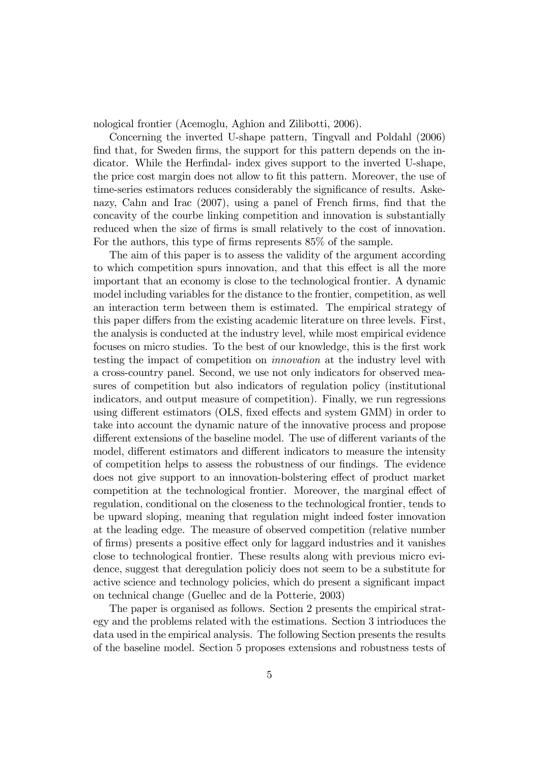nological frontier (Acemoglu, Aghion and Zilibotti, 2006).

Concerning the inverted U-shape pattern, Tingvall and Poldahl (2006) find that, for Sweden firms, the support for this pattern depends on the indicator. While the Herfindal- index gives support to the inverted U-shape, the price cost margin does not allow to fit this pattern. Moreover, the use of time-series estimators reduces considerably the significance of results. Askenazy, Cahn and Irac (2007), using a panel of French firms, find that the concavity of the courbe linking competition and innovation is substantially reduced when the size of firms is small relatively to the cost of innovation. For the authors, this type of firms represents 85% of the sample.

The aim of this paper is to assess the validity of the argument according to which competition spurs innovation, and that this effect is all the more important that an economy is close to the technological frontier. A dynamic model including variables for the distance to the frontier, competition, as well an interaction term between them is estimated. The empirical strategy of this paper differs from the existing academic literature on three levels. First, the analysis is conducted at the industry level, while most empirical evidence focuses on micro studies. To the best of our knowledge, this is the first work testing the impact of competition on *innovation* at the industry level with a cross-country panel. Second, we use not only indicators for observed measures of competition but also indicators of regulation policy (institutional indicators, and output measure of competition). Finally, we run regressions using different estimators (OLS, fixed effects and system GMM) in order to take into account the dynamic nature of the innovative process and propose different extensions of the baseline model. The use of different variants of the model, different estimators and different indicators to measure the intensity of competition helps to assess the robustness of our findings. The evidence does not give support to an innovation-bolstering effect of product market competition at the technological frontier. Moreover, the marginal effect of regulation, conditional on the closeness to the technological frontier, tends to be upward sloping, meaning that regulation might indeed foster innovation at the leading edge. The measure of observed competition (relative number of firms) presents a positive effect only for laggard industries and it vanishes close to technological frontier. These results along with previous micro evidence, suggest that deregulation policiy does not seem to be a substitute for active science and technology policies, which do present a significant impact on technical change (Guellec and de la Potterie, 2003)

The paper is organised as follows. Section 2 presents the empirical strategy and the problems related with the estimations. Section 3 intrioduces the data used in the empirical analysis. The following Section presents the results of the baseline model. Section 5 proposes extensions and robustness tests of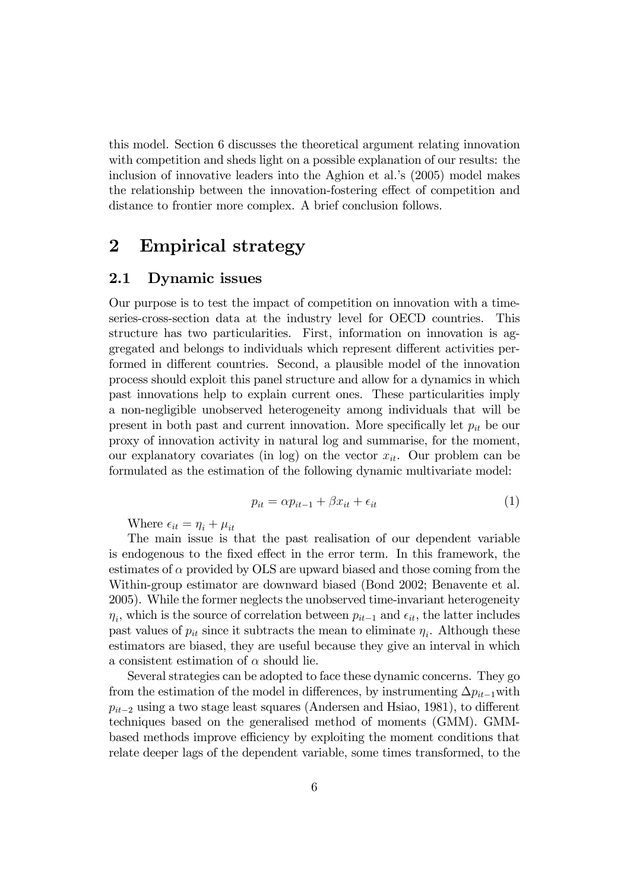this model. Section 6 discusses the theoretical argument relating innovation with competition and sheds light on a possible explanation of our results: the inclusion of innovative leaders into the Aghion et al.'s (2005) model makes the relationship between the innovation-fostering effect of competition and distance to frontier more complex. A brief conclusion follows.

# 2 Empirical strategy

## 2.1 Dynamic issues

Our purpose is to test the impact of competition on innovation with a time-series-cross-section data at the industry level for OECD countries. This structure has two particularities. First, information on innovation is aggregated and belongs to individuals which represent different activities performed in different countries. Second, a plausible model of the innovation process should exploit this panel structure and allow for a dynamics in which past innovations help to explain current ones. These particularities imply a non-negligible unobserved heterogeneity among individuals that will be present in both past and current innovation. More specifically let $p_{it}$ be our proxy of innovation activity in natural log and summarise, for the moment, our explanatory covariates (in log) on the vector $x_{it}$. Our problem can be formulated as the estimation of the following dynamic multivariate model:

$$p_{it} = \alpha p_{it-1} + \beta x_{it} + \epsilon_{it} \tag{1}$$

Where $\epsilon_{it} = \eta_i + \mu_{it}$

The main issue is that the past realisation of our dependent variable is endogenous to the fixed effect in the error term. In this framework, the estimates of $\alpha$ provided by OLS are upward biased and those coming from the Within-group estimator are downward biased (Bond 2002; Benavente et al. 2005). While the former neglects the unobserved time-invariant heterogeneity $\eta_i$, which is the source of correlation between $p_{it-1}$ and $\epsilon_{it}$, the latter includes past values of $p_{it}$ since it subtracts the mean to eliminate $\eta_i$. Although these estimators are biased, they are useful because they give an interval in which a consistent estimation of $\alpha$ should lie.

Several strategies can be adopted to face these dynamic concerns. They go from the estimation of the model in differences, by instrumenting $\Delta p_{it-1}$with $p_{it-2}$ using a two stage least squares (Andersen and Hsiao, 1981), to different techniques based on the generalised method of moments (GMM). GMM-based methods improve efficiency by exploiting the moment conditions that relate deeper lags of the dependent variable, some times transformed, to the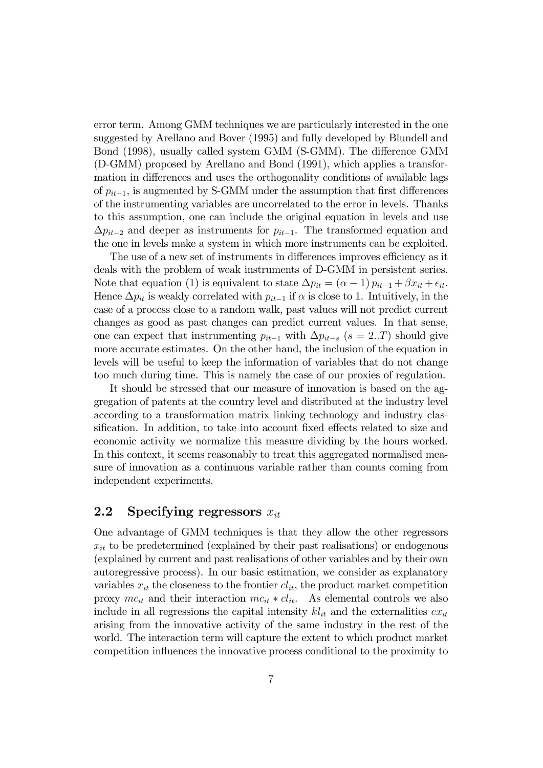error term. Among GMM techniques we are particularly interested in the one suggested by Arellano and Bover (1995) and fully developed by Blundell and Bond (1998), usually called system GMM (S-GMM). The difference GMM (D-GMM) proposed by Arellano and Bond (1991), which applies a transformation in differences and uses the orthogonality conditions of available lags of $p_{it-1}$, is augmented by S-GMM under the assumption that first differences of the instrumenting variables are uncorrelated to the error in levels. Thanks to this assumption, one can include the original equation in levels and use $\Delta p_{it-2}$ and deeper as instruments for $p_{it-1}$. The transformed equation and the one in levels make a system in which more instruments can be exploited.

The use of a new set of instruments in differences improves efficiency as it deals with the problem of weak instruments of D-GMM in persistent series. Note that equation (1) is equivalent to state $\Delta p_{it} = (\alpha - 1) p_{it-1} + \beta x_{it} + \epsilon_{it}$. Hence $\Delta p_{it}$ is weakly correlated with $p_{it-1}$ if $\alpha$ is close to 1. Intuitively, in the case of a process close to a random walk, past values will not predict current changes as good as past changes can predict current values. In that sense, one can expect that instrumenting $p_{it-1}$ with $\Delta p_{it-s}$ $(s = 2..T)$ should give more accurate estimates. On the other hand, the inclusion of the equation in levels will be useful to keep the information of variables that do not change too much during time. This is namely the case of our proxies of regulation.

It should be stressed that our measure of innovation is based on the aggregation of patents at the country level and distributed at the industry level according to a transformation matrix linking technology and industry classification. In addition, to take into account fixed effects related to size and economic activity we normalize this measure dividing by the hours worked. In this context, it seems reasonably to treat this aggregated normalised measure of innovation as a continuous variable rather than counts coming from independent experiments.

## 2.2 Specifying regressors $x_{it}$

One advantage of GMM techniques is that they allow the other regressors $x_{it}$ to be predetermined (explained by their past realisations) or endogenous (explained by current and past realisations of other variables and by their own autoregressive process). In our basic estimation, we consider as explanatory variables $x_{it}$ the closeness to the frontier $cl_{it}$, the product market competition proxy $mc_{it}$ and their interaction $mc_{it} * cl_{it}$. As elemental controls we also include in all regressions the capital intensity $kl_{it}$ and the externalities $ex_{it}$ arising from the innovative activity of the same industry in the rest of the world. The interaction term will capture the extent to which product market competition influences the innovative process conditional to the proximity to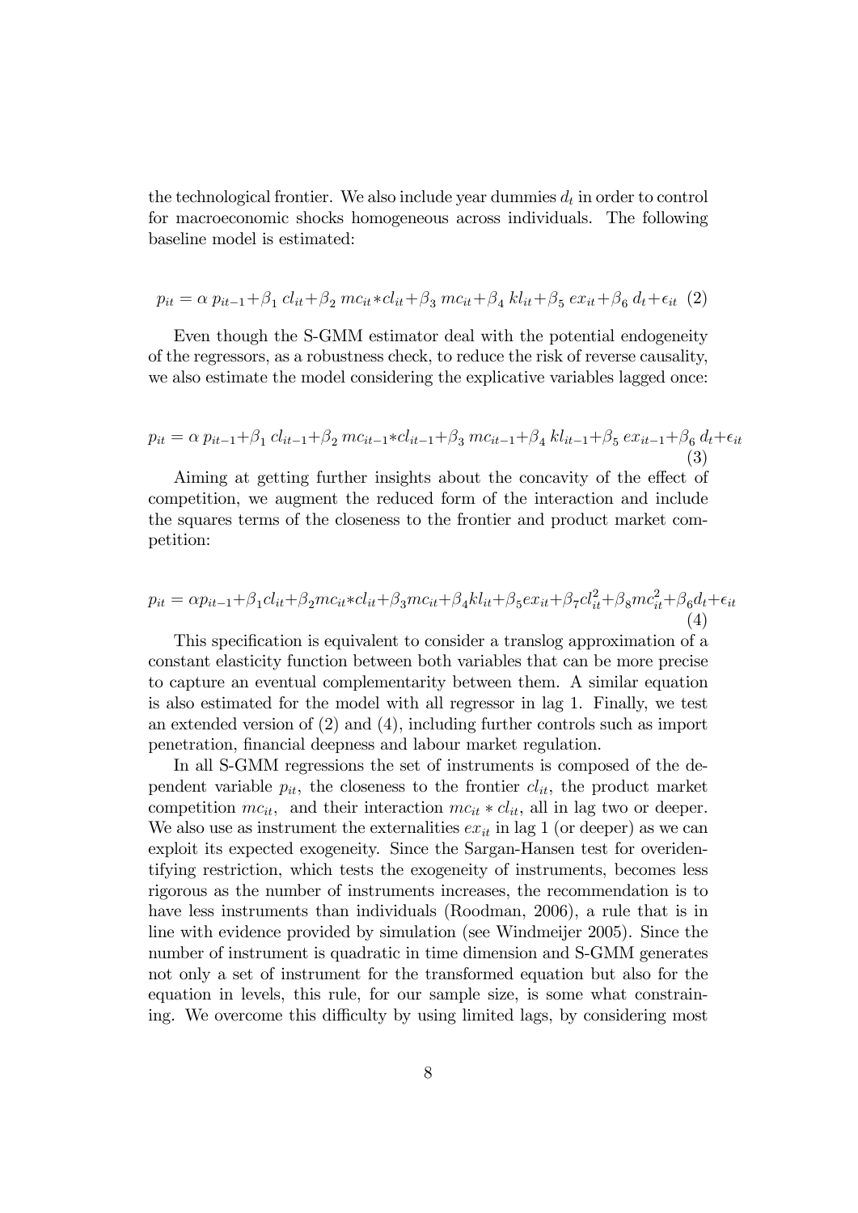the technological frontier. We also include year dummies $d_t$ in order to control for macroeconomic shocks homogeneous across individuals. The following baseline model is estimated:

$$p_{it} = \alpha \; p_{it-1} + \beta_1 \; cl_{it} + \beta_2 \; mc_{it} * cl_{it} + \beta_3 \; mc_{it} + \beta_4 \; kl_{it} + \beta_5 \; ex_{it} + \beta_6 \; d_t + \epsilon_{it} \quad (2)$$

Even though the S-GMM estimator deal with the potential endogeneity of the regressors, as a robustness check, to reduce the risk of reverse causality, we also estimate the model considering the explicative variables lagged once:

$$p_{it} = \alpha \; p_{it-1} + \beta_1 \; cl_{it-1} + \beta_2 \; mc_{it-1} * cl_{it-1} + \beta_3 \; mc_{it-1} + \beta_4 \; kl_{it-1} + \beta_5 \; ex_{it-1} + \beta_6 \; d_t + \epsilon_{it} \quad (3)$$

Aiming at getting further insights about the concavity of the effect of competition, we augment the reduced form of the interaction and include the squares terms of the closeness to the frontier and product market competition:

$$p_{it} = \alpha p_{it-1} + \beta_1 cl_{it} + \beta_2 mc_{it} * cl_{it} + \beta_3 mc_{it} + \beta_4 kl_{it} + \beta_5 ex_{it} + \beta_7 cl_{it}^2 + \beta_8 mc_{it}^2 + \beta_6 d_t + \epsilon_{it} \quad (4)$$

This specification is equivalent to consider a translog approximation of a constant elasticity function between both variables that can be more precise to capture an eventual complementarity between them. A similar equation is also estimated for the model with all regressor in lag 1. Finally, we test an extended version of (2) and (4), including further controls such as import penetration, financial deepness and labour market regulation.

In all S-GMM regressions the set of instruments is composed of the dependent variable $p_{it}$, the closeness to the frontier $cl_{it}$, the product market competition $mc_{it}$, and their interaction $mc_{it} * cl_{it}$, all in lag two or deeper. We also use as instrument the externalities $ex_{it}$ in lag 1 (or deeper) as we can exploit its expected exogeneity. Since the Sargan-Hansen test for overidentifying restriction, which tests the exogeneity of instruments, becomes less rigorous as the number of instruments increases, the recommendation is to have less instruments than individuals (Roodman, 2006), a rule that is in line with evidence provided by simulation (see Windmeijer 2005). Since the number of instrument is quadratic in time dimension and S-GMM generates not only a set of instrument for the transformed equation but also for the equation in levels, this rule, for our sample size, is some what constraining. We overcome this difficulty by using limited lags, by considering most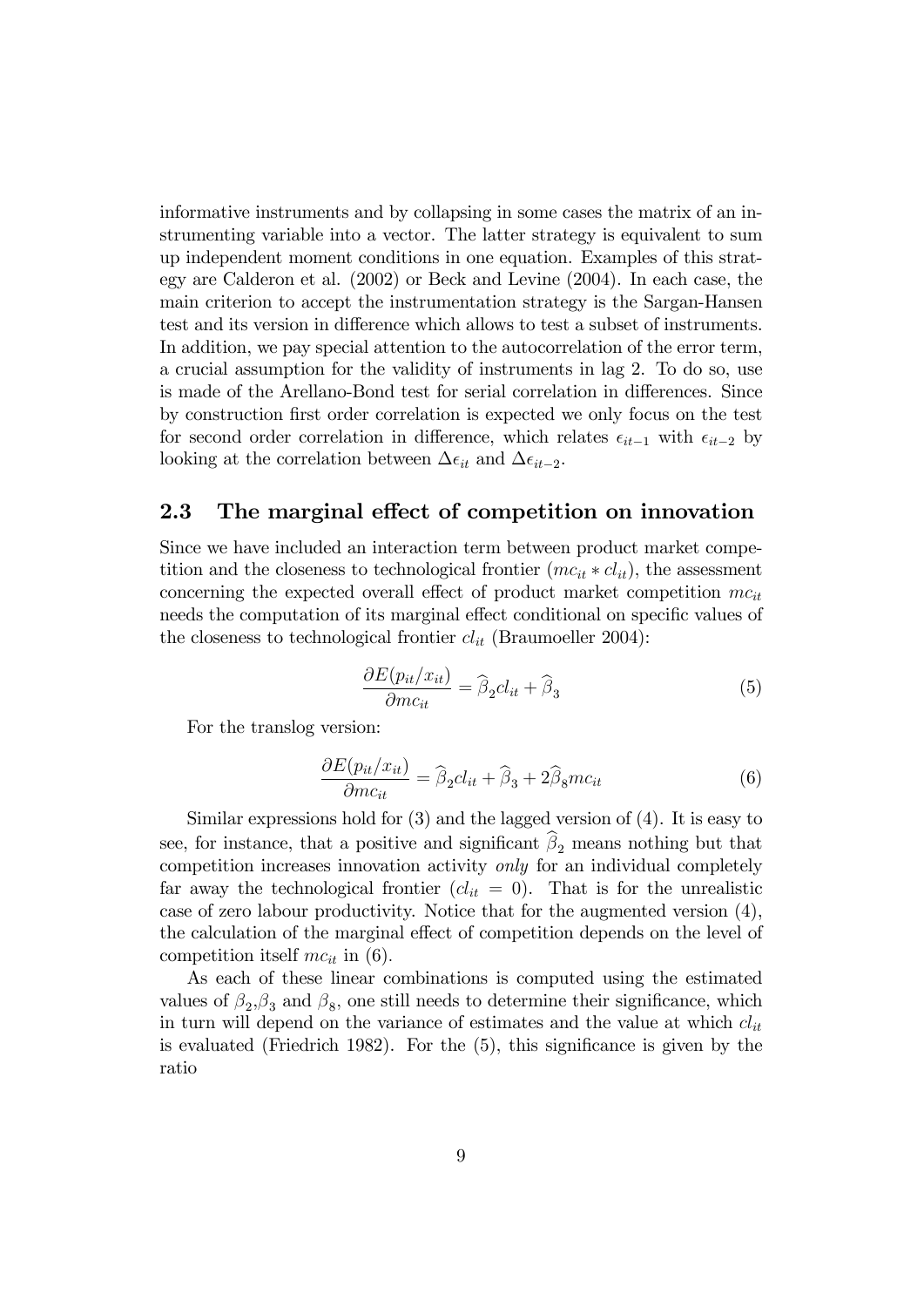informative instruments and by collapsing in some cases the matrix of an instrumenting variable into a vector. The latter strategy is equivalent to sum up independent moment conditions in one equation. Examples of this strategy are Calderon et al. (2002) or Beck and Levine (2004). In each case, the main criterion to accept the instrumentation strategy is the Sargan-Hansen test and its version in difference which allows to test a subset of instruments. In addition, we pay special attention to the autocorrelation of the error term, a crucial assumption for the validity of instruments in lag 2. To do so, use is made of the Arellano-Bond test for serial correlation in differences. Since by construction first order correlation is expected we only focus on the test for second order correlation in difference, which relates $\epsilon_{it-1}$ with $\epsilon_{it-2}$ by looking at the correlation between $\Delta\epsilon_{it}$ and $\Delta\epsilon_{it-2}$.

## 2.3 The marginal effect of competition on innovation

Since we have included an interaction term between product market competition and the closeness to technological frontier ($mc_{it} * cl_{it}$), the assessment concerning the expected overall effect of product market competition $mc_{it}$ needs the computation of its marginal effect conditional on specific values of the closeness to technological frontier $cl_{it}$ (Braumoeller 2004):

$$\frac{\partial E(p_{it}/x_{it})}{\partial mc_{it}} = \widehat{\beta}_2 cl_{it} + \widehat{\beta}_3 \tag{5}$$

For the translog version:

$$\frac{\partial E(p_{it}/x_{it})}{\partial mc_{it}} = \widehat{\beta}_2 cl_{it} + \widehat{\beta}_3 + 2\widehat{\beta}_8 mc_{it} \tag{6}$$

Similar expressions hold for (3) and the lagged version of (4). It is easy to see, for instance, that a positive and significant $\widehat{\beta}_2$ means nothing but that competition increases innovation activity *only* for an individual completely far away the technological frontier ($cl_{it} = 0$). That is for the unrealistic case of zero labour productivity. Notice that for the augmented version (4), the calculation of the marginal effect of competition depends on the level of competition itself $mc_{it}$ in (6).

As each of these linear combinations is computed using the estimated values of $\beta_2$,$\beta_3$ and $\beta_8$, one still needs to determine their significance, which in turn will depend on the variance of estimates and the value at which $cl_{it}$ is evaluated (Friedrich 1982). For the (5), this significance is given by the ratio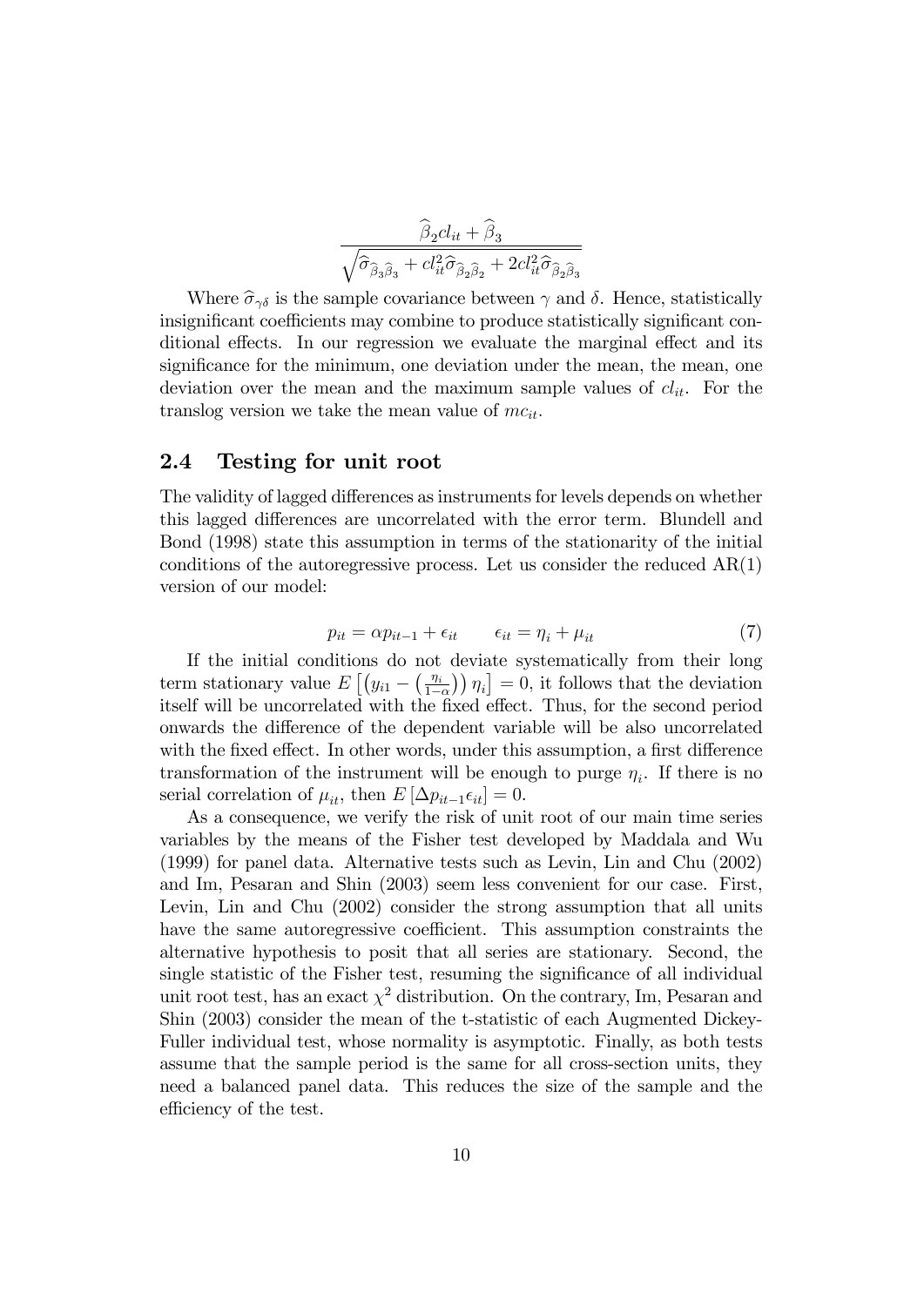$$\frac{\widehat{\beta}_2 cl_{it} + \widehat{\beta}_3}{\sqrt{\widehat{\sigma}_{\widehat{\beta}_3\widehat{\beta}_3} + cl_{it}^2 \widehat{\sigma}_{\widehat{\beta}_2\widehat{\beta}_2} + 2cl_{it}^2 \widehat{\sigma}_{\widehat{\beta}_2\widehat{\beta}_3}}}$$

Where $\widehat{\sigma}_{\gamma\delta}$ is the sample covariance between $\gamma$ and $\delta$. Hence, statistically insignificant coefficients may combine to produce statistically significant conditional effects. In our regression we evaluate the marginal effect and its significance for the minimum, one deviation under the mean, the mean, one deviation over the mean and the maximum sample values of $cl_{it}$. For the translog version we take the mean value of $mc_{it}$.

## 2.4 Testing for unit root

The validity of lagged differences as instruments for levels depends on whether this lagged differences are uncorrelated with the error term. Blundell and Bond (1998) state this assumption in terms of the stationarity of the initial conditions of the autoregressive process. Let us consider the reduced AR(1) version of our model:

$$p_{it} = \alpha p_{it-1} + \epsilon_{it} \qquad \epsilon_{it} = \eta_i + \mu_{it} \tag{7}$$

If the initial conditions do not deviate systematically from their long term stationary value $E\left[\left(y_{i1} - \left(\frac{\eta_i}{1-\alpha}\right)\right)\eta_i\right] = 0$, it follows that the deviation itself will be uncorrelated with the fixed effect. Thus, for the second period onwards the difference of the dependent variable will be also uncorrelated with the fixed effect. In other words, under this assumption, a first difference transformation of the instrument will be enough to purge $\eta_i$. If there is no serial correlation of $\mu_{it}$, then $E\left[\Delta p_{it-1}\epsilon_{it}\right] = 0$.

As a consequence, we verify the risk of unit root of our main time series variables by the means of the Fisher test developed by Maddala and Wu (1999) for panel data. Alternative tests such as Levin, Lin and Chu (2002) and Im, Pesaran and Shin (2003) seem less convenient for our case. First, Levin, Lin and Chu (2002) consider the strong assumption that all units have the same autoregressive coefficient. This assumption constraints the alternative hypothesis to posit that all series are stationary. Second, the single statistic of the Fisher test, resuming the significance of all individual unit root test, has an exact $\chi^2$ distribution. On the contrary, Im, Pesaran and Shin (2003) consider the mean of the t-statistic of each Augmented Dickey-Fuller individual test, whose normality is asymptotic. Finally, as both tests assume that the sample period is the same for all cross-section units, they need a balanced panel data. This reduces the size of the sample and the efficiency of the test.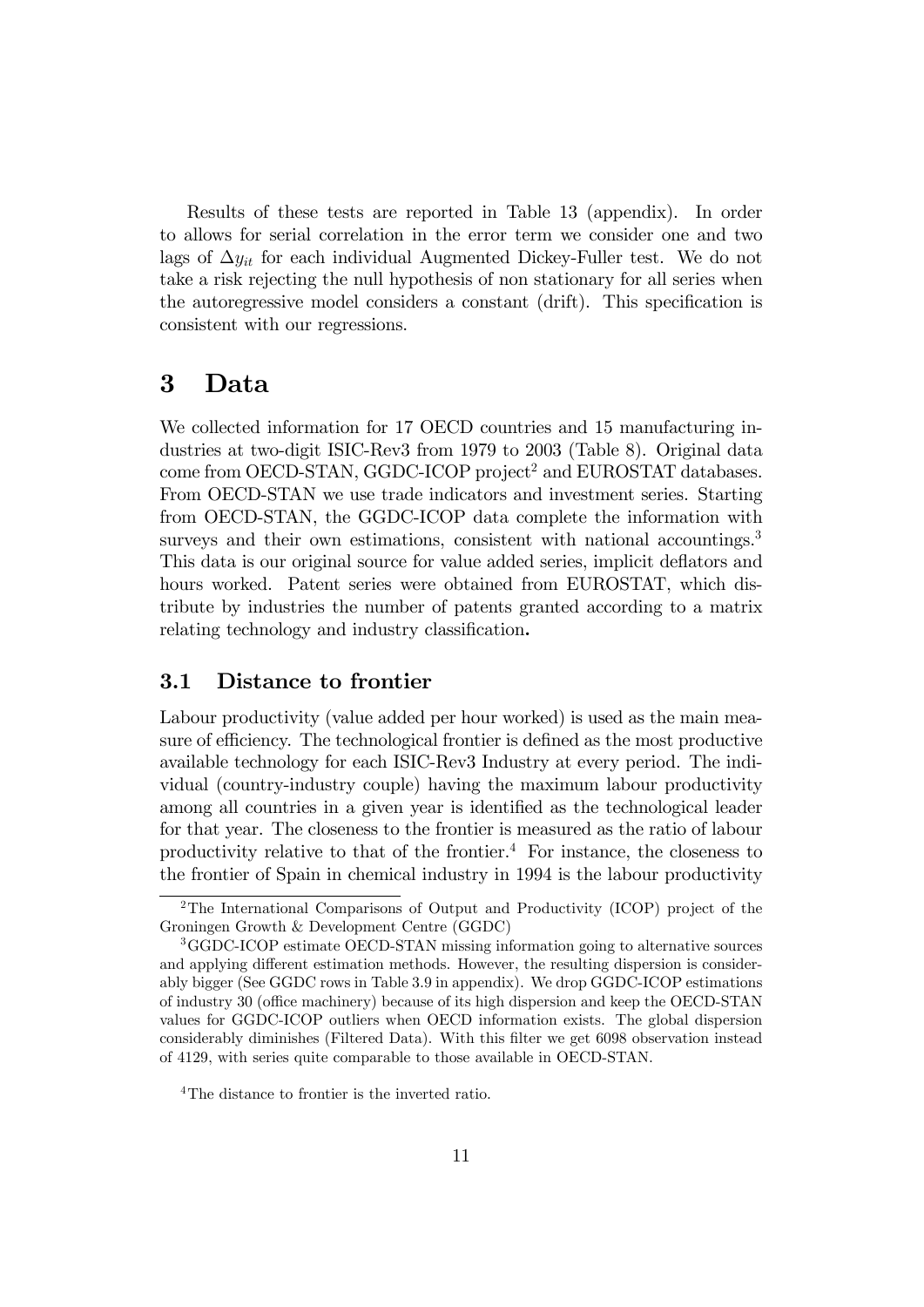Results of these tests are reported in Table 13 (appendix). In order to allows for serial correlation in the error term we consider one and two lags of $\Delta y_{it}$ for each individual Augmented Dickey-Fuller test. We do not take a risk rejecting the null hypothesis of non stationary for all series when the autoregressive model considers a constant (drift). This specification is consistent with our regressions.

# 3 Data

We collected information for 17 OECD countries and 15 manufacturing industries at two-digit ISIC-Rev3 from 1979 to 2003 (Table 8). Original data come from OECD-STAN, GGDC-ICOP project[2] and EUROSTAT databases. From OECD-STAN we use trade indicators and investment series. Starting from OECD-STAN, the GGDC-ICOP data complete the information with surveys and their own estimations, consistent with national accountings.[3] This data is our original source for value added series, implicit deflators and hours worked. Patent series were obtained from EUROSTAT, which distribute by industries the number of patents granted according to a matrix relating technology and industry classification.

## 3.1 Distance to frontier

Labour productivity (value added per hour worked) is used as the main measure of efficiency. The technological frontier is defined as the most productive available technology for each ISIC-Rev3 Industry at every period. The individual (country-industry couple) having the maximum labour productivity among all countries in a given year is identified as the technological leader for that year. The closeness to the frontier is measured as the ratio of labour productivity relative to that of the frontier.[4] For instance, the closeness to the frontier of Spain in chemical industry in 1994 is the labour productivity

[2] The International Comparisons of Output and Productivity (ICOP) project of the Groningen Growth & Development Centre (GGDC)

[3] GGDC-ICOP estimate OECD-STAN missing information going to alternative sources and applying different estimation methods. However, the resulting dispersion is considerably bigger (See GGDC rows in Table 3.9 in appendix). We drop GGDC-ICOP estimations of industry 30 (office machinery) because of its high dispersion and keep the OECD-STAN values for GGDC-ICOP outliers when OECD information exists. The global dispersion considerably diminishes (Filtered Data). With this filter we get 6098 observation instead of 4129, with series quite comparable to those available in OECD-STAN.

[4] The distance to frontier is the inverted ratio.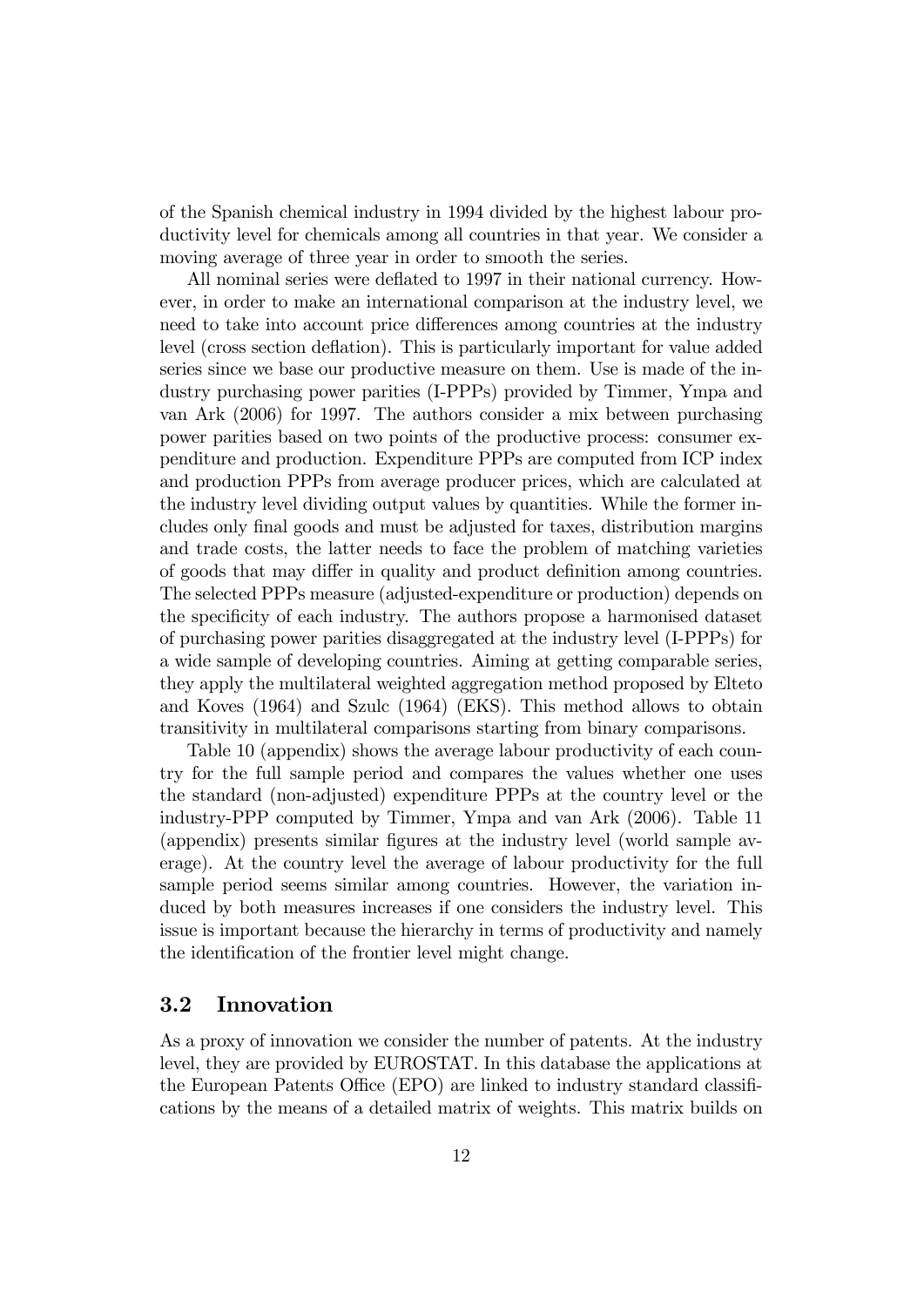of the Spanish chemical industry in 1994 divided by the highest labour productivity level for chemicals among all countries in that year. We consider a moving average of three year in order to smooth the series.

All nominal series were deflated to 1997 in their national currency. However, in order to make an international comparison at the industry level, we need to take into account price differences among countries at the industry level (cross section deflation). This is particularly important for value added series since we base our productive measure on them. Use is made of the industry purchasing power parities (I-PPPs) provided by Timmer, Ympa and van Ark (2006) for 1997. The authors consider a mix between purchasing power parities based on two points of the productive process: consumer expenditure and production. Expenditure PPPs are computed from ICP index and production PPPs from average producer prices, which are calculated at the industry level dividing output values by quantities. While the former includes only final goods and must be adjusted for taxes, distribution margins and trade costs, the latter needs to face the problem of matching varieties of goods that may differ in quality and product definition among countries. The selected PPPs measure (adjusted-expenditure or production) depends on the specificity of each industry. The authors propose a harmonised dataset of purchasing power parities disaggregated at the industry level (I-PPPs) for a wide sample of developing countries. Aiming at getting comparable series, they apply the multilateral weighted aggregation method proposed by Elteto and Koves (1964) and Szulc (1964) (EKS). This method allows to obtain transitivity in multilateral comparisons starting from binary comparisons.

Table 10 (appendix) shows the average labour productivity of each country for the full sample period and compares the values whether one uses the standard (non-adjusted) expenditure PPPs at the country level or the industry-PPP computed by Timmer, Ympa and van Ark (2006). Table 11 (appendix) presents similar figures at the industry level (world sample average). At the country level the average of labour productivity for the full sample period seems similar among countries. However, the variation induced by both measures increases if one considers the industry level. This issue is important because the hierarchy in terms of productivity and namely the identification of the frontier level might change.

## 3.2 Innovation

As a proxy of innovation we consider the number of patents. At the industry level, they are provided by EUROSTAT. In this database the applications at the European Patents Office (EPO) are linked to industry standard classifications by the means of a detailed matrix of weights. This matrix builds on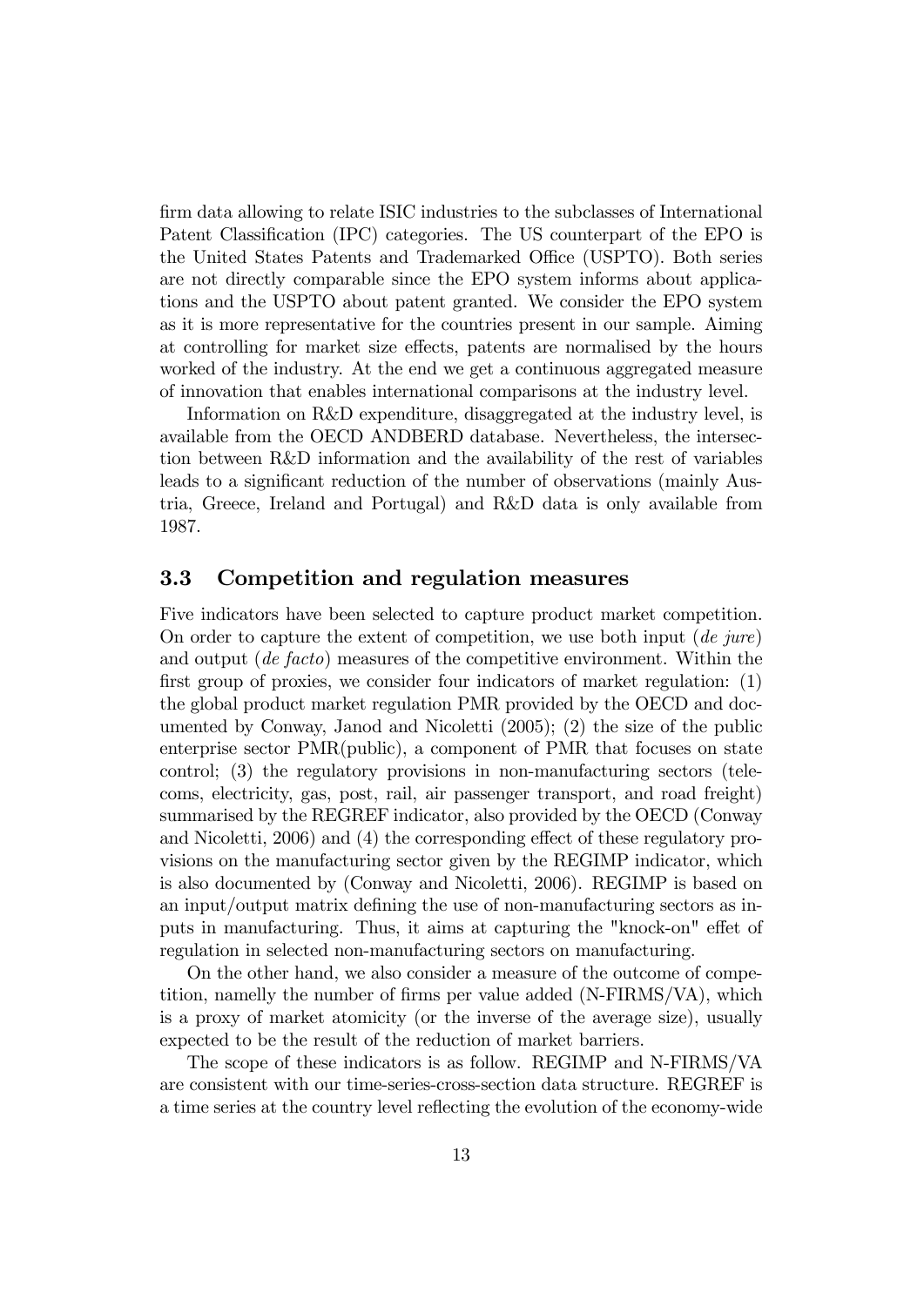firm data allowing to relate ISIC industries to the subclasses of International Patent Classification (IPC) categories. The US counterpart of the EPO is the United States Patents and Trademarked Office (USPTO). Both series are not directly comparable since the EPO system informs about applications and the USPTO about patent granted. We consider the EPO system as it is more representative for the countries present in our sample. Aiming at controlling for market size effects, patents are normalised by the hours worked of the industry. At the end we get a continuous aggregated measure of innovation that enables international comparisons at the industry level.

Information on R&D expenditure, disaggregated at the industry level, is available from the OECD ANDBERD database. Nevertheless, the intersection between R&D information and the availability of the rest of variables leads to a significant reduction of the number of observations (mainly Austria, Greece, Ireland and Portugal) and R&D data is only available from 1987.

### 3.3 Competition and regulation measures

Five indicators have been selected to capture product market competition. On order to capture the extent of competition, we use both input (*de jure*) and output (*de facto*) measures of the competitive environment. Within the first group of proxies, we consider four indicators of market regulation: (1) the global product market regulation PMR provided by the OECD and documented by Conway, Janod and Nicoletti (2005); (2) the size of the public enterprise sector PMR(public), a component of PMR that focuses on state control; (3) the regulatory provisions in non-manufacturing sectors (telecoms, electricity, gas, post, rail, air passenger transport, and road freight) summarised by the REGREF indicator, also provided by the OECD (Conway and Nicoletti, 2006) and (4) the corresponding effect of these regulatory provisions on the manufacturing sector given by the REGIMP indicator, which is also documented by (Conway and Nicoletti, 2006). REGIMP is based on an input/output matrix defining the use of non-manufacturing sectors as inputs in manufacturing. Thus, it aims at capturing the "knock-on" effet of regulation in selected non-manufacturing sectors on manufacturing.

On the other hand, we also consider a measure of the outcome of competition, namelly the number of firms per value added (N-FIRMS/VA), which is a proxy of market atomicity (or the inverse of the average size), usually expected to be the result of the reduction of market barriers.

The scope of these indicators is as follow. REGIMP and N-FIRMS/VA are consistent with our time-series-cross-section data structure. REGREF is a time series at the country level reflecting the evolution of the economy-wide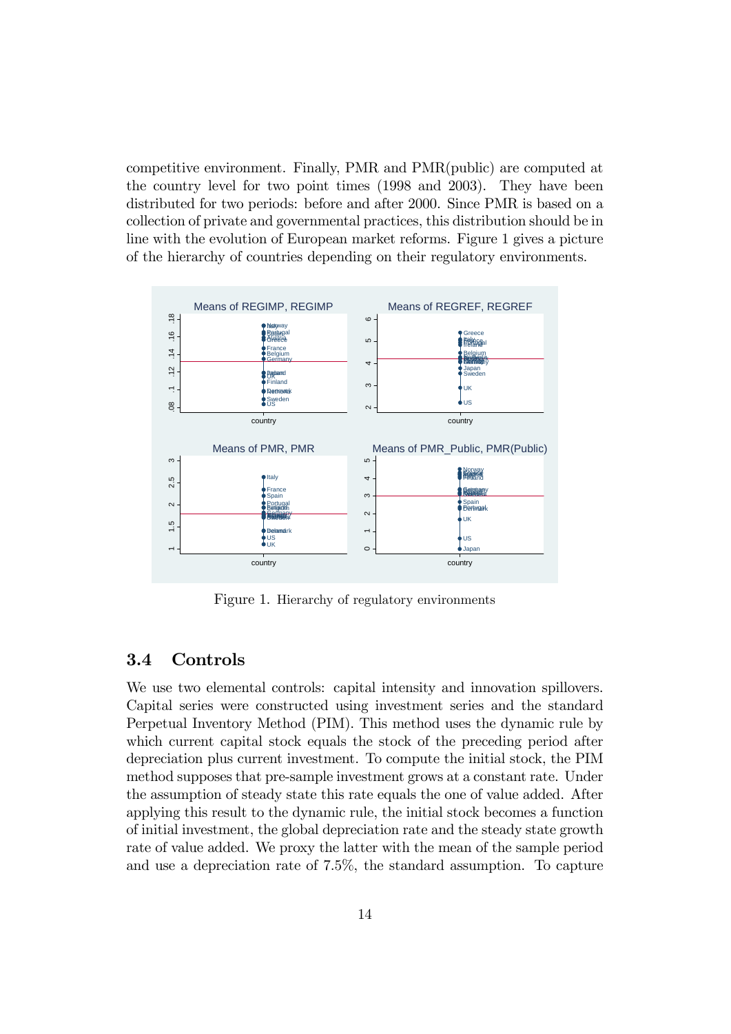competitive environment. Finally, PMR and PMR(public) are computed at the country level for two point times (1998 and 2003). They have been distributed for two periods: before and after 2000. Since PMR is based on a collection of private and governmental practices, this distribution should be in line with the evolution of European market reforms. Figure 1 gives a picture of the hierarchy of countries depending on their regulatory environments.

Figure 1. Hierarchy of regulatory environments

### 3.4 Controls

We use two elemental controls: capital intensity and innovation spillovers. Capital series were constructed using investment series and the standard Perpetual Inventory Method (PIM). This method uses the dynamic rule by which current capital stock equals the stock of the preceding period after depreciation plus current investment. To compute the initial stock, the PIM method supposes that pre-sample investment grows at a constant rate. Under the assumption of steady state this rate equals the one of value added. After applying this result to the dynamic rule, the initial stock becomes a function of initial investment, the global depreciation rate and the steady state growth rate of value added. We proxy the latter with the mean of the sample period and use a depreciation rate of 7.5%, the standard assumption. To capture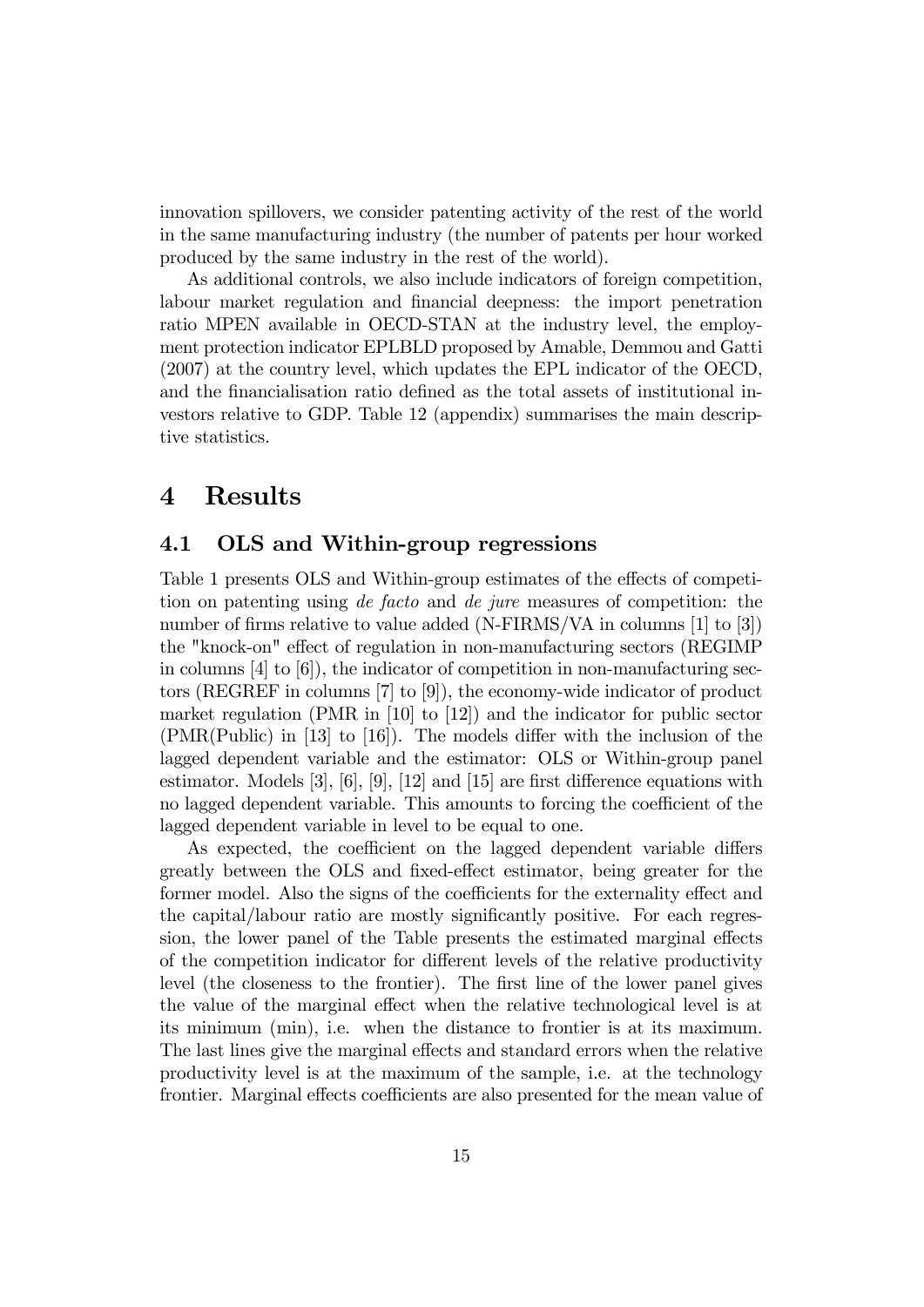innovation spillovers, we consider patenting activity of the rest of the world in the same manufacturing industry (the number of patents per hour worked produced by the same industry in the rest of the world).

As additional controls, we also include indicators of foreign competition, labour market regulation and financial deepness: the import penetration ratio MPEN available in OECD-STAN at the industry level, the employment protection indicator EPLBLD proposed by Amable, Demmou and Gatti (2007) at the country level, which updates the EPL indicator of the OECD, and the financialisation ratio defined as the total assets of institutional investors relative to GDP. Table 12 (appendix) summarises the main descriptive statistics.

# 4 Results

## 4.1 OLS and Within-group regressions

Table 1 presents OLS and Within-group estimates of the effects of competition on patenting using *de facto* and *de jure* measures of competition: the number of firms relative to value added (N-FIRMS/VA in columns [1] to [3]) the "knock-on" effect of regulation in non-manufacturing sectors (REGIMP in columns [4] to [6]), the indicator of competition in non-manufacturing sectors (REGREF in columns [7] to [9]), the economy-wide indicator of product market regulation (PMR in [10] to [12]) and the indicator for public sector (PMR(Public) in [13] to [16]). The models differ with the inclusion of the lagged dependent variable and the estimator: OLS or Within-group panel estimator. Models [3], [6], [9], [12] and [15] are first difference equations with no lagged dependent variable. This amounts to forcing the coefficient of the lagged dependent variable in level to be equal to one.

As expected, the coefficient on the lagged dependent variable differs greatly between the OLS and fixed-effect estimator, being greater for the former model. Also the signs of the coefficients for the externality effect and the capital/labour ratio are mostly significantly positive. For each regression, the lower panel of the Table presents the estimated marginal effects of the competition indicator for different levels of the relative productivity level (the closeness to the frontier). The first line of the lower panel gives the value of the marginal effect when the relative technological level is at its minimum (min), i.e. when the distance to frontier is at its maximum. The last lines give the marginal effects and standard errors when the relative productivity level is at the maximum of the sample, i.e. at the technology frontier. Marginal effects coefficients are also presented for the mean value of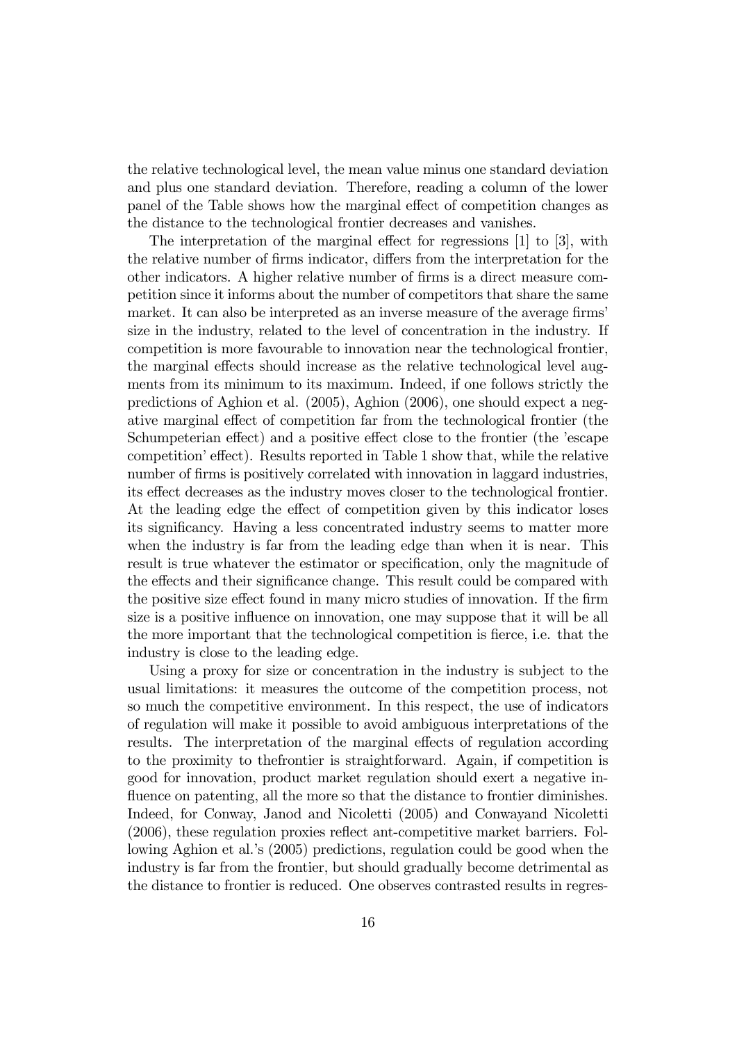the relative technological level, the mean value minus one standard deviation and plus one standard deviation. Therefore, reading a column of the lower panel of the Table shows how the marginal effect of competition changes as the distance to the technological frontier decreases and vanishes.

The interpretation of the marginal effect for regressions [1] to [3], with the relative number of firms indicator, differs from the interpretation for the other indicators. A higher relative number of firms is a direct measure competition since it informs about the number of competitors that share the same market. It can also be interpreted as an inverse measure of the average firms' size in the industry, related to the level of concentration in the industry. If competition is more favourable to innovation near the technological frontier, the marginal effects should increase as the relative technological level augments from its minimum to its maximum. Indeed, if one follows strictly the predictions of Aghion et al. (2005), Aghion (2006), one should expect a negative marginal effect of competition far from the technological frontier (the Schumpeterian effect) and a positive effect close to the frontier (the 'escape competition' effect). Results reported in Table 1 show that, while the relative number of firms is positively correlated with innovation in laggard industries, its effect decreases as the industry moves closer to the technological frontier. At the leading edge the effect of competition given by this indicator loses its significancy. Having a less concentrated industry seems to matter more when the industry is far from the leading edge than when it is near. This result is true whatever the estimator or specification, only the magnitude of the effects and their significance change. This result could be compared with the positive size effect found in many micro studies of innovation. If the firm size is a positive influence on innovation, one may suppose that it will be all the more important that the technological competition is fierce, i.e. that the industry is close to the leading edge.

Using a proxy for size or concentration in the industry is subject to the usual limitations: it measures the outcome of the competition process, not so much the competitive environment. In this respect, the use of indicators of regulation will make it possible to avoid ambiguous interpretations of the results. The interpretation of the marginal effects of regulation according to the proximity to thefrontier is straightforward. Again, if competition is good for innovation, product market regulation should exert a negative influence on patenting, all the more so that the distance to frontier diminishes. Indeed, for Conway, Janod and Nicoletti (2005) and Conwayand Nicoletti (2006), these regulation proxies reflect ant-competitive market barriers. Following Aghion et al.'s (2005) predictions, regulation could be good when the industry is far from the frontier, but should gradually become detrimental as the distance to frontier is reduced. One observes contrasted results in regres-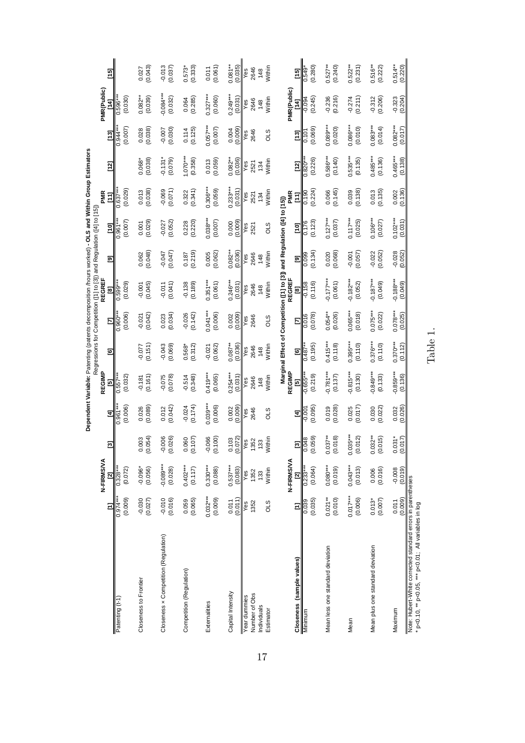**Dependent Variable:** Patenting (patents decomposition /hours worked) **- OLS and Within Group Estimators**

Regressions for Competition ([1] to [3]) and Regulation ([4] to [15])

| | N-FIRMS/VA | | | REGIMP | | | REGREF | | | PMR | | | PMR(Public) | | |
|---|---|---|---|---|---|---|---|---|---|---|---|---|---|---|---|
| | [1] | [2] | [3] | [4] | [5] | [6] | [7] | [8] | [9] | [10] | [11] | [12] | [13] | [14] | [15] |
| Patenting (t-1) | 0.974*** (0.009) | 0.328*** (0.072) | | 0.961*** (0.006) | 0.557*** (0.032) | | 0.960*** (0.006) | 0.599*** (0.029) | | 0.961*** (0.007) | 0.637*** (0.029) | | 0.944*** (0.007) | 0.596*** (0.030) | |
| Closeness to Frontier | -0.030 (0.027) | -0.096* (0.056) | 0.003 (0.054) | 0.026 (0.089) | -0.181 (0.161) | -0.077 (0.151) | -0.021 (0.042) | -0.001 (0.045) | 0.062 (0.048) | 0.001 (0.029) | 0.013 (0.038) | 0.068* (0.038) | 0.028 (0.038) | 0.082** (0.039) | 0.027 (0.043) |
| Closeness × Competition (Regulation) | -0.010 (0.016) | -0.089*** (0.028) | -0.006 (0.026) | 0.012 (0.042) | -0.075 (0.078) | -0.043 (0.069) | 0.023 (0.034) | -0.011 (0.041) | -0.047 (0.047) | -0.027 (0.052) | -0.069 (0.071) | -0.131* (0.079) | -0.007 (0.030) | -0.084*** (0.032) | -0.013 (0.037) |
| Competition (Regulation) | 0.059 (0.065) | 0.402*** (0.117) | 0.060 (0.107) | -0.024 (0.174) | -0.514 (0.348) | 0.568* (0.312) | -0.026 (0.142) | -0.138 (0.189) | 0.187 (0.219) | 0.228 (0.220) | 0.322 (0.341) | 1.070*** (0.358) | 0.114 (0.125) | 0.064 (0.285) | 0.573* (0.333) |
| Externalities | 0.032*** (0.009) | 0.330*** (0.088) | -0.066 (0.100) | 0.039*** (0.006) | 0.419*** (0.065) | -0.021 (0.062) | 0.041*** (0.006) | 0.351*** (0.061) | 0.005 (0.062) | 0.038*** (0.007) | 0.306*** (0.059) | 0.013 (0.059) | 0.057*** (0.007) | 0.327*** (0.060) | 0.011 (0.061) |
| Capital Intensity | 0.011 (0.011) | 0.537*** (0.083) | 0.103 (0.072) | 0.002 (0.009) | 0.254*** (0.031) | 0.087** (0.036) | 0.002 (0.009) | 0.246*** (0.031) | 0.082** (0.036) | 0.000 (0.009) | 0.233*** (0.031) | 0.082** (0.036) | 0.004 (0.009) | 0.249*** (0.031) | 0.081** (0.035) |
| Year dummies | Yes | Yes | Yes | Yes | Yes | Yes | Yes | Yes | Yes | Yes | Yes | Yes | Yes | Yes | Yes |
| Number of Obs | 1352 | 1352 | 1352 | 2646 | 2646 | 2646 | 2646 | 2646 | 2646 | 2521 | 2521 | 2521 | 2646 | 2646 | 2646 |
| Individuals | | 133 | 133 | | 148 | 148 | | 148 | 148 | | 134 | 134 | | 148 | 148 |
| Estimator | OLS | Within | Within | OLS | Within | Within | OLS | Within | Within | OLS | Within | Within | OLS | Within | Within |

**Marginal Effect of Competition ([1] to [3]) and Regulation ([4] to [15])**

| | N-FIRMS/VA | | | REGIMP | | | REGREF | | | PMR | | | PMR(Public) | | |
|---|---|---|---|---|---|---|---|---|---|---|---|---|---|---|---|
| Closeness (sample values) | [1] | [2] | [3] | [4] | [5] | [6] | [7] | [8] | [9] | [10] | [11] | [12] | [13] | [14] | [15] |
| Minimum | 0.039 (0.035) | 0.233*** (0.064) | 0.048 (0.059) | -0.001 (0.095) | -0.655*** (0.219) | 0.487** (0.195) | 0.016 (0.078) | -0.158 (0.116) | 0.099 (0.134) | 0.176 (0.123) | 0.190 (0.224) | 0.820*** (0.226) | 0.101 (0.069) | -0.094 (0.245) | 0.549* (0.280) |
| Mean less one standard deviation | 0.021** (0.010) | 0.080*** (0.019) | 0.037** (0.018) | 0.019 (0.028) | -0.781*** (0.137) | 0.415*** (0.118) | 0.054** (0.026) | -0.177*** (0.061) | 0.020 (0.068) | 0.127*** (0.037) | 0.066 (0.145) | 0.586*** (0.140) | 0.089*** (0.020) | -0.236 (0.216) | 0.527** (0.240) |
| Mean | 0.017*** (0.006) | 0.043*** (0.013) | 0.035*** (0.012) | 0.025 (0.017) | -0.815*** (0.130) | 0.395*** (0.110) | 0.065*** (0.018) | -0.182*** (0.052) | -0.001 (0.057) | 0.117*** (0.025) | 0.039 (0.138) | 0.535*** (0.135) | 0.086*** (0.010) | -0.274 (0.211) | 0.522** (0.231) |
| Mean plus one standard deviation | 0.013* (0.007) | 0.006 (0.016) | 0.032** (0.015) | 0.030 (0.022) | -0.849*** (0.133) | 0.376*** (0.110) | 0.075*** (0.022) | -0.187*** (0.049) | -0.022 (0.052) | 0.106*** (0.027) | 0.013 (0.135) | 0.485*** (0.136) | 0.083*** (0.014) | -0.312 (0.206) | 0.516** (0.222) |
| Maximum | 0.011 (0.009) | -0.008 (0.019) | 0.031* (0.017) | 0.032 (0.026) | -0.859*** (0.136) | 0.370*** (0.112) | 0.078*** (0.025) | -0.188*** (0.049) | -0.028 (0.052) | 0.102*** (0.031) | 0.002 (0.136) | 0.465*** (0.138) | 0.082*** (0.017) | -0.323 (0.204) | 0.514** (0.220) |

Note: Hubert-White corrected standard errors in parentheses
* p<0.10, ** p<0.05, *** p<0.01; All variables in log

Table 1.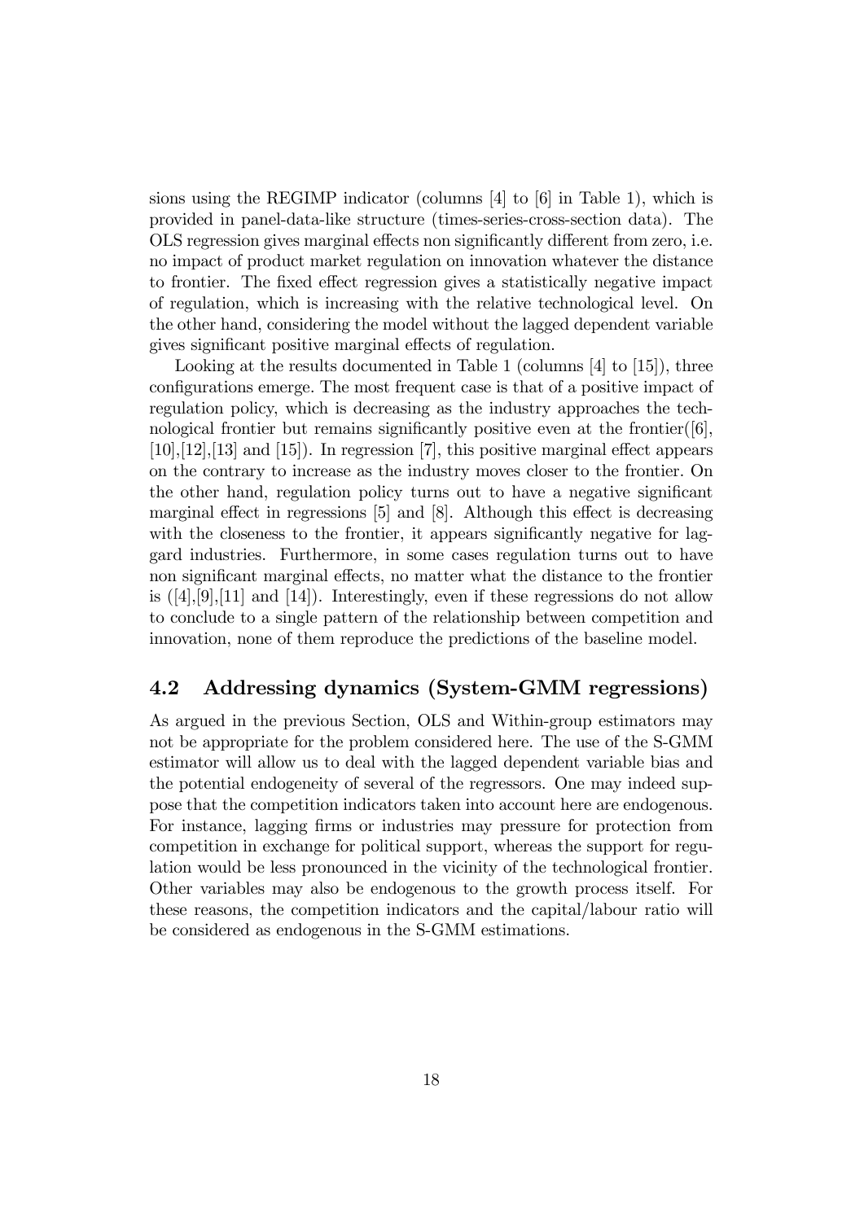sions using the REGIMP indicator (columns [4] to [6] in Table 1), which is provided in panel-data-like structure (times-series-cross-section data). The OLS regression gives marginal effects non significantly different from zero, i.e. no impact of product market regulation on innovation whatever the distance to frontier. The fixed effect regression gives a statistically negative impact of regulation, which is increasing with the relative technological level. On the other hand, considering the model without the lagged dependent variable gives significant positive marginal effects of regulation.

Looking at the results documented in Table 1 (columns [4] to [15]), three configurations emerge. The most frequent case is that of a positive impact of regulation policy, which is decreasing as the industry approaches the technological frontier but remains significantly positive even at the frontier([6], [10],[12],[13] and [15]). In regression [7], this positive marginal effect appears on the contrary to increase as the industry moves closer to the frontier. On the other hand, regulation policy turns out to have a negative significant marginal effect in regressions [5] and [8]. Although this effect is decreasing with the closeness to the frontier, it appears significantly negative for laggard industries. Furthermore, in some cases regulation turns out to have non significant marginal effects, no matter what the distance to the frontier is ([4],[9],[11] and [14]). Interestingly, even if these regressions do not allow to conclude to a single pattern of the relationship between competition and innovation, none of them reproduce the predictions of the baseline model.

## 4.2 Addressing dynamics (System-GMM regressions)

As argued in the previous Section, OLS and Within-group estimators may not be appropriate for the problem considered here. The use of the S-GMM estimator will allow us to deal with the lagged dependent variable bias and the potential endogeneity of several of the regressors. One may indeed suppose that the competition indicators taken into account here are endogenous. For instance, lagging firms or industries may pressure for protection from competition in exchange for political support, whereas the support for regulation would be less pronounced in the vicinity of the technological frontier. Other variables may also be endogenous to the growth process itself. For these reasons, the competition indicators and the capital/labour ratio will be considered as endogenous in the S-GMM estimations.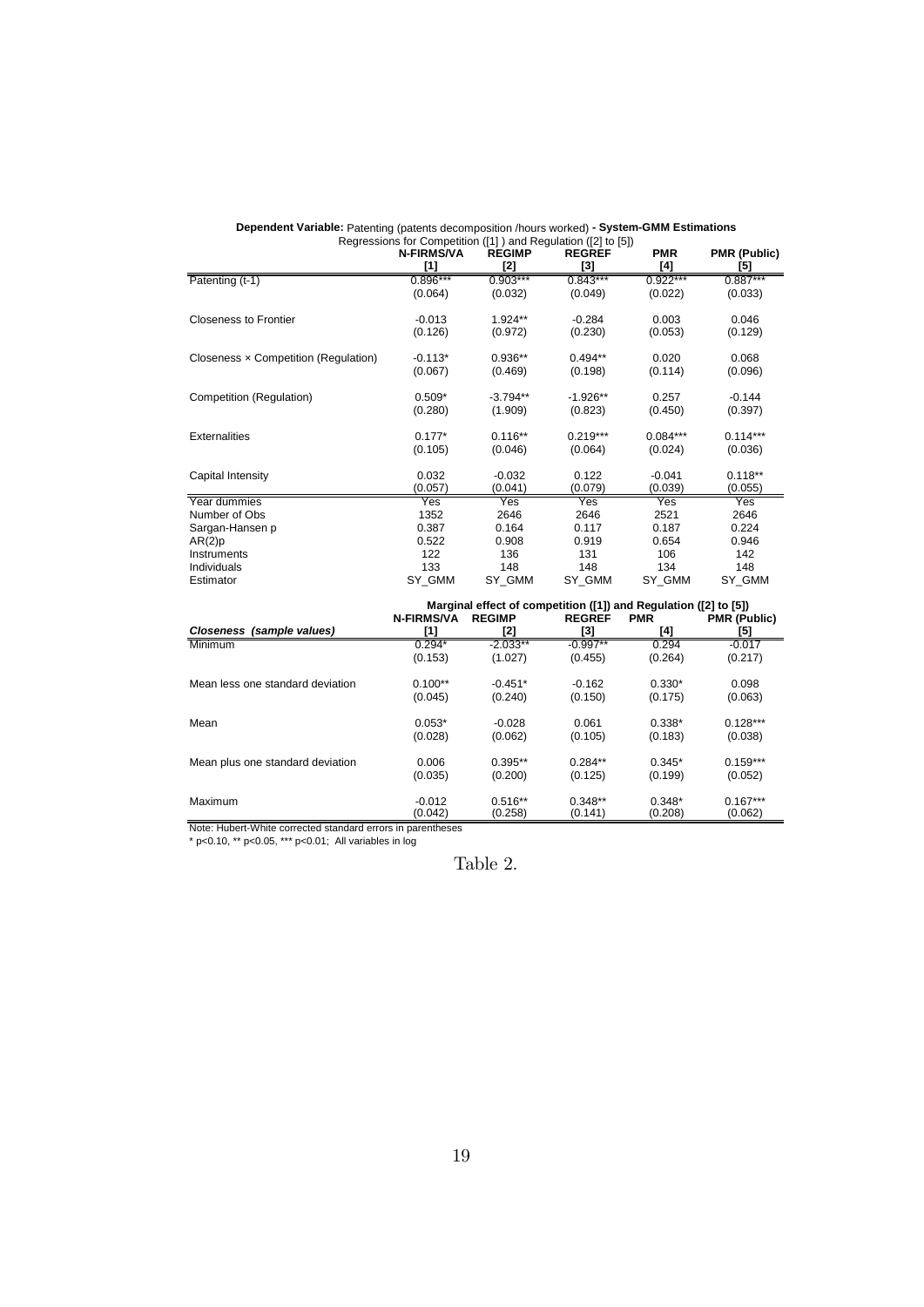**Dependent Variable:** Patenting (patents decomposition /hours worked) **- System-GMM Estimations**

Regressions for Competition ([1] ) and Regulation ([2] to [5])

| | **N-FIRMS/VA** [1] | **REGIMP** [2] | **REGREF** [3] | **PMR** [4] | **PMR (Public)** [5] |
|---|---|---|---|---|---|
| Patenting (t-1) | 0.896*** | 0.903*** | 0.843*** | 0.922*** | 0.887*** |
| | (0.064) | (0.032) | (0.049) | (0.022) | (0.033) |
| Closeness to Frontier | -0.013 | 1.924** | -0.284 | 0.003 | 0.046 |
| | (0.126) | (0.972) | (0.230) | (0.053) | (0.129) |
| Closeness × Competition (Regulation) | -0.113* | 0.936** | 0.494** | 0.020 | 0.068 |
| | (0.067) | (0.469) | (0.198) | (0.114) | (0.096) |
| Competition (Regulation) | 0.509* | -3.794** | -1.926** | 0.257 | -0.144 |
| | (0.280) | (1.909) | (0.823) | (0.450) | (0.397) |
| Externalities | 0.177* | 0.116** | 0.219*** | 0.084*** | 0.114*** |
| | (0.105) | (0.046) | (0.064) | (0.024) | (0.036) |
| Capital Intensity | 0.032 | -0.032 | 0.122 | -0.041 | 0.118** |
| | (0.057) | (0.041) | (0.079) | (0.039) | (0.055) |
| Year dummies | Yes | Yes | Yes | Yes | Yes |
| Number of Obs | 1352 | 2646 | 2646 | 2521 | 2646 |
| Sargan-Hansen p | 0.387 | 0.164 | 0.117 | 0.187 | 0.224 |
| AR(2)p | 0.522 | 0.908 | 0.919 | 0.654 | 0.946 |
| Instruments | 122 | 136 | 131 | 106 | 142 |
| Individuals | 133 | 148 | 148 | 134 | 148 |
| Estimator | SY_GMM | SY_GMM | SY_GMM | SY_GMM | SY_GMM |

**Marginal effect of competition ([1]) and Regulation ([2] to [5])**

| *Closeness (sample values)* | **N-FIRMS/VA** [1] | **REGIMP** [2] | **REGREF** [3] | **PMR** [4] | **PMR (Public)** [5] |
|---|---|---|---|---|---|
| Minimum | 0.294* | -2.033** | -0.997** | 0.294 | -0.017 |
| | (0.153) | (1.027) | (0.455) | (0.264) | (0.217) |
| Mean less one standard deviation | 0.100** | -0.451* | -0.162 | 0.330* | 0.098 |
| | (0.045) | (0.240) | (0.150) | (0.175) | (0.063) |
| Mean | 0.053* | -0.028 | 0.061 | 0.338* | 0.128*** |
| | (0.028) | (0.062) | (0.105) | (0.183) | (0.038) |
| Mean plus one standard deviation | 0.006 | 0.395** | 0.284** | 0.345* | 0.159*** |
| | (0.035) | (0.200) | (0.125) | (0.199) | (0.052) |
| Maximum | -0.012 | 0.516** | 0.348** | 0.348* | 0.167*** |
| | (0.042) | (0.258) | (0.141) | (0.208) | (0.062) |

Note: Hubert-White corrected standard errors in parentheses

* p<0.10, ** p<0.05, *** p<0.01; All variables in log

Table 2.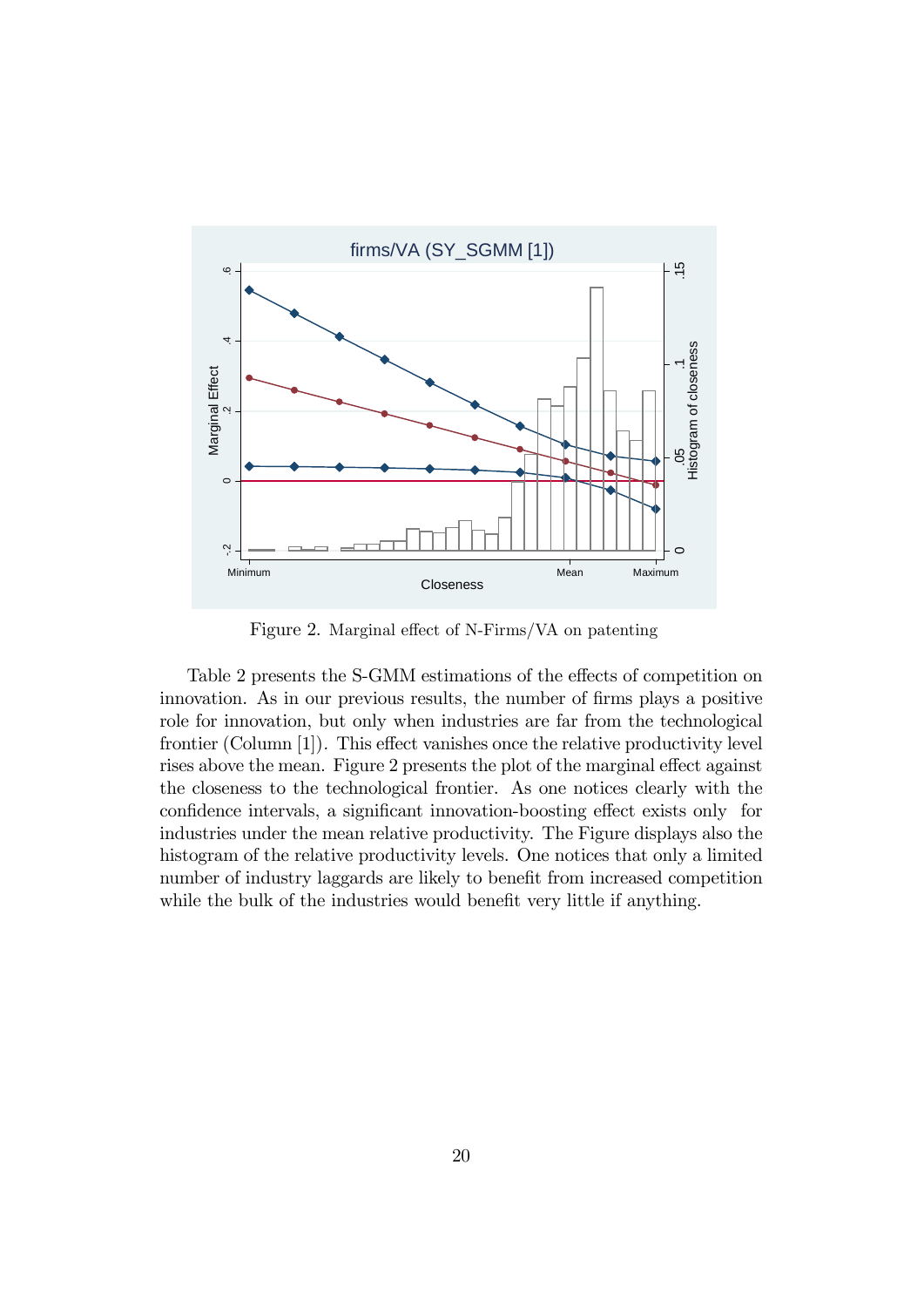Figure 2. Marginal effect of N-Firms/VA on patenting

Table 2 presents the S-GMM estimations of the effects of competition on innovation. As in our previous results, the number of firms plays a positive role for innovation, but only when industries are far from the technological frontier (Column [1]). This effect vanishes once the relative productivity level rises above the mean. Figure 2 presents the plot of the marginal effect against the closeness to the technological frontier. As one notices clearly with the confidence intervals, a significant innovation-boosting effect exists only for industries under the mean relative productivity. The Figure displays also the histogram of the relative productivity levels. One notices that only a limited number of industry laggards are likely to benefit from increased competition while the bulk of the industries would benefit very little if anything.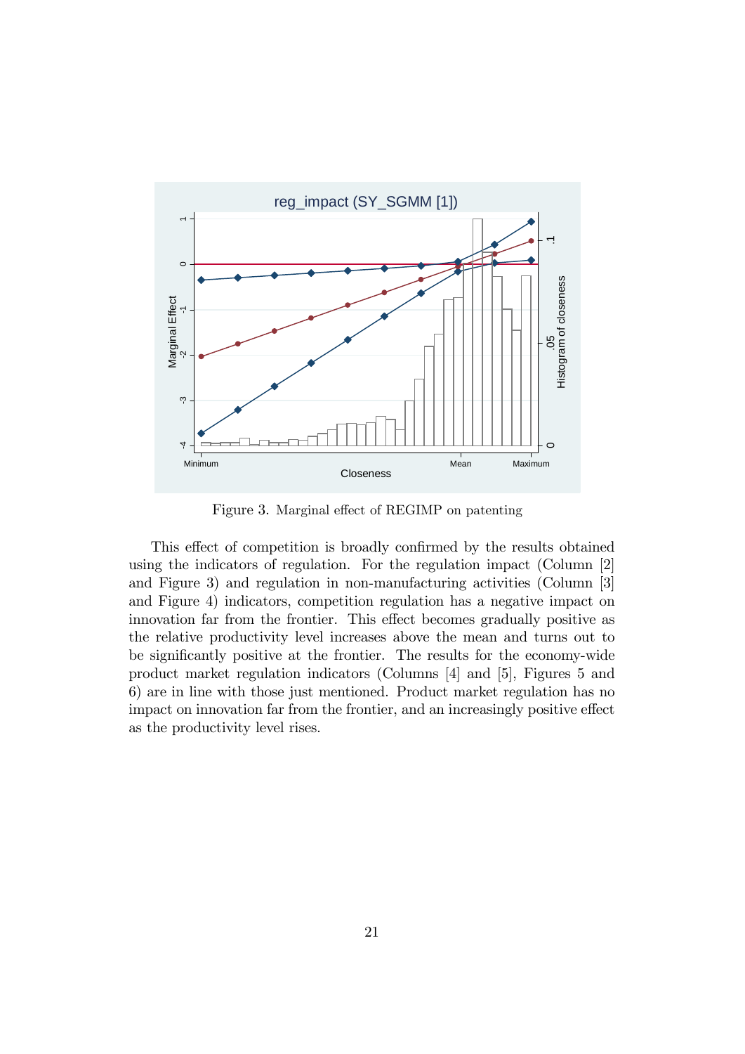Figure 3. Marginal effect of REGIMP on patenting

This effect of competition is broadly confirmed by the results obtained using the indicators of regulation. For the regulation impact (Column [2] and Figure 3) and regulation in non-manufacturing activities (Column [3] and Figure 4) indicators, competition regulation has a negative impact on innovation far from the frontier. This effect becomes gradually positive as the relative productivity level increases above the mean and turns out to be significantly positive at the frontier. The results for the economy-wide product market regulation indicators (Columns [4] and [5], Figures 5 and 6) are in line with those just mentioned. Product market regulation has no impact on innovation far from the frontier, and an increasingly positive effect as the productivity level rises.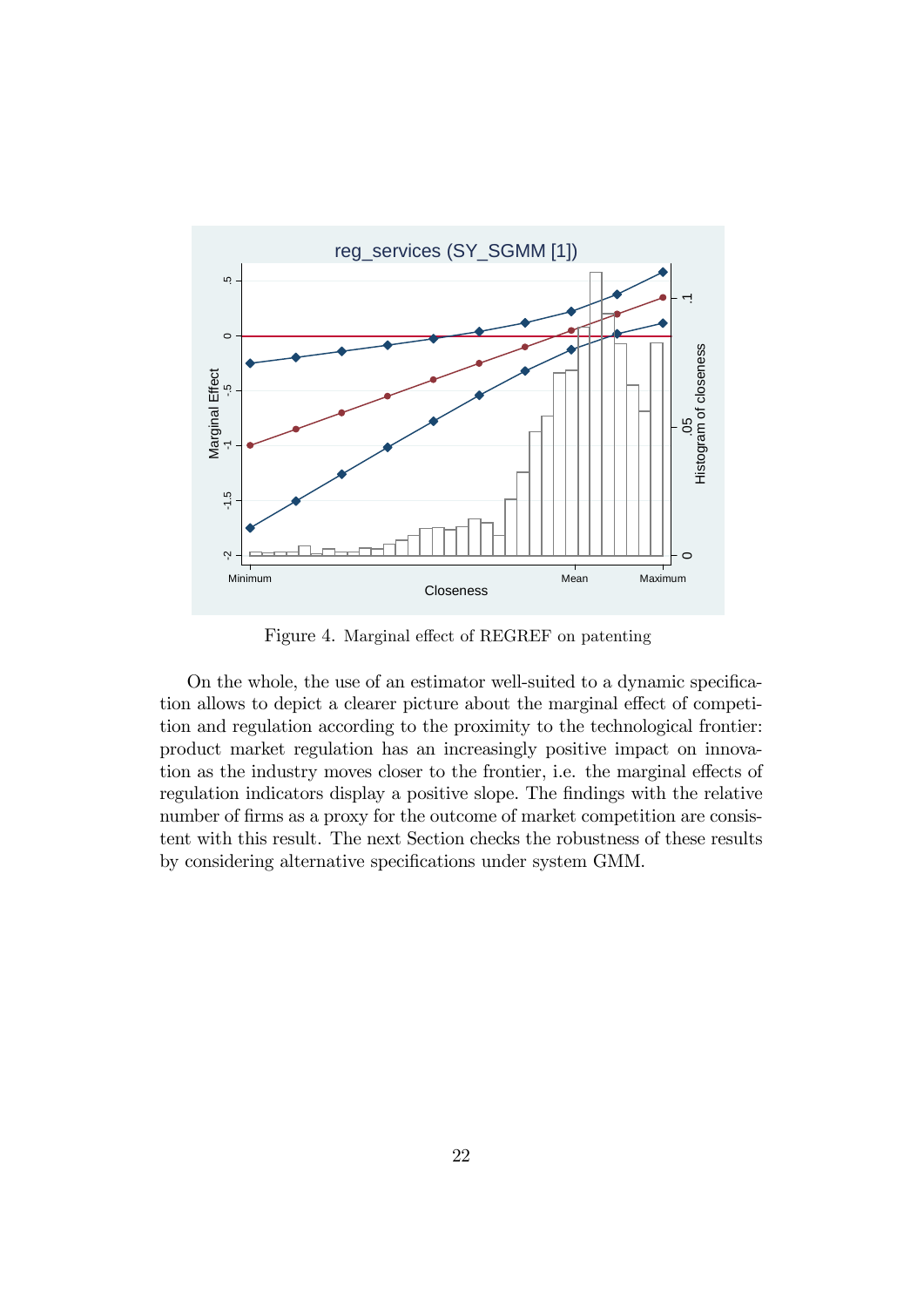Figure 4. Marginal effect of REGREF on patenting

On the whole, the use of an estimator well-suited to a dynamic specification allows to depict a clearer picture about the marginal effect of competition and regulation according to the proximity to the technological frontier: product market regulation has an increasingly positive impact on innovation as the industry moves closer to the frontier, i.e. the marginal effects of regulation indicators display a positive slope. The findings with the relative number of firms as a proxy for the outcome of market competition are consistent with this result. The next Section checks the robustness of these results by considering alternative specifications under system GMM.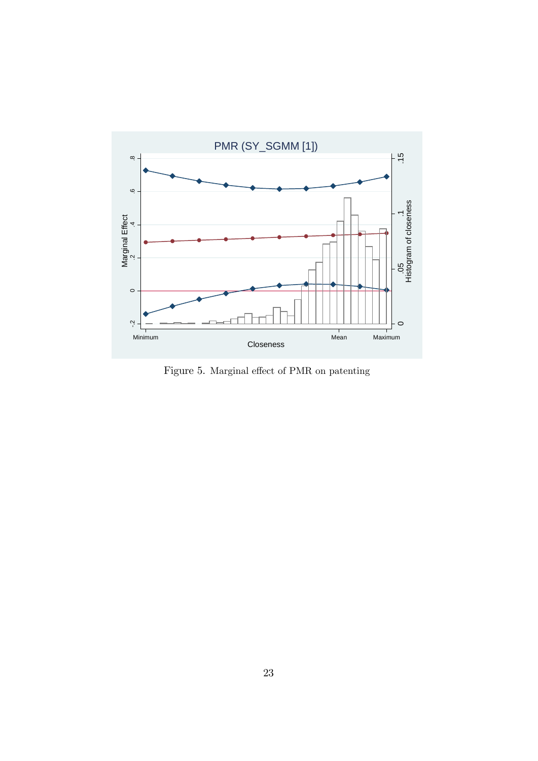Figure 5. Marginal effect of PMR on patenting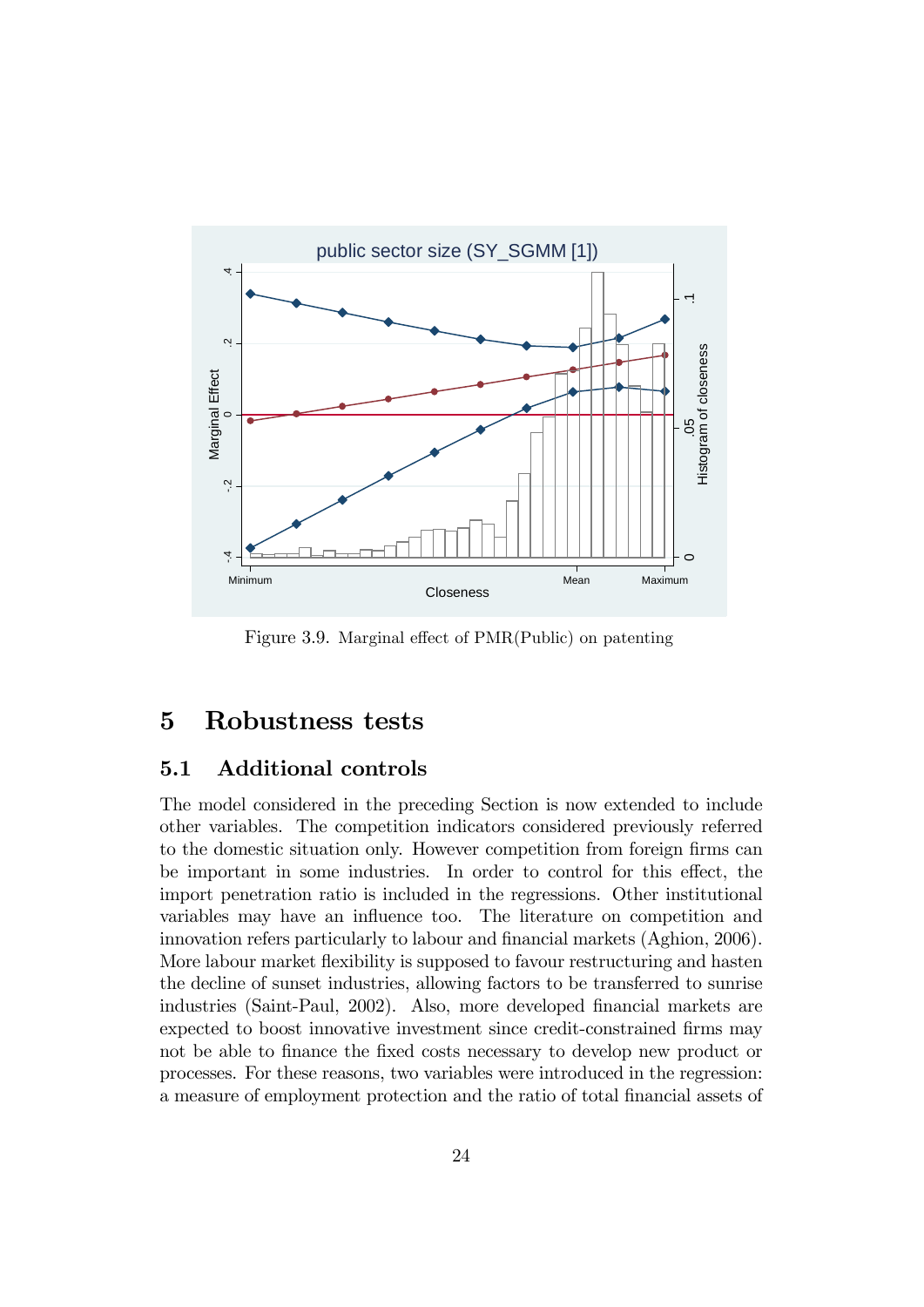Figure 3.9. Marginal effect of PMR(Public) on patenting

## 5 Robustness tests

### 5.1 Additional controls

The model considered in the preceding Section is now extended to include other variables. The competition indicators considered previously referred to the domestic situation only. However competition from foreign firms can be important in some industries. In order to control for this effect, the import penetration ratio is included in the regressions. Other institutional variables may have an influence too. The literature on competition and innovation refers particularly to labour and financial markets (Aghion, 2006). More labour market flexibility is supposed to favour restructuring and hasten the decline of sunset industries, allowing factors to be transferred to sunrise industries (Saint-Paul, 2002). Also, more developed financial markets are expected to boost innovative investment since credit-constrained firms may not be able to finance the fixed costs necessary to develop new product or processes. For these reasons, two variables were introduced in the regression: a measure of employment protection and the ratio of total financial assets of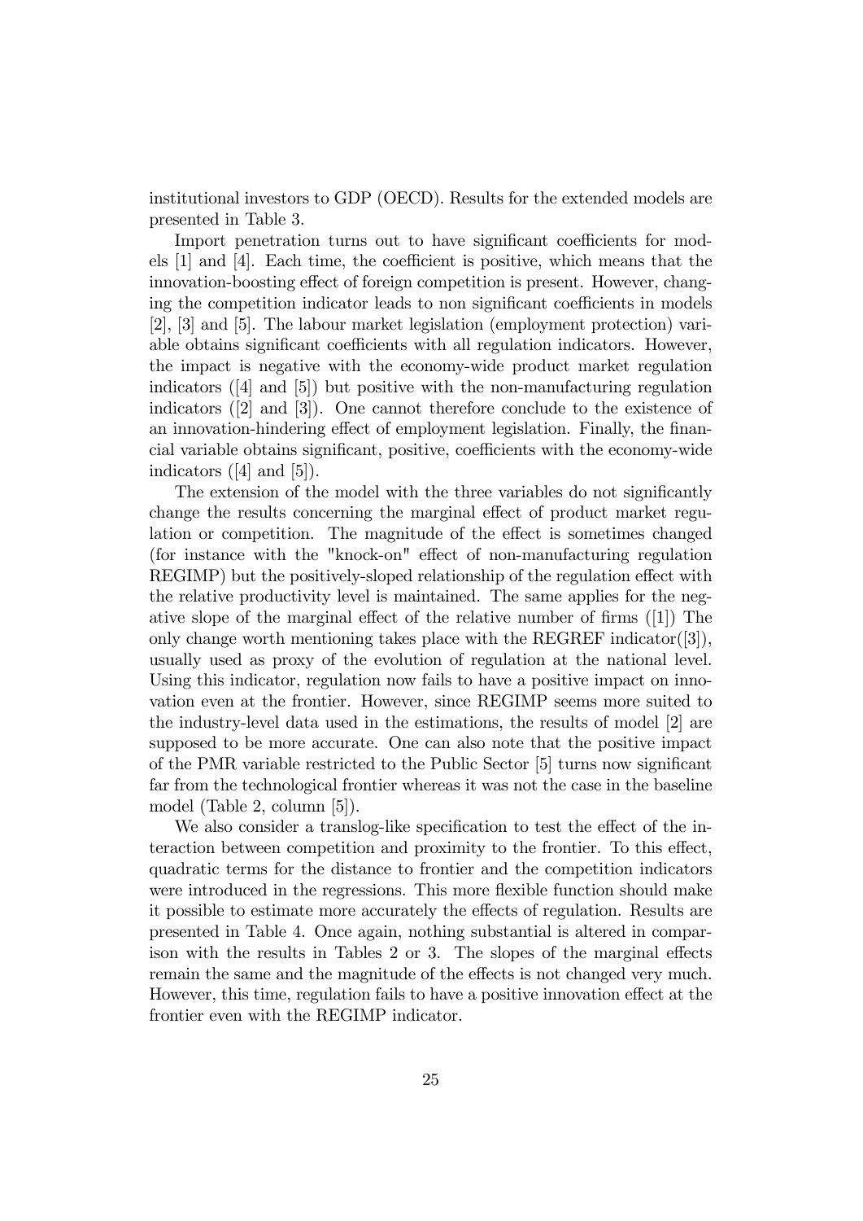institutional investors to GDP (OECD). Results for the extended models are presented in Table 3.

Import penetration turns out to have significant coefficients for models [1] and [4]. Each time, the coefficient is positive, which means that the innovation-boosting effect of foreign competition is present. However, changing the competition indicator leads to non significant coefficients in models [2], [3] and [5]. The labour market legislation (employment protection) variable obtains significant coefficients with all regulation indicators. However, the impact is negative with the economy-wide product market regulation indicators ([4] and [5]) but positive with the non-manufacturing regulation indicators ([2] and [3]). One cannot therefore conclude to the existence of an innovation-hindering effect of employment legislation. Finally, the financial variable obtains significant, positive, coefficients with the economy-wide indicators ([4] and [5]).

The extension of the model with the three variables do not significantly change the results concerning the marginal effect of product market regulation or competition. The magnitude of the effect is sometimes changed (for instance with the "knock-on" effect of non-manufacturing regulation REGIMP) but the positively-sloped relationship of the regulation effect with the relative productivity level is maintained. The same applies for the negative slope of the marginal effect of the relative number of firms ([1]) The only change worth mentioning takes place with the REGREF indicator([3]), usually used as proxy of the evolution of regulation at the national level. Using this indicator, regulation now fails to have a positive impact on innovation even at the frontier. However, since REGIMP seems more suited to the industry-level data used in the estimations, the results of model [2] are supposed to be more accurate. One can also note that the positive impact of the PMR variable restricted to the Public Sector [5] turns now significant far from the technological frontier whereas it was not the case in the baseline model (Table 2, column [5]).

We also consider a translog-like specification to test the effect of the interaction between competition and proximity to the frontier. To this effect, quadratic terms for the distance to frontier and the competition indicators were introduced in the regressions. This more flexible function should make it possible to estimate more accurately the effects of regulation. Results are presented in Table 4. Once again, nothing substantial is altered in comparison with the results in Tables 2 or 3. The slopes of the marginal effects remain the same and the magnitude of the effects is not changed very much. However, this time, regulation fails to have a positive innovation effect at the frontier even with the REGIMP indicator.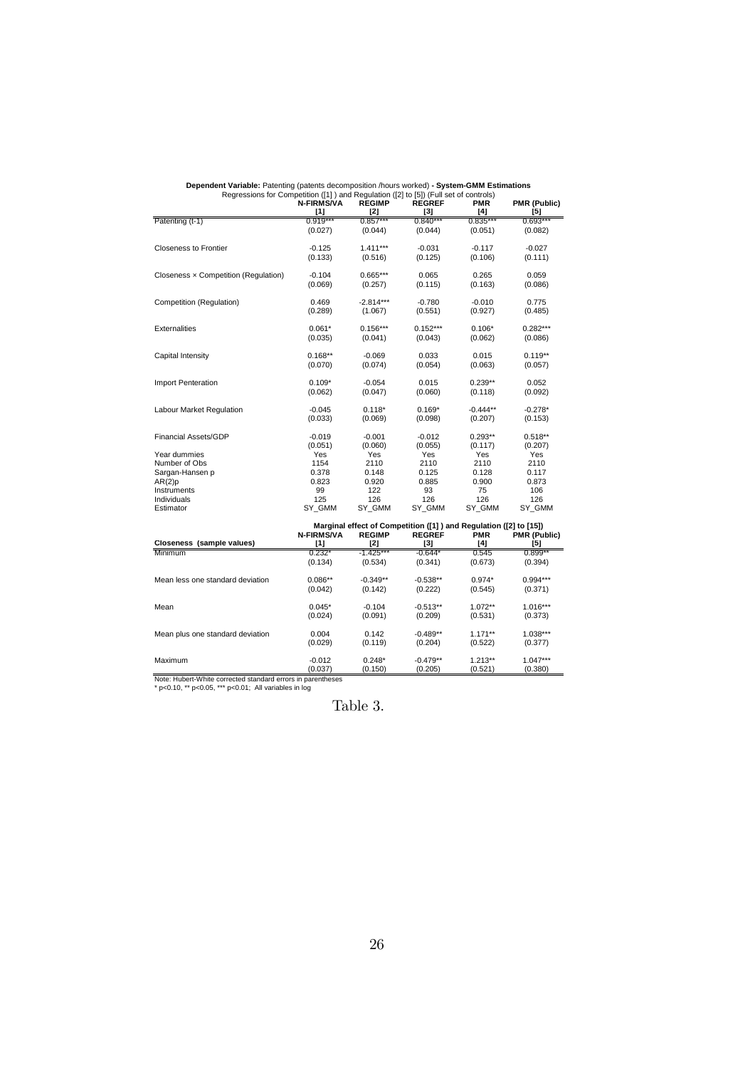**Dependent Variable:** Patenting (patents decomposition /hours worked) **- System-GMM Estimations**

Regressions for Competition ([1] ) and Regulation ([2] to [5]) (Full set of controls)

| | N-FIRMS/VA [1] | REGIMP [2] | REGREF [3] | PMR [4] | PMR (Public) [5] |
|---|---|---|---|---|---|
| Patenting (t-1) | 0.919*** | 0.857*** | 0.840*** | 0.835*** | 0.693*** |
| | (0.027) | (0.044) | (0.044) | (0.051) | (0.082) |
| Closeness to Frontier | -0.125 | 1.411*** | -0.031 | -0.117 | -0.027 |
| | (0.133) | (0.516) | (0.125) | (0.106) | (0.111) |
| Closeness × Competition (Regulation) | -0.104 | 0.665*** | 0.065 | 0.265 | 0.059 |
| | (0.069) | (0.257) | (0.115) | (0.163) | (0.086) |
| Competition (Regulation) | 0.469 | -2.814*** | -0.780 | -0.010 | 0.775 |
| | (0.289) | (1.067) | (0.551) | (0.927) | (0.485) |
| Externalities | 0.061* | 0.156*** | 0.152*** | 0.106* | 0.282*** |
| | (0.035) | (0.041) | (0.043) | (0.062) | (0.086) |
| Capital Intensity | 0.168** | -0.069 | 0.033 | 0.015 | 0.119** |
| | (0.070) | (0.074) | (0.054) | (0.063) | (0.057) |
| Import Penteration | 0.109* | -0.054 | 0.015 | 0.239** | 0.052 |
| | (0.062) | (0.047) | (0.060) | (0.118) | (0.092) |
| Labour Market Regulation | -0.045 | 0.118* | 0.169* | -0.444** | -0.278* |
| | (0.033) | (0.069) | (0.098) | (0.207) | (0.153) |
| Financial Assets/GDP | -0.019 | -0.001 | -0.012 | 0.293** | 0.518** |
| | (0.051) | (0.060) | (0.055) | (0.117) | (0.207) |
| Year dummies | Yes | Yes | Yes | Yes | Yes |
| Number of Obs | 1154 | 2110 | 2110 | 2110 | 2110 |
| Sargan-Hansen p | 0.378 | 0.148 | 0.125 | 0.128 | 0.117 |
| AR(2)p | 0.823 | 0.920 | 0.885 | 0.900 | 0.873 |
| Instruments | 99 | 122 | 93 | 75 | 106 |
| Individuals | 125 | 126 | 126 | 126 | 126 |
| Estimator | SY_GMM | SY_GMM | SY_GMM | SY_GMM | SY_GMM |

**Marginal effect of Competition ([1] ) and Regulation ([2] to [15])**

| Closeness (sample values) | N-FIRMS/VA [1] | REGIMP [2] | REGREF [3] | PMR [4] | PMR (Public) [5] |
|---|---|---|---|---|---|
| Minimum | 0.232* | -1.425*** | -0.644* | 0.545 | 0.899** |
| | (0.134) | (0.534) | (0.341) | (0.673) | (0.394) |
| Mean less one standard deviation | 0.086** | -0.349** | -0.538** | 0.974* | 0.994*** |
| | (0.042) | (0.142) | (0.222) | (0.545) | (0.371) |
| Mean | 0.045* | -0.104 | -0.513** | 1.072** | 1.016*** |
| | (0.024) | (0.091) | (0.209) | (0.531) | (0.373) |
| Mean plus one standard deviation | 0.004 | 0.142 | -0.489** | 1.171** | 1.038*** |
| | (0.029) | (0.119) | (0.204) | (0.522) | (0.377) |
| Maximum | -0.012 | 0.248* | -0.479** | 1.213** | 1.047*** |
| | (0.037) | (0.150) | (0.205) | (0.521) | (0.380) |

Note: Hubert-White corrected standard errors in parentheses
* p<0.10, ** p<0.05, *** p<0.01; All variables in log

Table 3.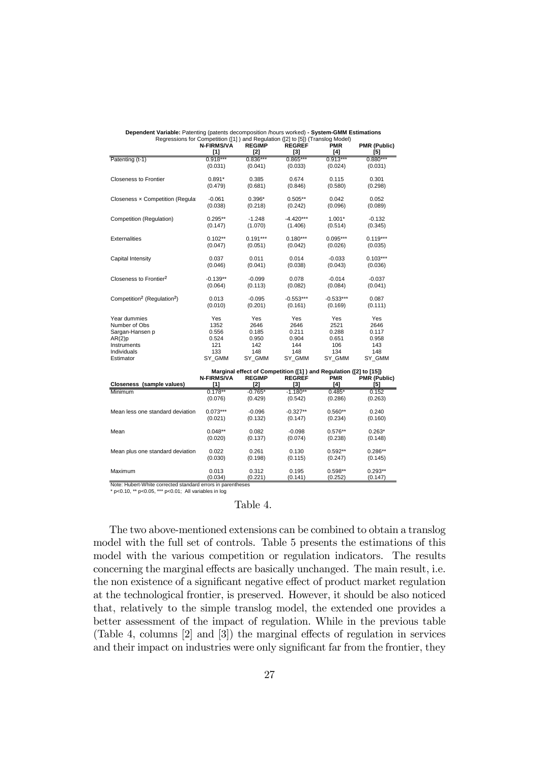**Dependent Variable:** Patenting (patents decomposition /hours worked) **- System-GMM Estimations**

Regressions for Competition ([1] ) and Regulation ([2] to [5]) (Translog Model)

| | N-FIRMS/VA [1] | REGIMP [2] | REGREF [3] | PMR [4] | PMR (Public) [5] |
|---|---|---|---|---|---|
| Patenting (t-1) | 0.918*** | 0.836*** | 0.865*** | 0.913*** | 0.880*** |
| | (0.031) | (0.041) | (0.033) | (0.024) | (0.031) |
| Closeness to Frontier | 0.891* | 0.385 | 0.674 | 0.115 | 0.301 |
| | (0.479) | (0.681) | (0.846) | (0.580) | (0.298) |
| Closeness × Competition (Regula | -0.061 | 0.396* | 0.505** | 0.042 | 0.052 |
| | (0.038) | (0.218) | (0.242) | (0.096) | (0.089) |
| Competition (Regulation) | 0.295** | -1.248 | -4.420*** | 1.001* | -0.132 |
| | (0.147) | (1.070) | (1.406) | (0.514) | (0.345) |
| Externalities | 0.102** | 0.191*** | 0.180*** | 0.095*** | 0.119*** |
| | (0.047) | (0.051) | (0.042) | (0.026) | (0.035) |
| Capital Intensity | 0.037 | 0.011 | 0.014 | -0.033 | 0.103*** |
| | (0.046) | (0.041) | (0.038) | (0.043) | (0.036) |
| Closeness to Frontier² | -0.139** | -0.099 | 0.078 | -0.014 | -0.037 |
| | (0.064) | (0.113) | (0.082) | (0.084) | (0.041) |
| Competition² (Regulation²) | 0.013 | -0.095 | -0.553*** | -0.533*** | 0.087 |
| | (0.010) | (0.201) | (0.161) | (0.169) | (0.111) |
| Year dummies | Yes | Yes | Yes | Yes | Yes |
| Number of Obs | 1352 | 2646 | 2646 | 2521 | 2646 |
| Sargan-Hansen p | 0.556 | 0.185 | 0.211 | 0.288 | 0.117 |
| AR(2)p | 0.524 | 0.950 | 0.904 | 0.651 | 0.958 |
| Instruments | 121 | 142 | 144 | 106 | 143 |
| Individuals | 133 | 148 | 148 | 134 | 148 |
| Estimator | SY_GMM | SY_GMM | SY_GMM | SY_GMM | SY_GMM |

**Marginal effect of Competition ([1] ) and Regulation ([2] to [15])**

| Closeness (sample values) | N-FIRMS/VA [1] | REGIMP [2] | REGREF [3] | PMR [4] | PMR (Public) [5] |
|---|---|---|---|---|---|
| Minimum | 0.178** | -0.765* | -1.180** | 0.485* | 0.152 |
| | (0.076) | (0.429) | (0.542) | (0.286) | (0.263) |
| Mean less one standard deviation | 0.073*** | -0.096 | -0.327** | 0.560** | 0.240 |
| | (0.021) | (0.132) | (0.147) | (0.234) | (0.160) |
| Mean | 0.048** | 0.082 | -0.098 | 0.576** | 0.263* |
| | (0.020) | (0.137) | (0.074) | (0.238) | (0.148) |
| Mean plus one standard deviation | 0.022 | 0.261 | 0.130 | 0.592** | 0.286** |
| | (0.030) | (0.198) | (0.115) | (0.247) | (0.145) |
| Maximum | 0.013 | 0.312 | 0.195 | 0.598** | 0.293** |
| | (0.034) | (0.221) | (0.141) | (0.252) | (0.147) |

Note: Hubert-White corrected standard errors in parentheses
* p<0.10, ** p<0.05, *** p<0.01; All variables in log

Table 4.

The two above-mentioned extensions can be combined to obtain a translog model with the full set of controls. Table 5 presents the estimations of this model with the various competition or regulation indicators. The results concerning the marginal effects are basically unchanged. The main result, i.e. the non existence of a significant negative effect of product market regulation at the technological frontier, is preserved. However, it should be also noticed that, relatively to the simple translog model, the extended one provides a better assessment of the impact of regulation. While in the previous table (Table 4, columns [2] and [3]) the marginal effects of regulation in services and their impact on industries were only significant far from the frontier, they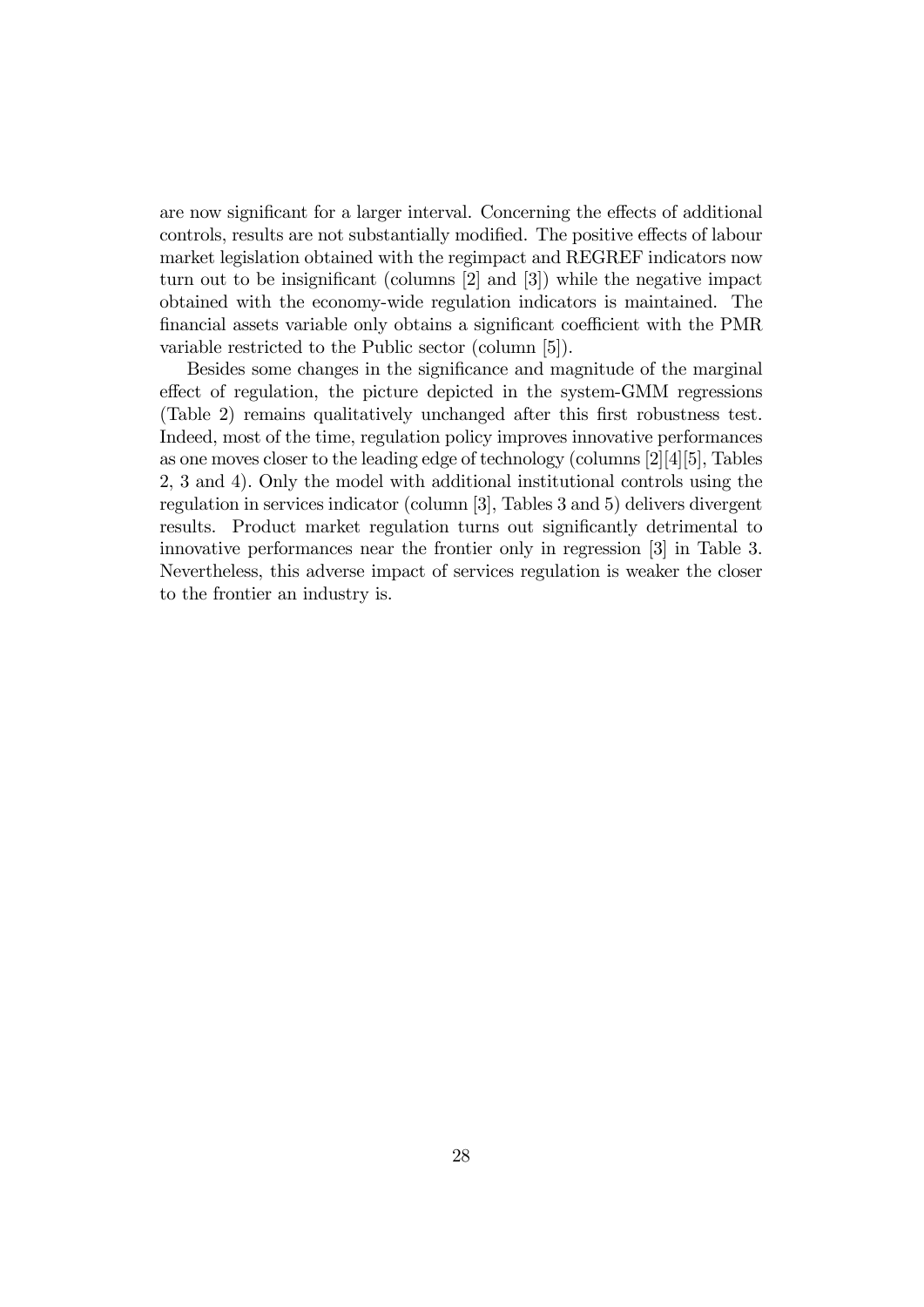are now significant for a larger interval. Concerning the effects of additional controls, results are not substantially modified. The positive effects of labour market legislation obtained with the regimpact and REGREF indicators now turn out to be insignificant (columns [2] and [3]) while the negative impact obtained with the economy-wide regulation indicators is maintained. The financial assets variable only obtains a significant coefficient with the PMR variable restricted to the Public sector (column [5]).

Besides some changes in the significance and magnitude of the marginal effect of regulation, the picture depicted in the system-GMM regressions (Table 2) remains qualitatively unchanged after this first robustness test. Indeed, most of the time, regulation policy improves innovative performances as one moves closer to the leading edge of technology (columns [2][4][5], Tables 2, 3 and 4). Only the model with additional institutional controls using the regulation in services indicator (column [3], Tables 3 and 5) delivers divergent results. Product market regulation turns out significantly detrimental to innovative performances near the frontier only in regression [3] in Table 3. Nevertheless, this adverse impact of services regulation is weaker the closer to the frontier an industry is.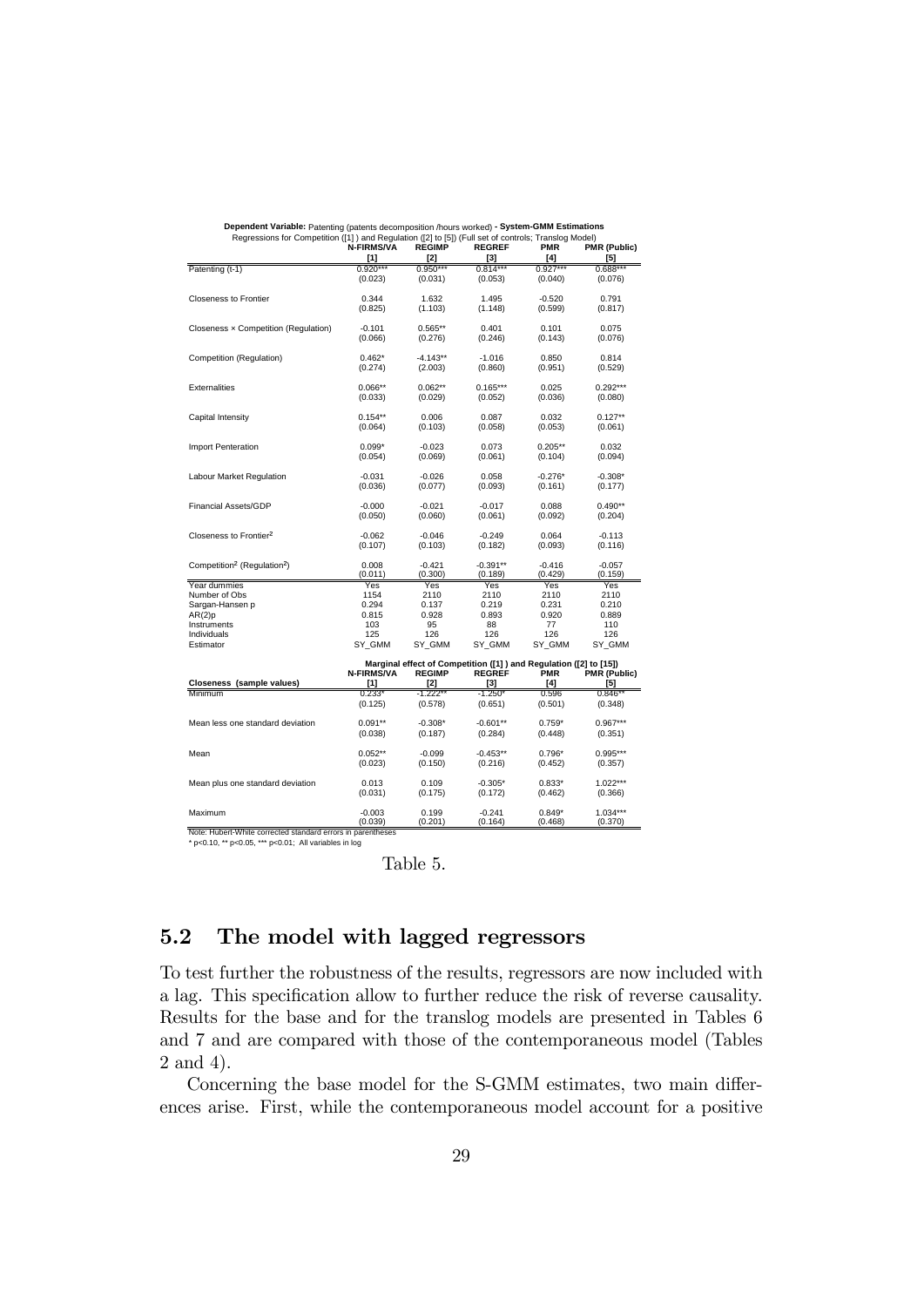**Dependent Variable:** Patenting (patents decomposition /hours worked) **- System-GMM Estimations**

Regressions for Competition ([1] ) and Regulation ([2] to [5]) (Full set of controls; Translog Model)

| | N-FIRMS/VA | REGIMP | REGREF | PMR | PMR (Public) |
|---|---|---|---|---|---|
| | [1] | [2] | [3] | [4] | [5] |
| Patenting (t-1) | 0.920*** | 0.950*** | 0.814*** | 0.927*** | 0.688*** |
| | (0.023) | (0.031) | (0.053) | (0.040) | (0.076) |
| Closeness to Frontier | 0.344 | 1.632 | 1.495 | -0.520 | 0.791 |
| | (0.825) | (1.103) | (1.148) | (0.599) | (0.817) |
| Closeness × Competition (Regulation) | -0.101 | 0.565** | 0.401 | 0.101 | 0.075 |
| | (0.066) | (0.276) | (0.246) | (0.143) | (0.076) |
| Competition (Regulation) | 0.462* | -4.143** | -1.016 | 0.850 | 0.814 |
| | (0.274) | (2.003) | (0.860) | (0.951) | (0.529) |
| Externalities | 0.066** | 0.062** | 0.165*** | 0.025 | 0.292*** |
| | (0.033) | (0.029) | (0.052) | (0.036) | (0.080) |
| Capital Intensity | 0.154** | 0.006 | 0.087 | 0.032 | 0.127** |
| | (0.064) | (0.103) | (0.058) | (0.053) | (0.061) |
| Import Penteration | 0.099* | -0.023 | 0.073 | 0.205** | 0.032 |
| | (0.054) | (0.069) | (0.061) | (0.104) | (0.094) |
| Labour Market Regulation | -0.031 | -0.026 | 0.058 | -0.276* | -0.308* |
| | (0.036) | (0.077) | (0.093) | (0.161) | (0.177) |
| Financial Assets/GDP | -0.000 | -0.021 | -0.017 | 0.088 | 0.490** |
| | (0.050) | (0.060) | (0.061) | (0.092) | (0.204) |
| Closeness to Frontier$^2$ | -0.062 | -0.046 | -0.249 | 0.064 | -0.113 |
| | (0.107) | (0.103) | (0.182) | (0.093) | (0.116) |
| Competition$^2$ (Regulation$^2$) | 0.008 | -0.421 | -0.391** | -0.416 | -0.057 |
| | (0.011) | (0.300) | (0.189) | (0.429) | (0.159) |
| Year dummies | Yes | Yes | Yes | Yes | Yes |
| Number of Obs | 1154 | 2110 | 2110 | 2110 | 2110 |
| Sargan-Hansen p | 0.294 | 0.137 | 0.219 | 0.231 | 0.210 |
| AR(2)p | 0.815 | 0.928 | 0.893 | 0.920 | 0.889 |
| Instruments | 103 | 95 | 88 | 77 | 110 |
| Individuals | 125 | 126 | 126 | 126 | 126 |
| Estimator | SY_GMM | SY_GMM | SY_GMM | SY_GMM | SY_GMM |

**Marginal effect of Competition ([1] ) and Regulation ([2] to [15])**

| Closeness (sample values) | N-FIRMS/VA [1] | REGIMP [2] | REGREF [3] | PMR [4] | PMR (Public) [5] |
|---|---|---|---|---|---|
| Minimum | 0.233* | -1.222** | -1.250* | 0.596 | 0.846** |
| | (0.125) | (0.578) | (0.651) | (0.501) | (0.348) |
| Mean less one standard deviation | 0.091** | -0.308* | -0.601** | 0.759* | 0.967*** |
| | (0.038) | (0.187) | (0.284) | (0.448) | (0.351) |
| Mean | 0.052** | -0.099 | -0.453** | 0.796* | 0.995*** |
| | (0.023) | (0.150) | (0.216) | (0.452) | (0.357) |
| Mean plus one standard deviation | 0.013 | 0.109 | -0.305* | 0.833* | 1.022*** |
| | (0.031) | (0.175) | (0.172) | (0.462) | (0.366) |
| Maximum | -0.003 | 0.199 | -0.241 | 0.849* | 1.034*** |
| | (0.039) | (0.201) | (0.164) | (0.468) | (0.370) |

Note: Hubert-White corrected standard errors in parentheses

* p<0.10, ** p<0.05, *** p<0.01; All variables in log

Table 5.

## 5.2 The model with lagged regressors

To test further the robustness of the results, regressors are now included with a lag. This specification allow to further reduce the risk of reverse causality. Results for the base and for the translog models are presented in Tables 6 and 7 and are compared with those of the contemporaneous model (Tables 2 and 4).

Concerning the base model for the S-GMM estimates, two main differences arise. First, while the contemporaneous model account for a positive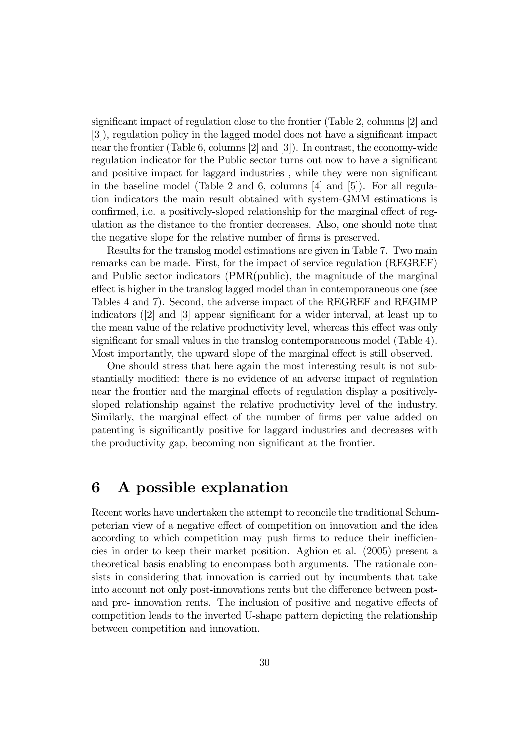significant impact of regulation close to the frontier (Table 2, columns [2] and [3]), regulation policy in the lagged model does not have a significant impact near the frontier (Table 6, columns [2] and [3]). In contrast, the economy-wide regulation indicator for the Public sector turns out now to have a significant and positive impact for laggard industries , while they were non significant in the baseline model (Table 2 and 6, columns [4] and [5]). For all regulation indicators the main result obtained with system-GMM estimations is confirmed, i.e. a positively-sloped relationship for the marginal effect of regulation as the distance to the frontier decreases. Also, one should note that the negative slope for the relative number of firms is preserved.

Results for the translog model estimations are given in Table 7. Two main remarks can be made. First, for the impact of service regulation (REGREF) and Public sector indicators (PMR(public), the magnitude of the marginal effect is higher in the translog lagged model than in contemporaneous one (see Tables 4 and 7). Second, the adverse impact of the REGREF and REGIMP indicators ([2] and [3] appear significant for a wider interval, at least up to the mean value of the relative productivity level, whereas this effect was only significant for small values in the translog contemporaneous model (Table 4). Most importantly, the upward slope of the marginal effect is still observed.

One should stress that here again the most interesting result is not substantially modified: there is no evidence of an adverse impact of regulation near the frontier and the marginal effects of regulation display a positively-sloped relationship against the relative productivity level of the industry. Similarly, the marginal effect of the number of firms per value added on patenting is significantly positive for laggard industries and decreases with the productivity gap, becoming non significant at the frontier.

# 6 A possible explanation

Recent works have undertaken the attempt to reconcile the traditional Schumpeterian view of a negative effect of competition on innovation and the idea according to which competition may push firms to reduce their inefficiencies in order to keep their market position. Aghion et al. (2005) present a theoretical basis enabling to encompass both arguments. The rationale consists in considering that innovation is carried out by incumbents that take into account not only post-innovations rents but the difference between post- and pre- innovation rents. The inclusion of positive and negative effects of competition leads to the inverted U-shape pattern depicting the relationship between competition and innovation.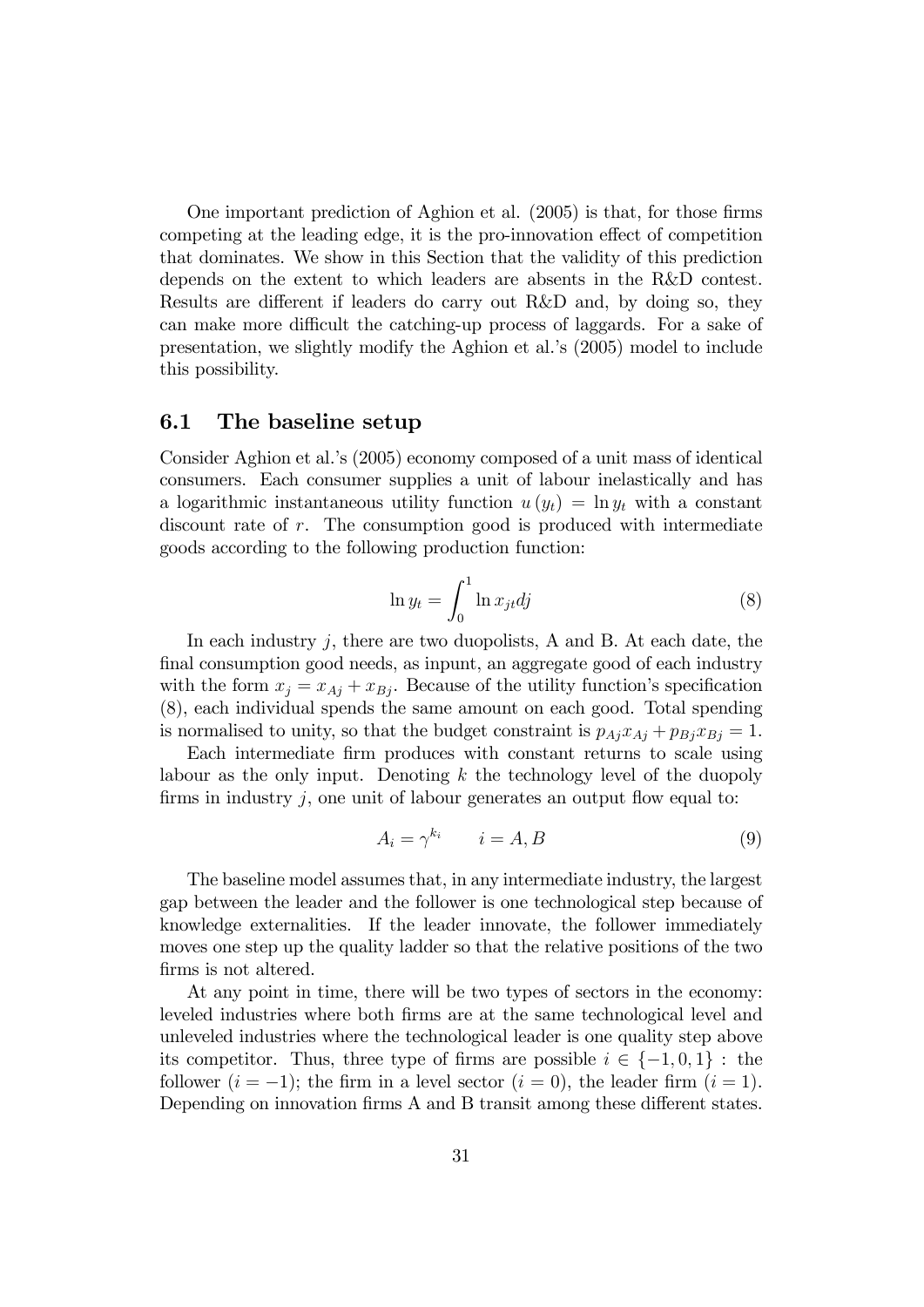One important prediction of Aghion et al. (2005) is that, for those firms competing at the leading edge, it is the pro-innovation effect of competition that dominates. We show in this Section that the validity of this prediction depends on the extent to which leaders are absents in the R&D contest. Results are different if leaders do carry out R&D and, by doing so, they can make more difficult the catching-up process of laggards. For a sake of presentation, we slightly modify the Aghion et al.'s (2005) model to include this possibility.

## 6.1 The baseline setup

Consider Aghion et al.'s (2005) economy composed of a unit mass of identical consumers. Each consumer supplies a unit of labour inelastically and has a logarithmic instantaneous utility function $u(y_t) = \ln y_t$ with a constant discount rate of $r$. The consumption good is produced with intermediate goods according to the following production function:

$$\ln y_t = \int_0^1 \ln x_{jt} dj \tag{8}$$

In each industry $j$, there are two duopolists, A and B. At each date, the final consumption good needs, as inpunt, an aggregate good of each industry with the form $x_j = x_{Aj} + x_{Bj}$. Because of the utility function's specification (8), each individual spends the same amount on each good. Total spending is normalised to unity, so that the budget constraint is $p_{Aj}x_{Aj} + p_{Bj}x_{Bj} = 1$.

Each intermediate firm produces with constant returns to scale using labour as the only input. Denoting $k$ the technology level of the duopoly firms in industry $j$, one unit of labour generates an output flow equal to:

$$A_i = \gamma^{k_i} \qquad i = A, B \tag{9}$$

The baseline model assumes that, in any intermediate industry, the largest gap between the leader and the follower is one technological step because of knowledge externalities. If the leader innovate, the follower immediately moves one step up the quality ladder so that the relative positions of the two firms is not altered.

At any point in time, there will be two types of sectors in the economy: leveled industries where both firms are at the same technological level and unleveled industries where the technological leader is one quality step above its competitor. Thus, three type of firms are possible $i \in \{-1, 0, 1\}$ : the follower ($i = -1$); the firm in a level sector ($i = 0$), the leader firm ($i = 1$). Depending on innovation firms A and B transit among these different states.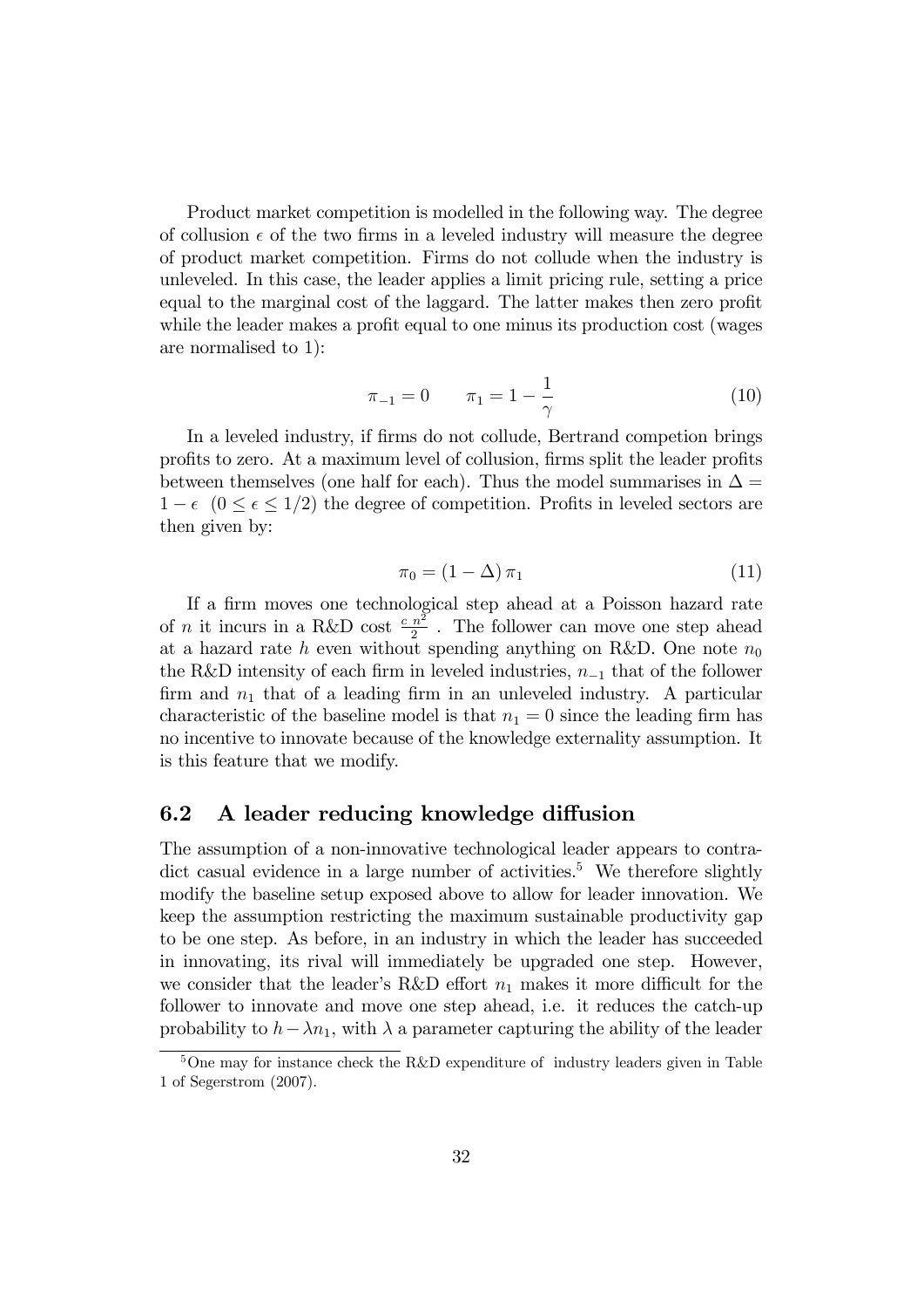Product market competition is modelled in the following way. The degree of collusion $\epsilon$ of the two firms in a leveled industry will measure the degree of product market competition. Firms do not collude when the industry is unleveled. In this case, the leader applies a limit pricing rule, setting a price equal to the marginal cost of the laggard. The latter makes then zero profit while the leader makes a profit equal to one minus its production cost (wages are normalised to 1):

$$\pi_{-1} = 0 \qquad \pi_1 = 1 - \frac{1}{\gamma} \tag{10}$$

In a leveled industry, if firms do not collude, Bertrand competion brings profits to zero. At a maximum level of collusion, firms split the leader profits between themselves (one half for each). Thus the model summarises in $\Delta = 1 - \epsilon \ \ (0 \leq \epsilon \leq 1/2)$ the degree of competition. Profits in leveled sectors are then given by:

$$\pi_0 = (1 - \Delta)\, \pi_1 \tag{11}$$

If a firm moves one technological step ahead at a Poisson hazard rate of $n$ it incurs in a R&D cost $\frac{c\, n^2}{2}$ . The follower can move one step ahead at a hazard rate $h$ even without spending anything on R&D. One note $n_0$ the R&D intensity of each firm in leveled industries, $n_{-1}$ that of the follower firm and $n_1$ that of a leading firm in an unleveled industry. A particular characteristic of the baseline model is that $n_1 = 0$ since the leading firm has no incentive to innovate because of the knowledge externality assumption. It is this feature that we modify.

## 6.2 A leader reducing knowledge diffusion

The assumption of a non-innovative technological leader appears to contradict casual evidence in a large number of activities.[5] We therefore slightly modify the baseline setup exposed above to allow for leader innovation. We keep the assumption restricting the maximum sustainable productivity gap to be one step. As before, in an industry in which the leader has succeeded in innovating, its rival will immediately be upgraded one step. However, we consider that the leader's R&D effort $n_1$ makes it more difficult for the follower to innovate and move one step ahead, i.e. it reduces the catch-up probability to $h - \lambda n_1$, with $\lambda$ a parameter capturing the ability of the leader

[5] One may for instance check the R&D expenditure of industry leaders given in Table 1 of Segerstrom (2007).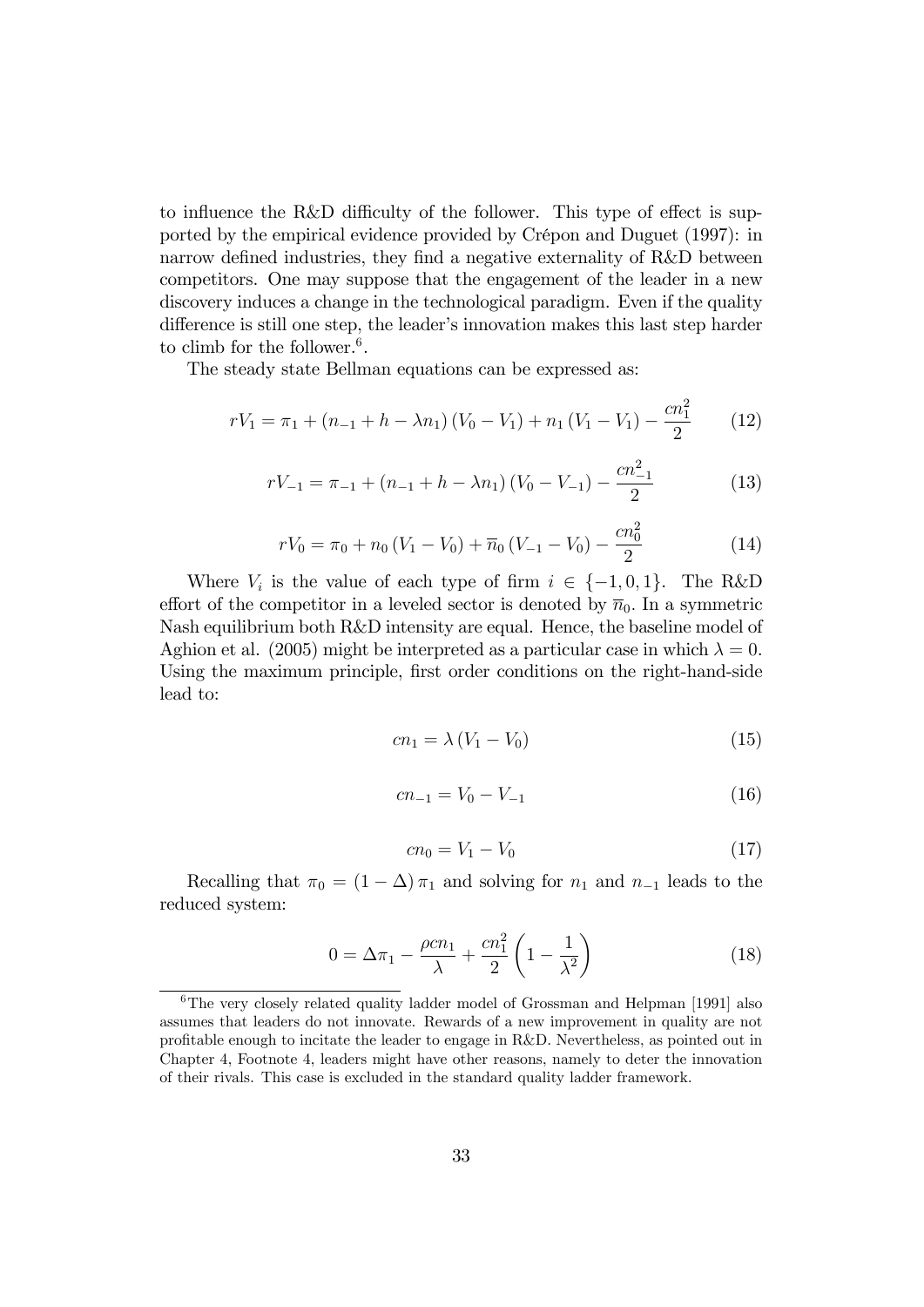to influence the R&D difficulty of the follower. This type of effect is supported by the empirical evidence provided by Crépon and Duguet (1997): in narrow defined industries, they find a negative externality of R&D between competitors. One may suppose that the engagement of the leader in a new discovery induces a change in the technological paradigm. Even if the quality difference is still one step, the leader's innovation makes this last step harder to climb for the follower.[6].

The steady state Bellman equations can be expressed as:

$$rV_1 = \pi_1 + (n_{-1} + h - \lambda n_1)(V_0 - V_1) + n_1 (V_1 - V_1) - \frac{cn_1^2}{2} \tag{12}$$

$$rV_{-1} = \pi_{-1} + (n_{-1} + h - \lambda n_1)(V_0 - V_{-1}) - \frac{cn_{-1}^2}{2} \tag{13}$$

$$rV_0 = \pi_0 + n_0 (V_1 - V_0) + \overline{n}_0 (V_{-1} - V_0) - \frac{cn_0^2}{2} \tag{14}$$

Where $V_i$ is the value of each type of firm $i \in \{-1, 0, 1\}$. The R&D effort of the competitor in a leveled sector is denoted by $\overline{n}_0$. In a symmetric Nash equilibrium both R&D intensity are equal. Hence, the baseline model of Aghion et al. (2005) might be interpreted as a particular case in which $\lambda = 0$. Using the maximum principle, first order conditions on the right-hand-side lead to:

$$cn_1 = \lambda (V_1 - V_0) \tag{15}$$

$$cn_{-1} = V_0 - V_{-1} \tag{16}$$

$$cn_0 = V_1 - V_0 \tag{17}$$

Recalling that $\pi_0 = (1 - \Delta)\pi_1$ and solving for $n_1$ and $n_{-1}$ leads to the reduced system:

$$0 = \Delta \pi_1 - \frac{\rho c n_1}{\lambda} + \frac{cn_1^2}{2}\left(1 - \frac{1}{\lambda^2}\right) \tag{18}$$

[6]The very closely related quality ladder model of Grossman and Helpman [1991] also assumes that leaders do not innovate. Rewards of a new improvement in quality are not profitable enough to incitate the leader to engage in R&D. Nevertheless, as pointed out in Chapter 4, Footnote 4, leaders might have other reasons, namely to deter the innovation of their rivals. This case is excluded in the standard quality ladder framework.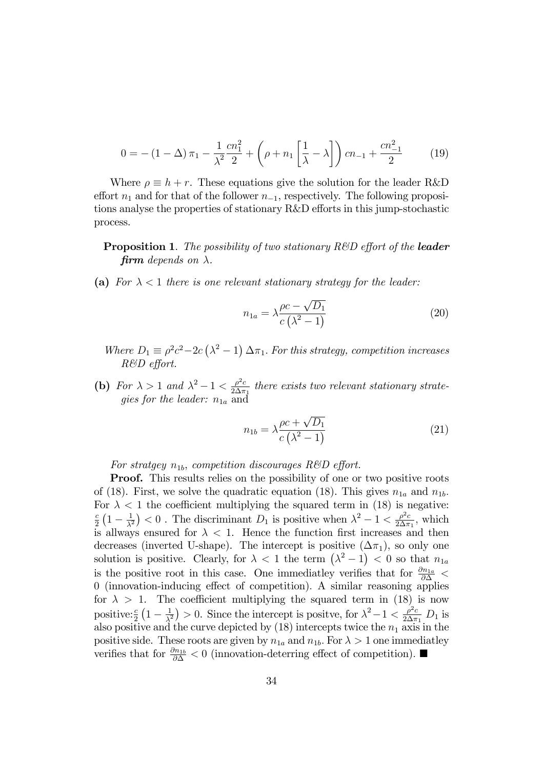$$0 = -\left(1-\Delta\right)\pi_1 - \frac{1}{\lambda^2}\frac{cn_1^2}{2} + \left(\rho + n_1\left[\frac{1}{\lambda} - \lambda\right]\right)cn_{-1} + \frac{cn_{-1}^2}{2} \tag{19}$$

Where $\rho \equiv h + r$. These equations give the solution for the leader R&D effort $n_1$ and for that of the follower $n_{-1}$, respectively. The following propositions analyse the properties of stationary R&D efforts in this jump-stochastic process.

**Proposition 1**. *The possibility of two stationary R&D effort of the* ***leader firm*** *depends on* $\lambda$.

**(a)** *For* $\lambda < 1$ *there is one relevant stationary strategy for the leader:*

$$n_{1a} = \lambda \frac{\rho c - \sqrt{D_1}}{c\left(\lambda^2 - 1\right)} \tag{20}$$

*Where* $D_1 \equiv \rho^2 c^2 - 2c\left(\lambda^2 - 1\right)\Delta\pi_1$. *For this strategy, competition increases R&D effort.*

**(b)** *For* $\lambda > 1$ *and* $\lambda^2 - 1 < \frac{\rho^2 c}{2\Delta\pi_1}$ *there exists two relevant stationary strategies for the leader:* $n_{1a}$ and

$$n_{1b} = \lambda \frac{\rho c + \sqrt{D_1}}{c\left(\lambda^2 - 1\right)} \tag{21}$$

*For stratgey* $n_{1b}$, *competition discourages R&D effort.*

**Proof.** This results relies on the possibility of one or two positive roots of (18). First, we solve the quadratic equation (18). This gives $n_{1a}$ and $n_{1b}$. For $\lambda < 1$ the coefficient multiplying the squared term in (18) is negative: $\frac{c}{2}\left(1 - \frac{1}{\lambda^2}\right) < 0$ . The discriminant $D_1$ is positive when $\lambda^2 - 1 < \frac{\rho^2 c}{2\Delta\pi_1}$, which is allways ensured for $\lambda < 1$. Hence the function first increases and then decreases (inverted U-shape). The intercept is positive ($\Delta\pi_1$), so only one solution is positive. Clearly, for $\lambda < 1$ the term $\left(\lambda^2 - 1\right) < 0$ so that $n_{1a}$ is the positive root in this case. One immediatley verifies that for $\frac{\partial n_{1a}}{\partial\Delta} < 0$ (innovation-inducing effect of competition). A similar reasoning applies for $\lambda > 1$. The coefficient multiplying the squared term in (18) is now positive:$\frac{c}{2}\left(1 - \frac{1}{\lambda^2}\right) > 0$. Since the intercept is positve, for $\lambda^2 - 1 < \frac{\rho^2 c}{2\Delta\pi_1}$ $D_1$ is also positive and the curve depicted by (18) intercepts twice the $n_1$ axis in the positive side. These roots are given by $n_{1a}$ and $n_{1b}$. For $\lambda > 1$ one immediatley verifies that for $\frac{\partial n_{1b}}{\partial\Delta} < 0$ (innovation-deterring effect of competition). ■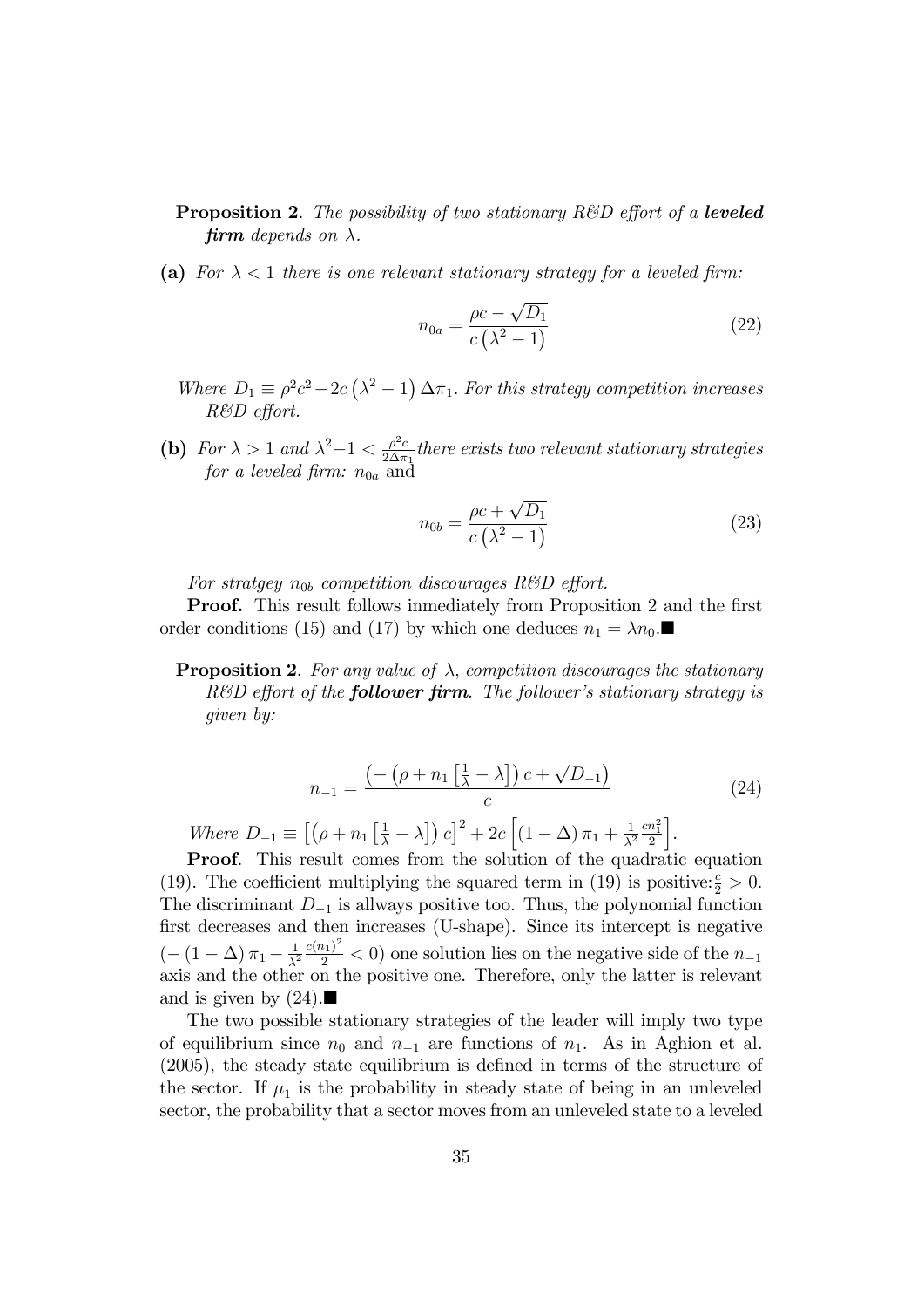**Proposition 2**. *The possibility of two stationary R&D effort of a* ***leveled firm*** *depends on* $\lambda$.

**(a)** *For* $\lambda < 1$ *there is one relevant stationary strategy for a leveled firm:*

$$n_{0a} = \frac{\rho c - \sqrt{D_1}}{c\left(\lambda^2 - 1\right)} \tag{22}$$

*Where* $D_1 \equiv \rho^2 c^2 - 2c\left(\lambda^2 - 1\right)\Delta\pi_1$. *For this strategy competition increases R&D effort.*

**(b)** *For* $\lambda > 1$ *and* $\lambda^2 - 1 < \frac{\rho^2 c}{2\Delta\pi_1}$ *there exists two relevant stationary strategies for a leveled firm:* $n_{0a}$ and

$$n_{0b} = \frac{\rho c + \sqrt{D_1}}{c\left(\lambda^2 - 1\right)} \tag{23}$$

*For stratgey* $n_{0b}$ *competition discourages R&D effort.*

**Proof.** This result follows inmediately from Proposition 2 and the first order conditions (15) and (17) by which one deduces $n_1 = \lambda n_0$.■

**Proposition 2**. *For any value of* $\lambda$, *competition discourages the stationary R&D effort of the* ***follower firm***. *The follower's stationary strategy is given by:*

$$n_{-1} = \frac{\left(-\left(\rho + n_1\left[\frac{1}{\lambda} - \lambda\right]\right)c + \sqrt{D_{-1}}\right)}{c} \tag{24}$$

*Where* $D_{-1} \equiv \left[\left(\rho + n_1\left[\frac{1}{\lambda} - \lambda\right]\right)c\right]^2 + 2c\left[\left(1 - \Delta\right)\pi_1 + \frac{1}{\lambda^2}\frac{cn_1^2}{2}\right]$.

**Proof**. This result comes from the solution of the quadratic equation (19). The coefficient multiplying the squared term in (19) is positive: $\frac{c}{2} > 0$. The discriminant $D_{-1}$ is allways positive too. Thus, the polynomial function first decreases and then increases (U-shape). Since its intercept is negative ($-\left(1 - \Delta\right)\pi_1 - \frac{1}{\lambda^2}\frac{c(n_1)^2}{2} < 0$) one solution lies on the negative side of the $n_{-1}$ axis and the other on the positive one. Therefore, only the latter is relevant and is given by (24).■

The two possible stationary strategies of the leader will imply two type of equilibrium since $n_0$ and $n_{-1}$ are functions of $n_1$. As in Aghion et al. (2005), the steady state equilibrium is defined in terms of the structure of the sector. If $\mu_1$ is the probability in steady state of being in an unleveled sector, the probability that a sector moves from an unleveled state to a leveled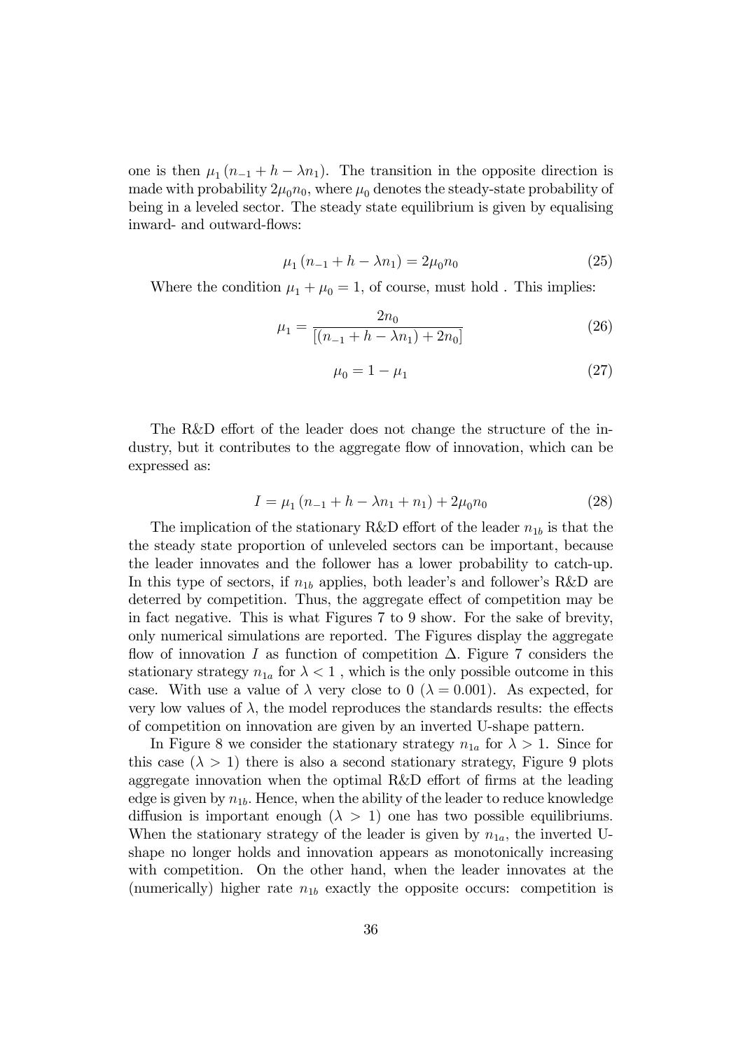one is then $\mu_1 (n_{-1} + h - \lambda n_1)$. The transition in the opposite direction is made with probability $2\mu_0 n_0$, where $\mu_0$ denotes the steady-state probability of being in a leveled sector. The steady state equilibrium is given by equalising inward- and outward-flows:

$$\mu_1 (n_{-1} + h - \lambda n_1) = 2\mu_0 n_0 \tag{25}$$

Where the condition $\mu_1 + \mu_0 = 1$, of course, must hold . This implies:

$$\mu_1 = \frac{2n_0}{[(n_{-1} + h - \lambda n_1) + 2n_0]} \tag{26}$$

$$\mu_0 = 1 - \mu_1 \tag{27}$$

The R&D effort of the leader does not change the structure of the industry, but it contributes to the aggregate flow of innovation, which can be expressed as:

$$I = \mu_1 (n_{-1} + h - \lambda n_1 + n_1) + 2\mu_0 n_0 \tag{28}$$

The implication of the stationary R&D effort of the leader $n_{1b}$ is that the the steady state proportion of unleveled sectors can be important, because the leader innovates and the follower has a lower probability to catch-up. In this type of sectors, if $n_{1b}$ applies, both leader's and follower's R&D are deterred by competition. Thus, the aggregate effect of competition may be in fact negative. This is what Figures 7 to 9 show. For the sake of brevity, only numerical simulations are reported. The Figures display the aggregate flow of innovation $I$ as function of competition $\Delta$. Figure 7 considers the stationary strategy $n_{1a}$ for $\lambda < 1$ , which is the only possible outcome in this case. With use a value of $\lambda$ very close to 0 ($\lambda = 0.001$). As expected, for very low values of $\lambda$, the model reproduces the standards results: the effects of competition on innovation are given by an inverted U-shape pattern.

In Figure 8 we consider the stationary strategy $n_{1a}$ for $\lambda > 1$. Since for this case ($\lambda > 1$) there is also a second stationary strategy, Figure 9 plots aggregate innovation when the optimal R&D effort of firms at the leading edge is given by $n_{1b}$. Hence, when the ability of the leader to reduce knowledge diffusion is important enough ($\lambda > 1$) one has two possible equilibriums. When the stationary strategy of the leader is given by $n_{1a}$, the inverted U-shape no longer holds and innovation appears as monotonically increasing with competition. On the other hand, when the leader innovates at the (numerically) higher rate $n_{1b}$ exactly the opposite occurs: competition is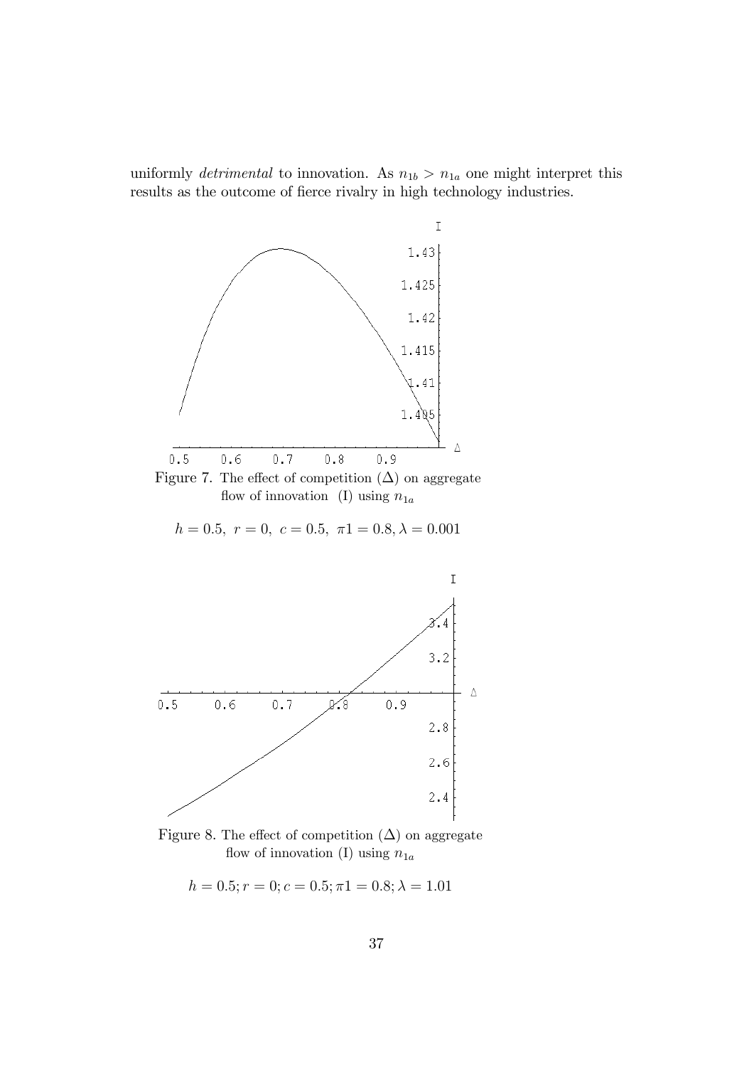uniformly *detrimental* to innovation. As $n_{1b} > n_{1a}$ one might interpret this results as the outcome of fierce rivalry in high technology industries.

Figure 7. The effect of competition ($\Delta$) on aggregate flow of innovation (I) using $n_{1a}$

$h = 0.5,\ r = 0,\ c = 0.5,\ \pi 1 = 0.8, \lambda = 0.001$

Figure 8. The effect of competition ($\Delta$) on aggregate flow of innovation (I) using $n_{1a}$

$h = 0.5; r = 0; c = 0.5; \pi 1 = 0.8; \lambda = 1.01$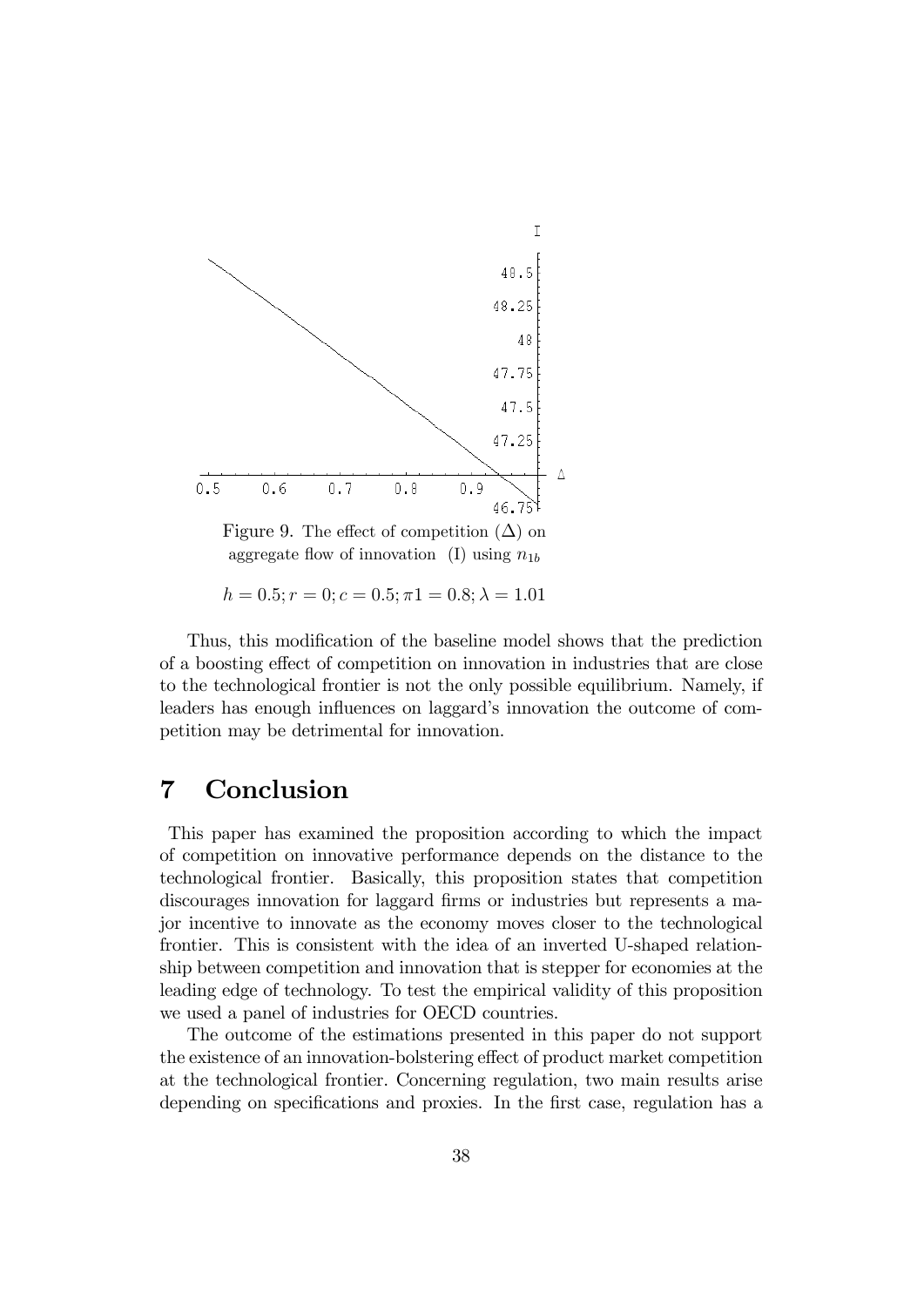Figure 9. The effect of competition ($\Delta$) on aggregate flow of innovation (I) using $n_{1b}$

$h = 0.5; r = 0; c = 0.5; \pi 1 = 0.8; \lambda = 1.01$

Thus, this modification of the baseline model shows that the prediction of a boosting effect of competition on innovation in industries that are close to the technological frontier is not the only possible equilibrium. Namely, if leaders has enough influences on laggard's innovation the outcome of competition may be detrimental for innovation.

# 7 Conclusion

This paper has examined the proposition according to which the impact of competition on innovative performance depends on the distance to the technological frontier. Basically, this proposition states that competition discourages innovation for laggard firms or industries but represents a major incentive to innovate as the economy moves closer to the technological frontier. This is consistent with the idea of an inverted U-shaped relationship between competition and innovation that is stepper for economies at the leading edge of technology. To test the empirical validity of this proposition we used a panel of industries for OECD countries.

The outcome of the estimations presented in this paper do not support the existence of an innovation-bolstering effect of product market competition at the technological frontier. Concerning regulation, two main results arise depending on specifications and proxies. In the first case, regulation has a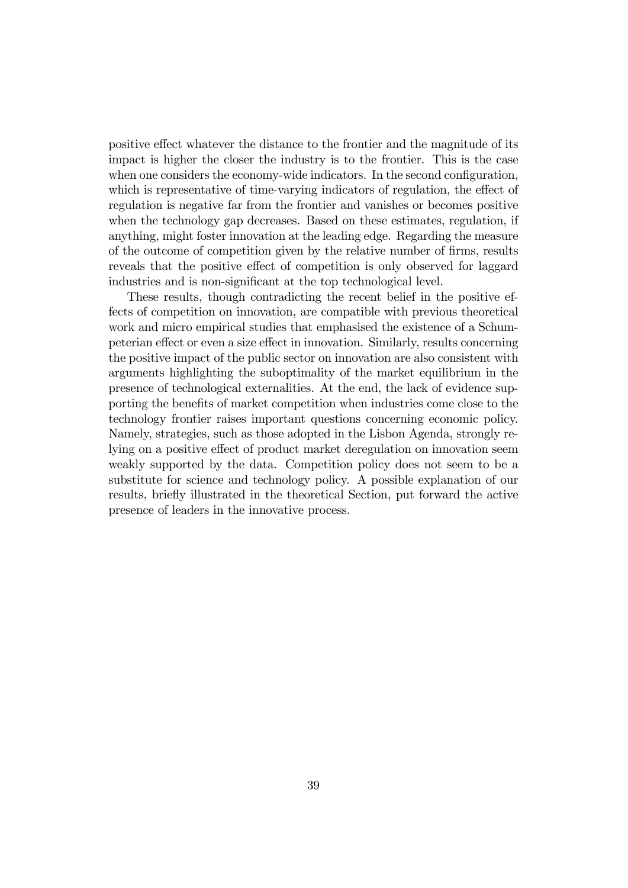positive effect whatever the distance to the frontier and the magnitude of its impact is higher the closer the industry is to the frontier. This is the case when one considers the economy-wide indicators. In the second configuration, which is representative of time-varying indicators of regulation, the effect of regulation is negative far from the frontier and vanishes or becomes positive when the technology gap decreases. Based on these estimates, regulation, if anything, might foster innovation at the leading edge. Regarding the measure of the outcome of competition given by the relative number of firms, results reveals that the positive effect of competition is only observed for laggard industries and is non-significant at the top technological level.

These results, though contradicting the recent belief in the positive effects of competition on innovation, are compatible with previous theoretical work and micro empirical studies that emphasised the existence of a Schumpeterian effect or even a size effect in innovation. Similarly, results concerning the positive impact of the public sector on innovation are also consistent with arguments highlighting the suboptimality of the market equilibrium in the presence of technological externalities. At the end, the lack of evidence supporting the benefits of market competition when industries come close to the technology frontier raises important questions concerning economic policy. Namely, strategies, such as those adopted in the Lisbon Agenda, strongly relying on a positive effect of product market deregulation on innovation seem weakly supported by the data. Competition policy does not seem to be a substitute for science and technology policy. A possible explanation of our results, briefly illustrated in the theoretical Section, put forward the active presence of leaders in the innovative process.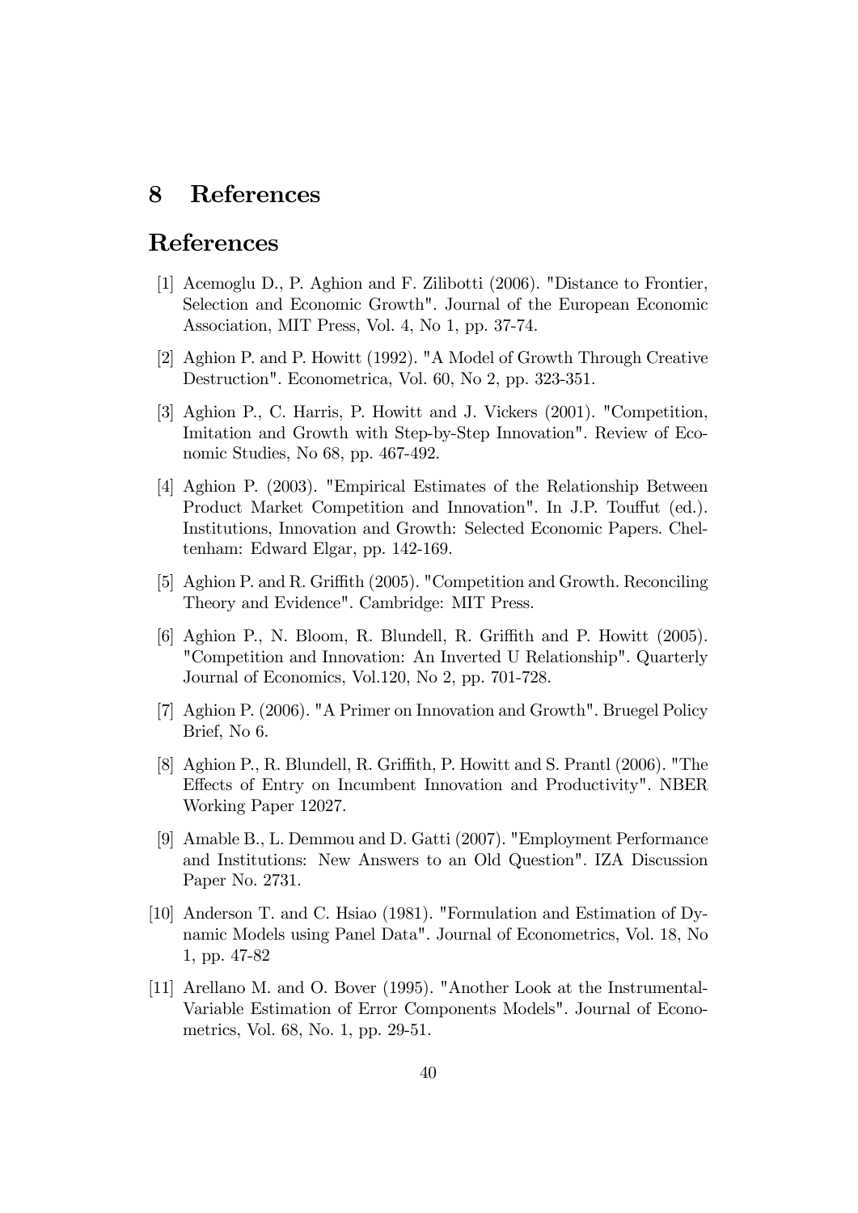# 8 References

# References

[1] Acemoglu D., P. Aghion and F. Zilibotti (2006). "Distance to Frontier, Selection and Economic Growth". Journal of the European Economic Association, MIT Press, Vol. 4, No 1, pp. 37-74.

[2] Aghion P. and P. Howitt (1992). "A Model of Growth Through Creative Destruction". Econometrica, Vol. 60, No 2, pp. 323-351.

[3] Aghion P., C. Harris, P. Howitt and J. Vickers (2001). "Competition, Imitation and Growth with Step-by-Step Innovation". Review of Economic Studies, No 68, pp. 467-492.

[4] Aghion P. (2003). "Empirical Estimates of the Relationship Between Product Market Competition and Innovation". In J.P. Touffut (ed.). Institutions, Innovation and Growth: Selected Economic Papers. Cheltenham: Edward Elgar, pp. 142-169.

[5] Aghion P. and R. Griffith (2005). "Competition and Growth. Reconciling Theory and Evidence". Cambridge: MIT Press.

[6] Aghion P., N. Bloom, R. Blundell, R. Griffith and P. Howitt (2005). "Competition and Innovation: An Inverted U Relationship". Quarterly Journal of Economics, Vol.120, No 2, pp. 701-728.

[7] Aghion P. (2006). "A Primer on Innovation and Growth". Bruegel Policy Brief, No 6.

[8] Aghion P., R. Blundell, R. Griffith, P. Howitt and S. Prantl (2006). "The Effects of Entry on Incumbent Innovation and Productivity". NBER Working Paper 12027.

[9] Amable B., L. Demmou and D. Gatti (2007). "Employment Performance and Institutions: New Answers to an Old Question". IZA Discussion Paper No. 2731.

[10] Anderson T. and C. Hsiao (1981). "Formulation and Estimation of Dynamic Models using Panel Data". Journal of Econometrics, Vol. 18, No 1, pp. 47-82

[11] Arellano M. and O. Bover (1995). "Another Look at the Instrumental-Variable Estimation of Error Components Models". Journal of Econometrics, Vol. 68, No. 1, pp. 29-51.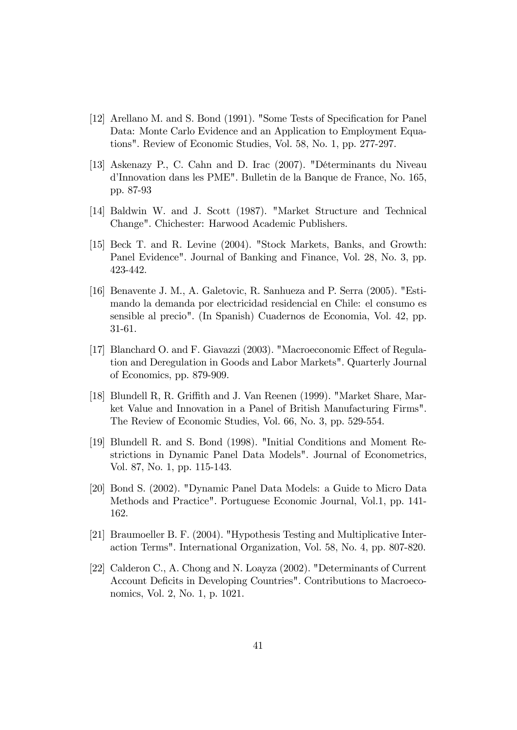[12] Arellano M. and S. Bond (1991). "Some Tests of Specification for Panel Data: Monte Carlo Evidence and an Application to Employment Equations". Review of Economic Studies, Vol. 58, No. 1, pp. 277-297.

[13] Askenazy P., C. Cahn and D. Irac (2007). "Déterminants du Niveau d'Innovation dans les PME". Bulletin de la Banque de France, No. 165, pp. 87-93

[14] Baldwin W. and J. Scott (1987). "Market Structure and Technical Change". Chichester: Harwood Academic Publishers.

[15] Beck T. and R. Levine (2004). "Stock Markets, Banks, and Growth: Panel Evidence". Journal of Banking and Finance, Vol. 28, No. 3, pp. 423-442.

[16] Benavente J. M., A. Galetovic, R. Sanhueza and P. Serra (2005). "Estimando la demanda por electricidad residencial en Chile: el consumo es sensible al precio". (In Spanish) Cuadernos de Economia, Vol. 42, pp. 31-61.

[17] Blanchard O. and F. Giavazzi (2003). "Macroeconomic Effect of Regulation and Deregulation in Goods and Labor Markets". Quarterly Journal of Economics, pp. 879-909.

[18] Blundell R, R. Griffith and J. Van Reenen (1999). "Market Share, Market Value and Innovation in a Panel of British Manufacturing Firms". The Review of Economic Studies, Vol. 66, No. 3, pp. 529-554.

[19] Blundell R. and S. Bond (1998). "Initial Conditions and Moment Restrictions in Dynamic Panel Data Models". Journal of Econometrics, Vol. 87, No. 1, pp. 115-143.

[20] Bond S. (2002). "Dynamic Panel Data Models: a Guide to Micro Data Methods and Practice". Portuguese Economic Journal, Vol.1, pp. 141-162.

[21] Braumoeller B. F. (2004). "Hypothesis Testing and Multiplicative Interaction Terms". International Organization, Vol. 58, No. 4, pp. 807-820.

[22] Calderon C., A. Chong and N. Loayza (2002). "Determinants of Current Account Deficits in Developing Countries". Contributions to Macroeconomics, Vol. 2, No. 1, p. 1021.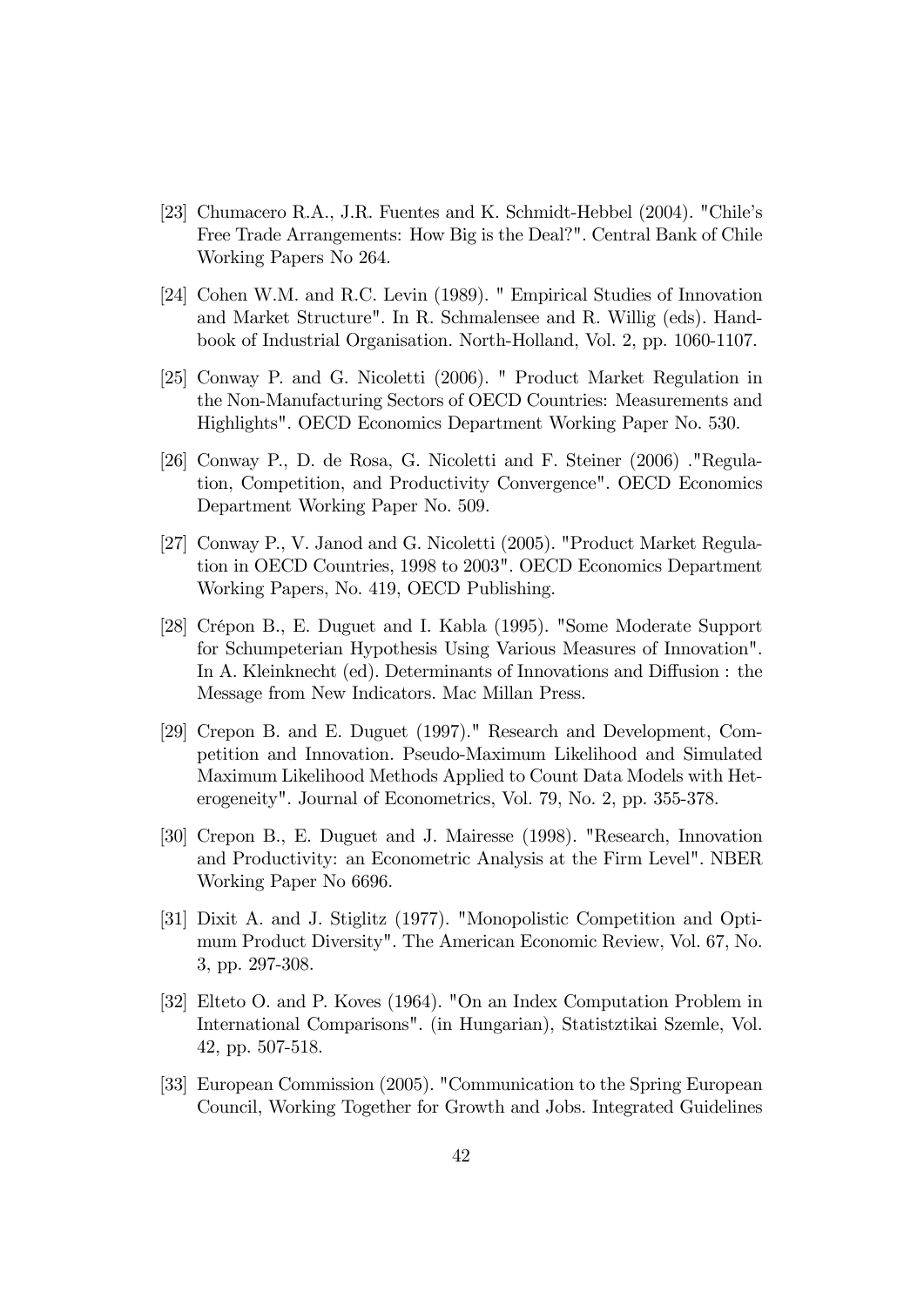[23] Chumacero R.A., J.R. Fuentes and K. Schmidt-Hebbel (2004). "Chile's Free Trade Arrangements: How Big is the Deal?". Central Bank of Chile Working Papers No 264.

[24] Cohen W.M. and R.C. Levin (1989). " Empirical Studies of Innovation and Market Structure". In R. Schmalensee and R. Willig (eds). Handbook of Industrial Organisation. North-Holland, Vol. 2, pp. 1060-1107.

[25] Conway P. and G. Nicoletti (2006). " Product Market Regulation in the Non-Manufacturing Sectors of OECD Countries: Measurements and Highlights". OECD Economics Department Working Paper No. 530.

[26] Conway P., D. de Rosa, G. Nicoletti and F. Steiner (2006) ."Regulation, Competition, and Productivity Convergence". OECD Economics Department Working Paper No. 509.

[27] Conway P., V. Janod and G. Nicoletti (2005). "Product Market Regulation in OECD Countries, 1998 to 2003". OECD Economics Department Working Papers, No. 419, OECD Publishing.

[28] Crépon B., E. Duguet and I. Kabla (1995). "Some Moderate Support for Schumpeterian Hypothesis Using Various Measures of Innovation". In A. Kleinknecht (ed). Determinants of Innovations and Diffusion : the Message from New Indicators. Mac Millan Press.

[29] Crepon B. and E. Duguet (1997)." Research and Development, Competition and Innovation. Pseudo-Maximum Likelihood and Simulated Maximum Likelihood Methods Applied to Count Data Models with Heterogeneity". Journal of Econometrics, Vol. 79, No. 2, pp. 355-378.

[30] Crepon B., E. Duguet and J. Mairesse (1998). "Research, Innovation and Productivity: an Econometric Analysis at the Firm Level". NBER Working Paper No 6696.

[31] Dixit A. and J. Stiglitz (1977). "Monopolistic Competition and Optimum Product Diversity". The American Economic Review, Vol. 67, No. 3, pp. 297-308.

[32] Elteto O. and P. Koves (1964). "On an Index Computation Problem in International Comparisons". (in Hungarian), Statistztikai Szemle, Vol. 42, pp. 507-518.

[33] European Commission (2005). "Communication to the Spring European Council, Working Together for Growth and Jobs. Integrated Guidelines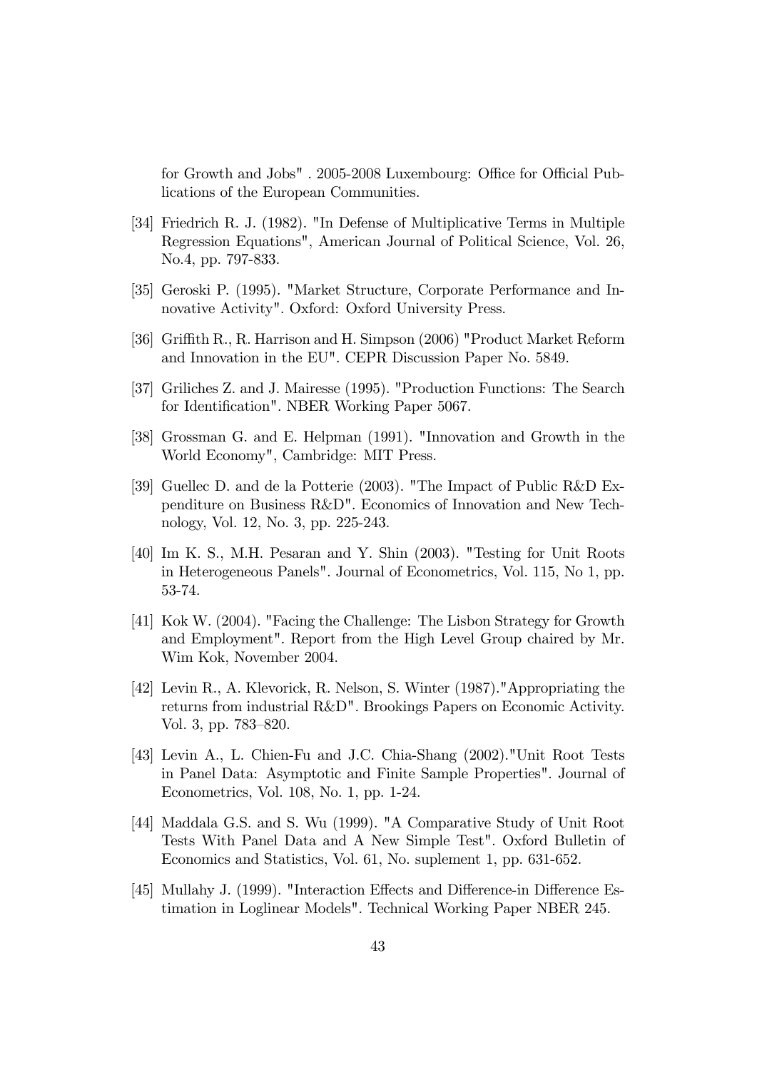for Growth and Jobs" . 2005-2008 Luxembourg: Office for Official Publications of the European Communities.

[34] Friedrich R. J. (1982). "In Defense of Multiplicative Terms in Multiple Regression Equations", American Journal of Political Science, Vol. 26, No.4, pp. 797-833.

[35] Geroski P. (1995). "Market Structure, Corporate Performance and Innovative Activity". Oxford: Oxford University Press.

[36] Griffith R., R. Harrison and H. Simpson (2006) "Product Market Reform and Innovation in the EU". CEPR Discussion Paper No. 5849.

[37] Griliches Z. and J. Mairesse (1995). "Production Functions: The Search for Identification". NBER Working Paper 5067.

[38] Grossman G. and E. Helpman (1991). "Innovation and Growth in the World Economy", Cambridge: MIT Press.

[39] Guellec D. and de la Potterie (2003). "The Impact of Public R&D Expenditure on Business R&D". Economics of Innovation and New Technology, Vol. 12, No. 3, pp. 225-243.

[40] Im K. S., M.H. Pesaran and Y. Shin (2003). "Testing for Unit Roots in Heterogeneous Panels". Journal of Econometrics, Vol. 115, No 1, pp. 53-74.

[41] Kok W. (2004). "Facing the Challenge: The Lisbon Strategy for Growth and Employment". Report from the High Level Group chaired by Mr. Wim Kok, November 2004.

[42] Levin R., A. Klevorick, R. Nelson, S. Winter (1987)."Appropriating the returns from industrial R&D". Brookings Papers on Economic Activity. Vol. 3, pp. 783–820.

[43] Levin A., L. Chien-Fu and J.C. Chia-Shang (2002)."Unit Root Tests in Panel Data: Asymptotic and Finite Sample Properties". Journal of Econometrics, Vol. 108, No. 1, pp. 1-24.

[44] Maddala G.S. and S. Wu (1999). "A Comparative Study of Unit Root Tests With Panel Data and A New Simple Test". Oxford Bulletin of Economics and Statistics, Vol. 61, No. suplement 1, pp. 631-652.

[45] Mullahy J. (1999). "Interaction Effects and Difference-in Difference Estimation in Loglinear Models". Technical Working Paper NBER 245.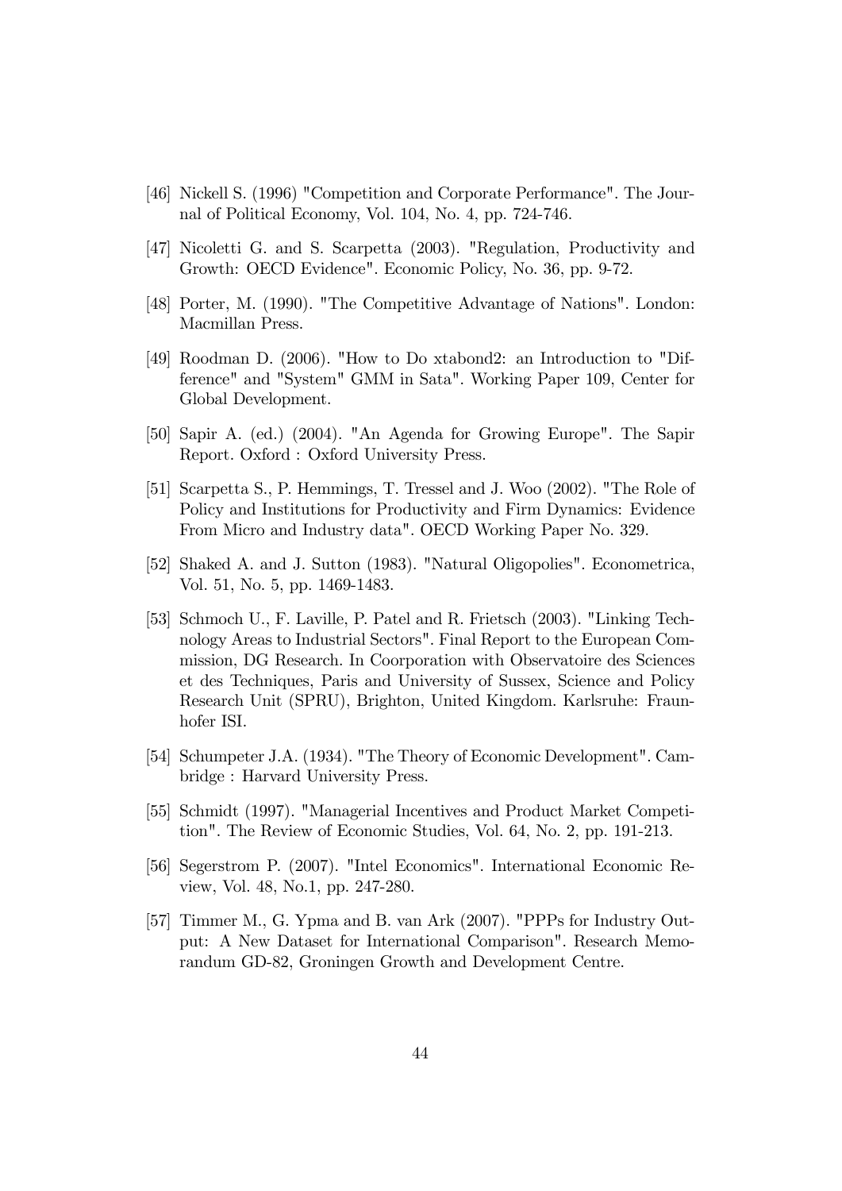[46] Nickell S. (1996) "Competition and Corporate Performance". The Journal of Political Economy, Vol. 104, No. 4, pp. 724-746.

[47] Nicoletti G. and S. Scarpetta (2003). "Regulation, Productivity and Growth: OECD Evidence". Economic Policy, No. 36, pp. 9-72.

[48] Porter, M. (1990). "The Competitive Advantage of Nations". London: Macmillan Press.

[49] Roodman D. (2006). "How to Do xtabond2: an Introduction to "Difference" and "System" GMM in Sata". Working Paper 109, Center for Global Development.

[50] Sapir A. (ed.) (2004). "An Agenda for Growing Europe". The Sapir Report. Oxford : Oxford University Press.

[51] Scarpetta S., P. Hemmings, T. Tressel and J. Woo (2002). "The Role of Policy and Institutions for Productivity and Firm Dynamics: Evidence From Micro and Industry data". OECD Working Paper No. 329.

[52] Shaked A. and J. Sutton (1983). "Natural Oligopolies". Econometrica, Vol. 51, No. 5, pp. 1469-1483.

[53] Schmoch U., F. Laville, P. Patel and R. Frietsch (2003). "Linking Technology Areas to Industrial Sectors". Final Report to the European Commission, DG Research. In Coorporation with Observatoire des Sciences et des Techniques, Paris and University of Sussex, Science and Policy Research Unit (SPRU), Brighton, United Kingdom. Karlsruhe: Fraunhofer ISI.

[54] Schumpeter J.A. (1934). "The Theory of Economic Development". Cambridge : Harvard University Press.

[55] Schmidt (1997). "Managerial Incentives and Product Market Competition". The Review of Economic Studies, Vol. 64, No. 2, pp. 191-213.

[56] Segerstrom P. (2007). "Intel Economics". International Economic Review, Vol. 48, No.1, pp. 247-280.

[57] Timmer M., G. Ypma and B. van Ark (2007). "PPPs for Industry Output: A New Dataset for International Comparison". Research Memorandum GD-82, Groningen Growth and Development Centre.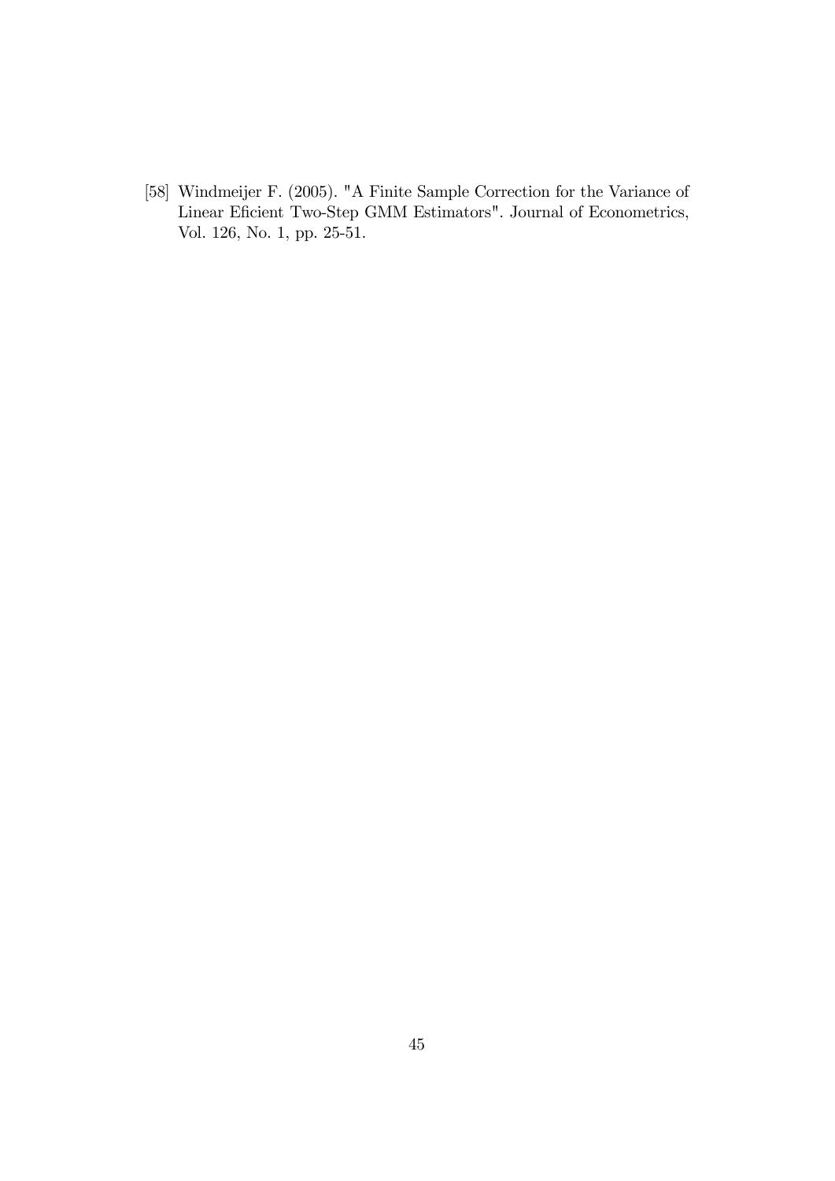[58] Windmeijer F. (2005). "A Finite Sample Correction for the Variance of Linear Eficient Two-Step GMM Estimators". Journal of Econometrics, Vol. 126, No. 1, pp. 25-51.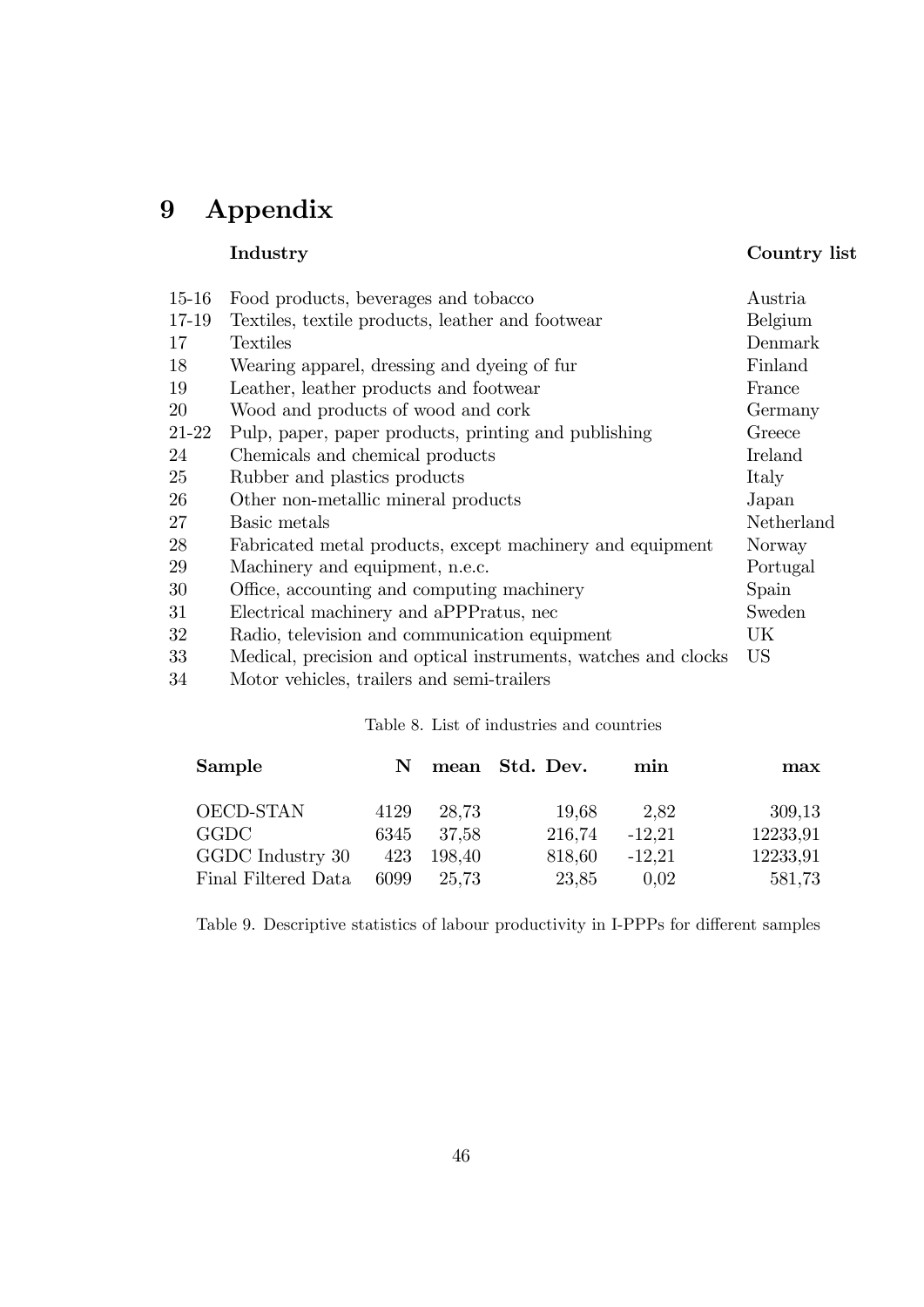# 9 Appendix

| | Industry | Country list |
|---|---|---|
| 15-16 | Food products, beverages and tobacco | Austria |
| 17-19 | Textiles, textile products, leather and footwear | Belgium |
| 17 | Textiles | Denmark |
| 18 | Wearing apparel, dressing and dyeing of fur | Finland |
| 19 | Leather, leather products and footwear | France |
| 20 | Wood and products of wood and cork | Germany |
| 21-22 | Pulp, paper, paper products, printing and publishing | Greece |
| 24 | Chemicals and chemical products | Ireland |
| 25 | Rubber and plastics products | Italy |
| 26 | Other non-metallic mineral products | Japan |
| 27 | Basic metals | Netherland |
| 28 | Fabricated metal products, except machinery and equipment | Norway |
| 29 | Machinery and equipment, n.e.c. | Portugal |
| 30 | Office, accounting and computing machinery | Spain |
| 31 | Electrical machinery and aPPPratus, nec | Sweden |
| 32 | Radio, television and communication equipment | UK |
| 33 | Medical, precision and optical instruments, watches and clocks | US |
| 34 | Motor vehicles, trailers and semi-trailers | |

Table 8. List of industries and countries

| Sample | N | mean | Std. Dev. | min | max |
|---|---|---|---|---|---|
| OECD-STAN | 4129 | 28,73 | 19,68 | 2,82 | 309,13 |
| GGDC | 6345 | 37,58 | 216,74 | -12,21 | 12233,91 |
| GGDC Industry 30 | 423 | 198,40 | 818,60 | -12,21 | 12233,91 |
| Final Filtered Data | 6099 | 25,73 | 23,85 | 0,02 | 581,73 |

Table 9. Descriptive statistics of labour productivity in I-PPPs for different samples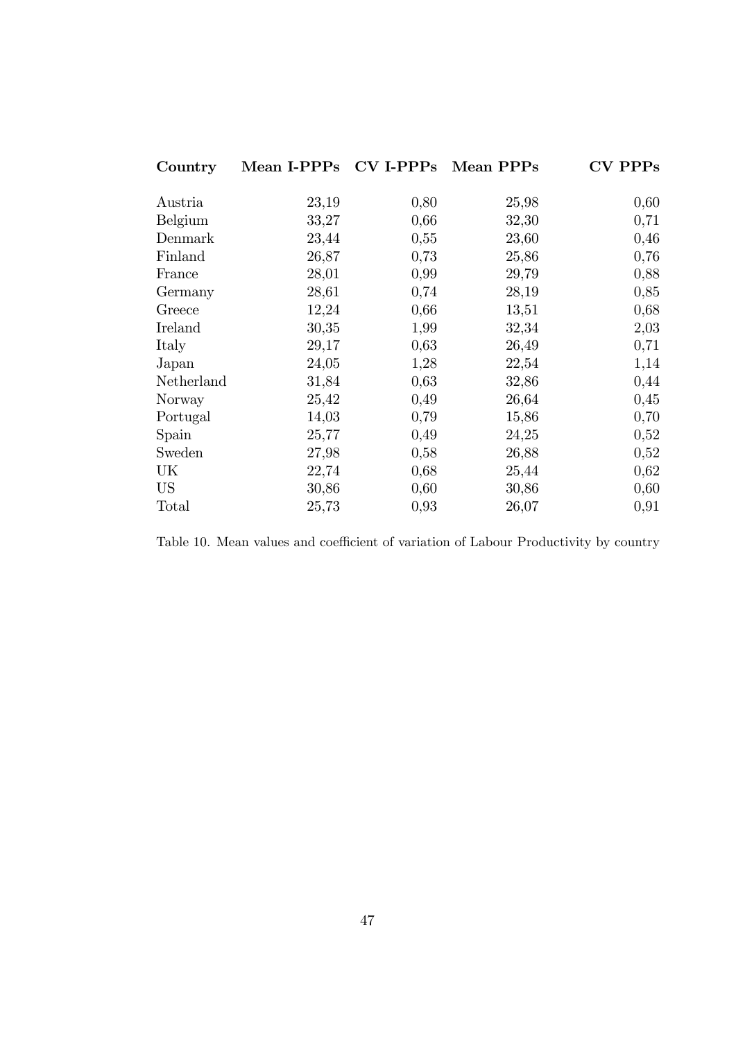| Country | Mean I-PPPs | CV I-PPPs | Mean PPPs | CV PPPs |
|---|---|---|---|---|
| Austria | 23,19 | 0,80 | 25,98 | 0,60 |
| Belgium | 33,27 | 0,66 | 32,30 | 0,71 |
| Denmark | 23,44 | 0,55 | 23,60 | 0,46 |
| Finland | 26,87 | 0,73 | 25,86 | 0,76 |
| France | 28,01 | 0,99 | 29,79 | 0,88 |
| Germany | 28,61 | 0,74 | 28,19 | 0,85 |
| Greece | 12,24 | 0,66 | 13,51 | 0,68 |
| Ireland | 30,35 | 1,99 | 32,34 | 2,03 |
| Italy | 29,17 | 0,63 | 26,49 | 0,71 |
| Japan | 24,05 | 1,28 | 22,54 | 1,14 |
| Netherland | 31,84 | 0,63 | 32,86 | 0,44 |
| Norway | 25,42 | 0,49 | 26,64 | 0,45 |
| Portugal | 14,03 | 0,79 | 15,86 | 0,70 |
| Spain | 25,77 | 0,49 | 24,25 | 0,52 |
| Sweden | 27,98 | 0,58 | 26,88 | 0,52 |
| UK | 22,74 | 0,68 | 25,44 | 0,62 |
| US | 30,86 | 0,60 | 30,86 | 0,60 |
| Total | 25,73 | 0,93 | 26,07 | 0,91 |

Table 10. Mean values and coefficient of variation of Labour Productivity by country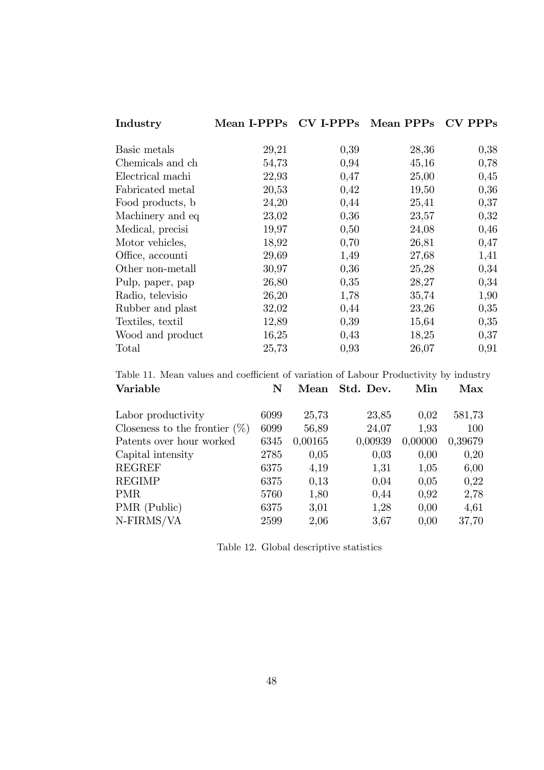| **Industry** | **Mean I-PPPs** | **CV I-PPPs** | **Mean PPPs** | **CV PPPs** |
|---|---|---|---|---|
| Basic metals | 29,21 | 0,39 | 28,36 | 0,38 |
| Chemicals and ch | 54,73 | 0,94 | 45,16 | 0,78 |
| Electrical machi | 22,93 | 0,47 | 25,00 | 0,45 |
| Fabricated metal | 20,53 | 0,42 | 19,50 | 0,36 |
| Food products, b | 24,20 | 0,44 | 25,41 | 0,37 |
| Machinery and eq | 23,02 | 0,36 | 23,57 | 0,32 |
| Medical, precisi | 19,97 | 0,50 | 24,08 | 0,46 |
| Motor vehicles, | 18,92 | 0,70 | 26,81 | 0,47 |
| Office, accounti | 29,69 | 1,49 | 27,68 | 1,41 |
| Other non-metall | 30,97 | 0,36 | 25,28 | 0,34 |
| Pulp, paper, pap | 26,80 | 0,35 | 28,27 | 0,34 |
| Radio, televisio | 26,20 | 1,78 | 35,74 | 1,90 |
| Rubber and plast | 32,02 | 0,44 | 23,26 | 0,35 |
| Textiles, textil | 12,89 | 0,39 | 15,64 | 0,35 |
| Wood and product | 16,25 | 0,43 | 18,25 | 0,37 |
| Total | 25,73 | 0,93 | 26,07 | 0,91 |

Table 11. Mean values and coefficient of variation of Labour Productivity by industry

| **Variable** | **N** | **Mean** | **Std. Dev.** | **Min** | **Max** |
|---|---|---|---|---|---|
| Labor productivity | 6099 | 25,73 | 23,85 | 0,02 | 581,73 |
| Closeness to the frontier (%) | 6099 | 56,89 | 24,07 | 1,93 | 100 |
| Patents over hour worked | 6345 | 0,00165 | 0,00939 | 0,00000 | 0,39679 |
| Capital intensity | 2785 | 0,05 | 0,03 | 0,00 | 0,20 |
| REGREF | 6375 | 4,19 | 1,31 | 1,05 | 6,00 |
| REGIMP | 6375 | 0,13 | 0,04 | 0,05 | 0,22 |
| PMR | 5760 | 1,80 | 0,44 | 0,92 | 2,78 |
| PMR (Public) | 6375 | 3,01 | 1,28 | 0,00 | 4,61 |
| N-FIRMS/VA | 2599 | 2,06 | 3,67 | 0,00 | 37,70 |

Table 12. Global descriptive statistics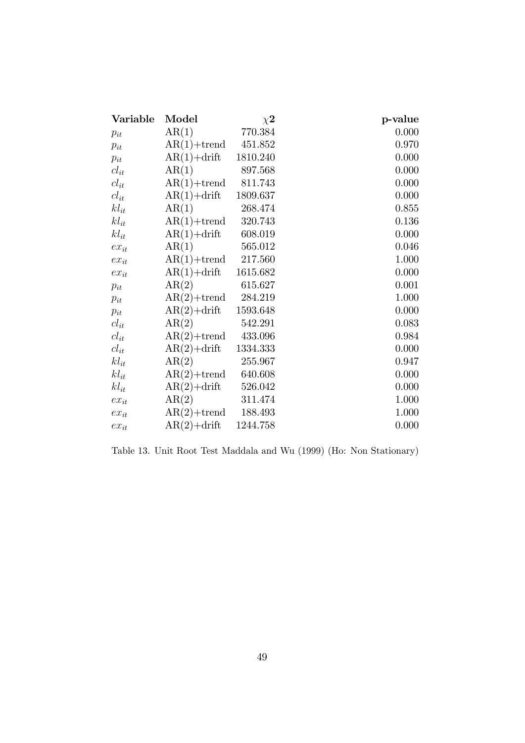| **Variable** | **Model** | $\chi$**2** | **p-value** |
|---|---|---|---|
| $p_{it}$ | AR(1) | 770.384 | 0.000 |
| $p_{it}$ | AR(1)+trend | 451.852 | 0.970 |
| $p_{it}$ | AR(1)+drift | 1810.240 | 0.000 |
| $cl_{it}$ | AR(1) | 897.568 | 0.000 |
| $cl_{it}$ | AR(1)+trend | 811.743 | 0.000 |
| $cl_{it}$ | AR(1)+drift | 1809.637 | 0.000 |
| $kl_{it}$ | AR(1) | 268.474 | 0.855 |
| $kl_{it}$ | AR(1)+trend | 320.743 | 0.136 |
| $kl_{it}$ | AR(1)+drift | 608.019 | 0.000 |
| $ex_{it}$ | AR(1) | 565.012 | 0.046 |
| $ex_{it}$ | AR(1)+trend | 217.560 | 1.000 |
| $ex_{it}$ | AR(1)+drift | 1615.682 | 0.000 |
| $p_{it}$ | AR(2) | 615.627 | 0.001 |
| $p_{it}$ | AR(2)+trend | 284.219 | 1.000 |
| $p_{it}$ | AR(2)+drift | 1593.648 | 0.000 |
| $cl_{it}$ | AR(2) | 542.291 | 0.083 |
| $cl_{it}$ | AR(2)+trend | 433.096 | 0.984 |
| $cl_{it}$ | AR(2)+drift | 1334.333 | 0.000 |
| $kl_{it}$ | AR(2) | 255.967 | 0.947 |
| $kl_{it}$ | AR(2)+trend | 640.608 | 0.000 |
| $kl_{it}$ | AR(2)+drift | 526.042 | 0.000 |
| $ex_{it}$ | AR(2) | 311.474 | 1.000 |
| $ex_{it}$ | AR(2)+trend | 188.493 | 1.000 |
| $ex_{it}$ | AR(2)+drift | 1244.758 | 0.000 |

Table 13. Unit Root Test Maddala and Wu (1999) (Ho: Non Stationary)